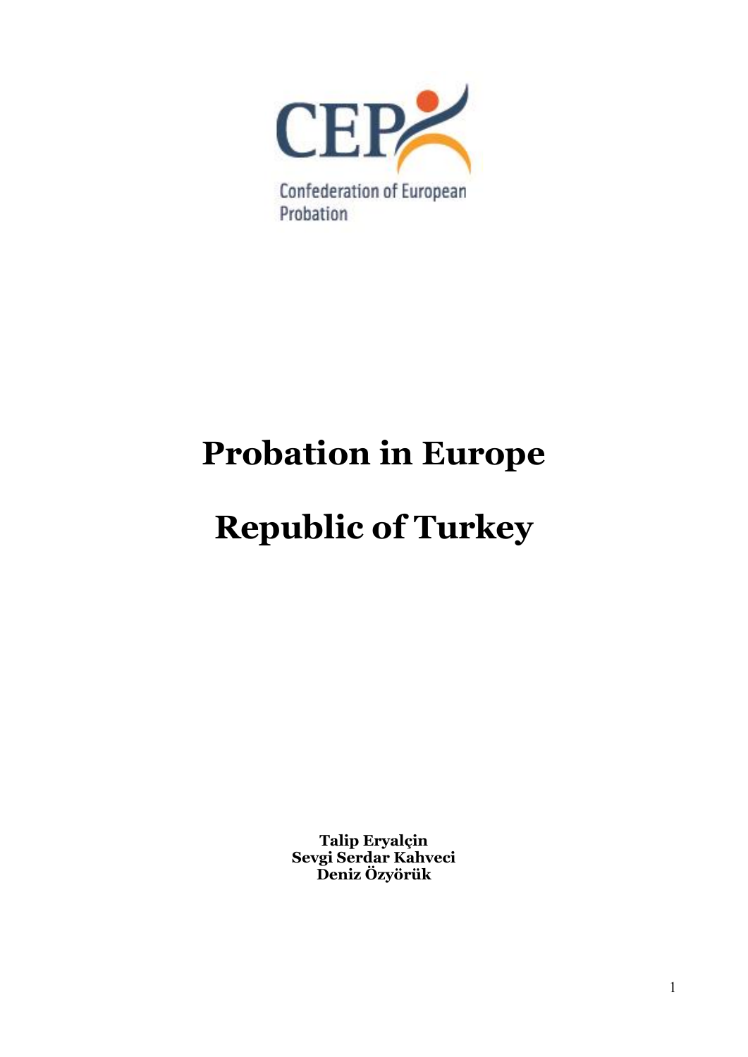Confederation of European Probation

# Probation in Europe

# Republic of Turkey

**Talip Eryalçin**
**Sevgi Serdar Kahveci**
**Deniz Özyörük**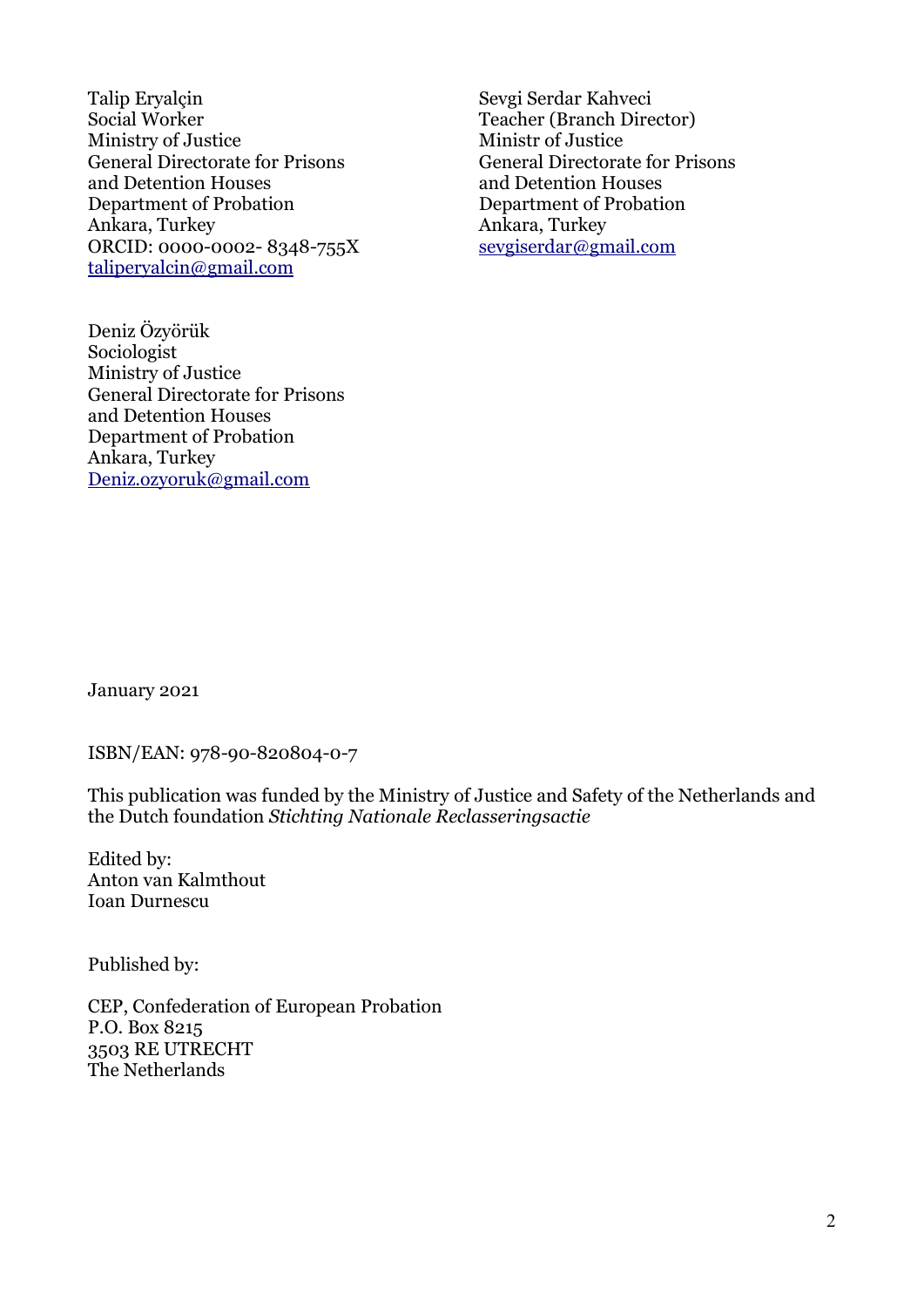Talip Eryalçin
Social Worker
Ministry of Justice
General Directorate for Prisons and Detention Houses
Department of Probation
Ankara, Turkey
ORCID: 0000-0002- 8348-755X
taliperyalcin@gmail.com

Sevgi Serdar Kahveci
Teacher (Branch Director)
Ministr of Justice
General Directorate for Prisons and Detention Houses
Department of Probation
Ankara, Turkey
sevgiserdar@gmail.com

Deniz Özyörük
Sociologist
Ministry of Justice
General Directorate for Prisons and Detention Houses
Department of Probation
Ankara, Turkey
Deniz.ozyoruk@gmail.com

January 2021

ISBN/EAN: 978-90-820804-0-7

This publication was funded by the Ministry of Justice and Safety of the Netherlands and the Dutch foundation *Stichting Nationale Reclasseringsactie*

Edited by:
Anton van Kalmthout
Ioan Durnescu

Published by:

CEP, Confederation of European Probation
P.O. Box 8215
3503 RE UTRECHT
The Netherlands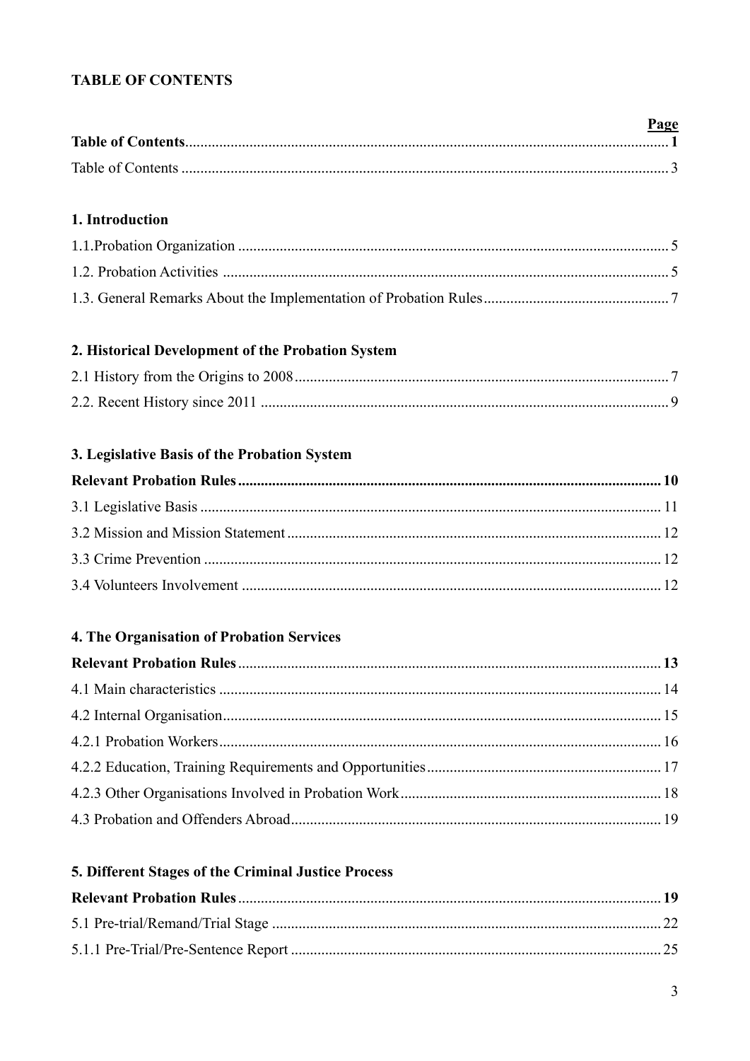**TABLE OF CONTENTS**

| | Page |
|---|---|
| **Table of Contents** | **1** |
| Table of Contents | 3 |
| **1. Introduction** | |
| 1.1.Probation Organization | 5 |
| 1.2. Probation Activities | 5 |
| 1.3. General Remarks About the Implementation of Probation Rules | 7 |
| **2. Historical Development of the Probation System** | |
| 2.1 History from the Origins to 2008 | 7 |
| 2.2. Recent History since 2011 | 9 |
| **3. Legislative Basis of the Probation System** | |
| **Relevant Probation Rules** | **10** |
| 3.1 Legislative Basis | 11 |
| 3.2 Mission and Mission Statement | 12 |
| 3.3 Crime Prevention | 12 |
| 3.4 Volunteers Involvement | 12 |
| **4. The Organisation of Probation Services** | |
| **Relevant Probation Rules** | **13** |
| 4.1 Main characteristics | 14 |
| 4.2 Internal Organisation | 15 |
| 4.2.1 Probation Workers | 16 |
| 4.2.2 Education, Training Requirements and Opportunities | 17 |
| 4.2.3 Other Organisations Involved in Probation Work | 18 |
| 4.3 Probation and Offenders Abroad | 19 |
| **5. Different Stages of the Criminal Justice Process** | |
| **Relevant Probation Rules** | **19** |
| 5.1 Pre-trial/Remand/Trial Stage | 22 |
| 5.1.1 Pre-Trial/Pre-Sentence Report | 25 |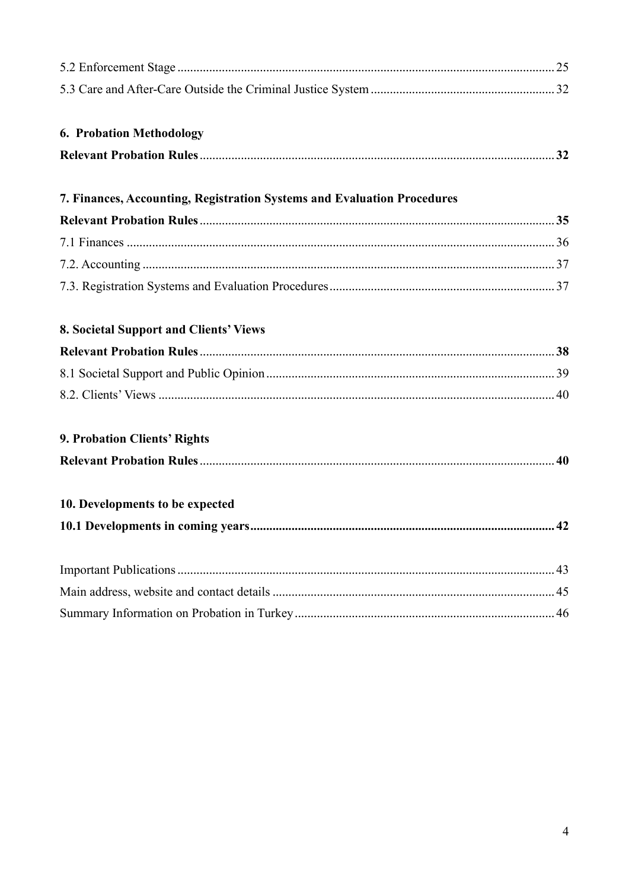5.2 Enforcement Stage ... 25
5.3 Care and After-Care Outside the Criminal Justice System ... 32

**6. Probation Methodology**

**Relevant Probation Rules ... 32**

**7. Finances, Accounting, Registration Systems and Evaluation Procedures**

**Relevant Probation Rules ... 35**

7.1 Finances ... 36
7.2. Accounting ... 37
7.3. Registration Systems and Evaluation Procedures ... 37

**8. Societal Support and Clients' Views**

**Relevant Probation Rules ... 38**

8.1 Societal Support and Public Opinion ... 39
8.2. Clients' Views ... 40

**9. Probation Clients' Rights**

**Relevant Probation Rules ... 40**

**10. Developments to be expected**

**10.1 Developments in coming years ... 42**

Important Publications ... 43
Main address, website and contact details ... 45
Summary Information on Probation in Turkey ... 46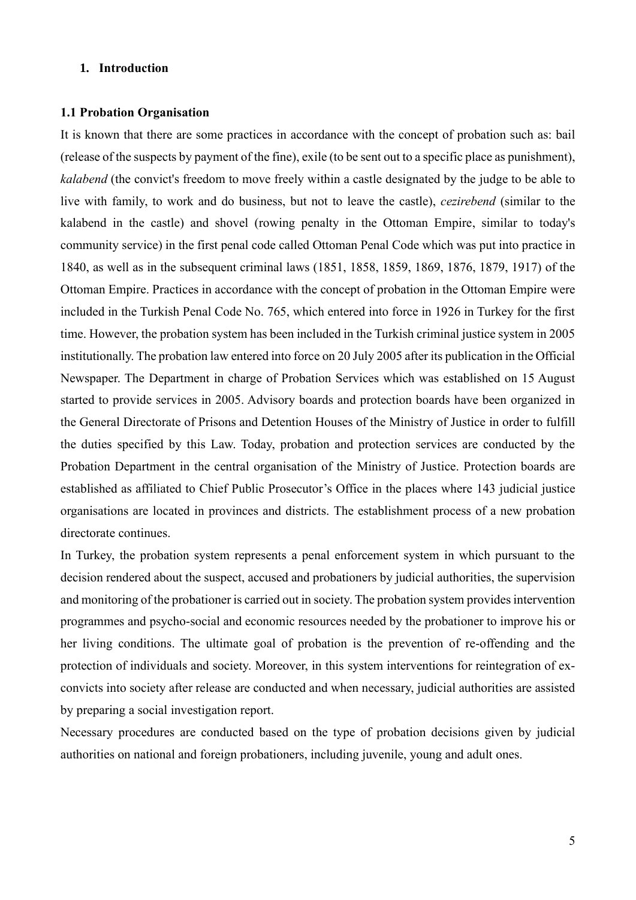## 1. Introduction

### 1.1 Probation Organisation

It is known that there are some practices in accordance with the concept of probation such as: bail (release of the suspects by payment of the fine), exile (to be sent out to a specific place as punishment), *kalabend* (the convict's freedom to move freely within a castle designated by the judge to be able to live with family, to work and do business, but not to leave the castle), *cezirebend* (similar to the kalabend in the castle) and shovel (rowing penalty in the Ottoman Empire, similar to today's community service) in the first penal code called Ottoman Penal Code which was put into practice in 1840, as well as in the subsequent criminal laws (1851, 1858, 1859, 1869, 1876, 1879, 1917) of the Ottoman Empire. Practices in accordance with the concept of probation in the Ottoman Empire were included in the Turkish Penal Code No. 765, which entered into force in 1926 in Turkey for the first time. However, the probation system has been included in the Turkish criminal justice system in 2005 institutionally. The probation law entered into force on 20 July 2005 after its publication in the Official Newspaper. The Department in charge of Probation Services which was established on 15 August started to provide services in 2005. Advisory boards and protection boards have been organized in the General Directorate of Prisons and Detention Houses of the Ministry of Justice in order to fulfill the duties specified by this Law. Today, probation and protection services are conducted by the Probation Department in the central organisation of the Ministry of Justice. Protection boards are established as affiliated to Chief Public Prosecutor's Office in the places where 143 judicial justice organisations are located in provinces and districts. The establishment process of a new probation directorate continues.

In Turkey, the probation system represents a penal enforcement system in which pursuant to the decision rendered about the suspect, accused and probationers by judicial authorities, the supervision and monitoring of the probationer is carried out in society. The probation system provides intervention programmes and psycho-social and economic resources needed by the probationer to improve his or her living conditions. The ultimate goal of probation is the prevention of re-offending and the protection of individuals and society. Moreover, in this system interventions for reintegration of ex-convicts into society after release are conducted and when necessary, judicial authorities are assisted by preparing a social investigation report.

Necessary procedures are conducted based on the type of probation decisions given by judicial authorities on national and foreign probationers, including juvenile, young and adult ones.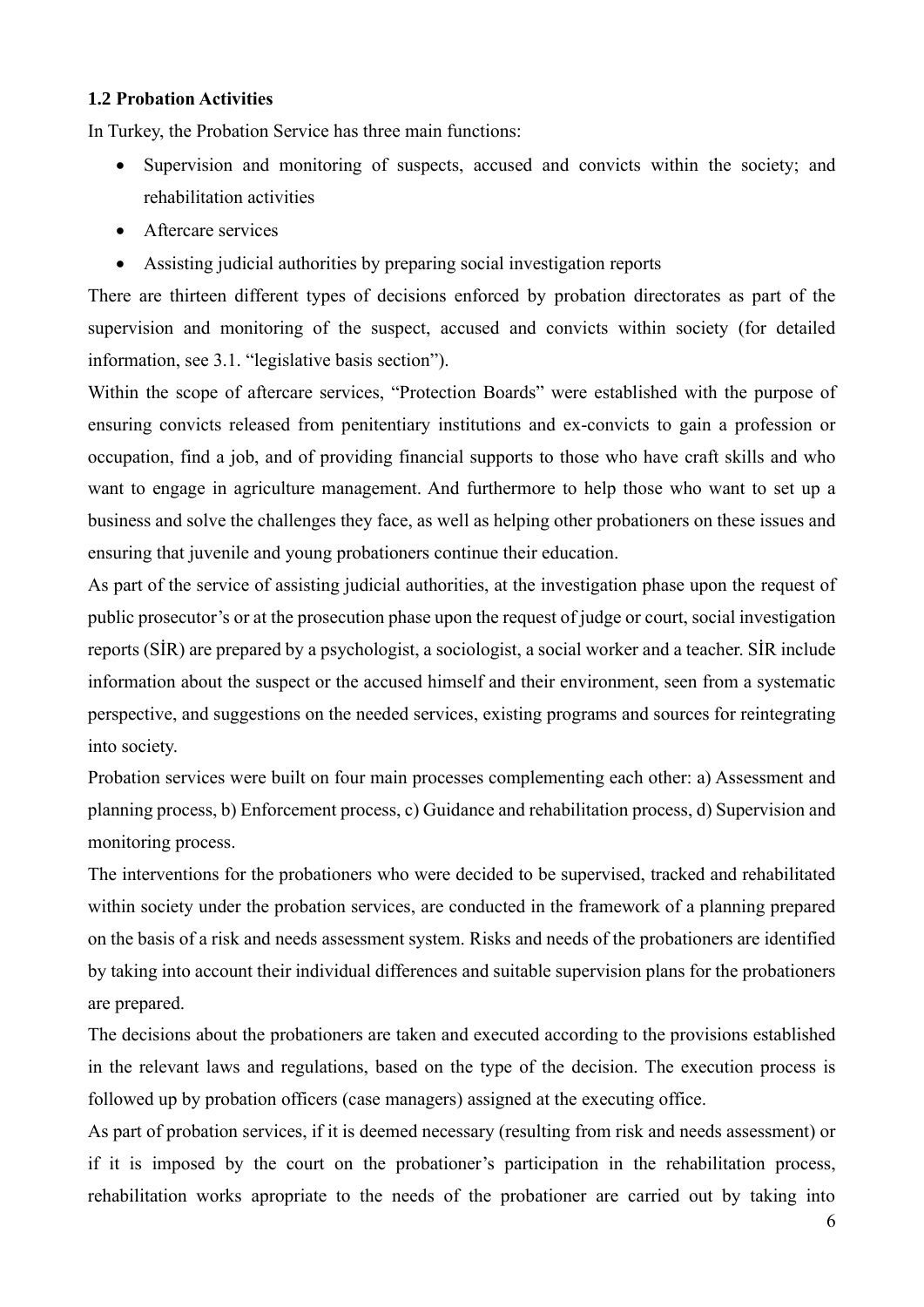### 1.2 Probation Activities

In Turkey, the Probation Service has three main functions:

- Supervision and monitoring of suspects, accused and convicts within the society; and rehabilitation activities
- Aftercare services
- Assisting judicial authorities by preparing social investigation reports

There are thirteen different types of decisions enforced by probation directorates as part of the supervision and monitoring of the suspect, accused and convicts within society (for detailed information, see 3.1. "legislative basis section").

Within the scope of aftercare services, "Protection Boards" were established with the purpose of ensuring convicts released from penitentiary institutions and ex-convicts to gain a profession or occupation, find a job, and of providing financial supports to those who have craft skills and who want to engage in agriculture management. And furthermore to help those who want to set up a business and solve the challenges they face, as well as helping other probationers on these issues and ensuring that juvenile and young probationers continue their education.

As part of the service of assisting judicial authorities, at the investigation phase upon the request of public prosecutor's or at the prosecution phase upon the request of judge or court, social investigation reports (SİR) are prepared by a psychologist, a sociologist, a social worker and a teacher. SİR include information about the suspect or the accused himself and their environment, seen from a systematic perspective, and suggestions on the needed services, existing programs and sources for reintegrating into society.

Probation services were built on four main processes complementing each other: a) Assessment and planning process, b) Enforcement process, c) Guidance and rehabilitation process, d) Supervision and monitoring process.

The interventions for the probationers who were decided to be supervised, tracked and rehabilitated within society under the probation services, are conducted in the framework of a planning prepared on the basis of a risk and needs assessment system. Risks and needs of the probationers are identified by taking into account their individual differences and suitable supervision plans for the probationers are prepared.

The decisions about the probationers are taken and executed according to the provisions established in the relevant laws and regulations, based on the type of the decision. The execution process is followed up by probation officers (case managers) assigned at the executing office.

As part of probation services, if it is deemed necessary (resulting from risk and needs assessment) or if it is imposed by the court on the probationer's participation in the rehabilitation process, rehabilitation works apropriate to the needs of the probationer are carried out by taking into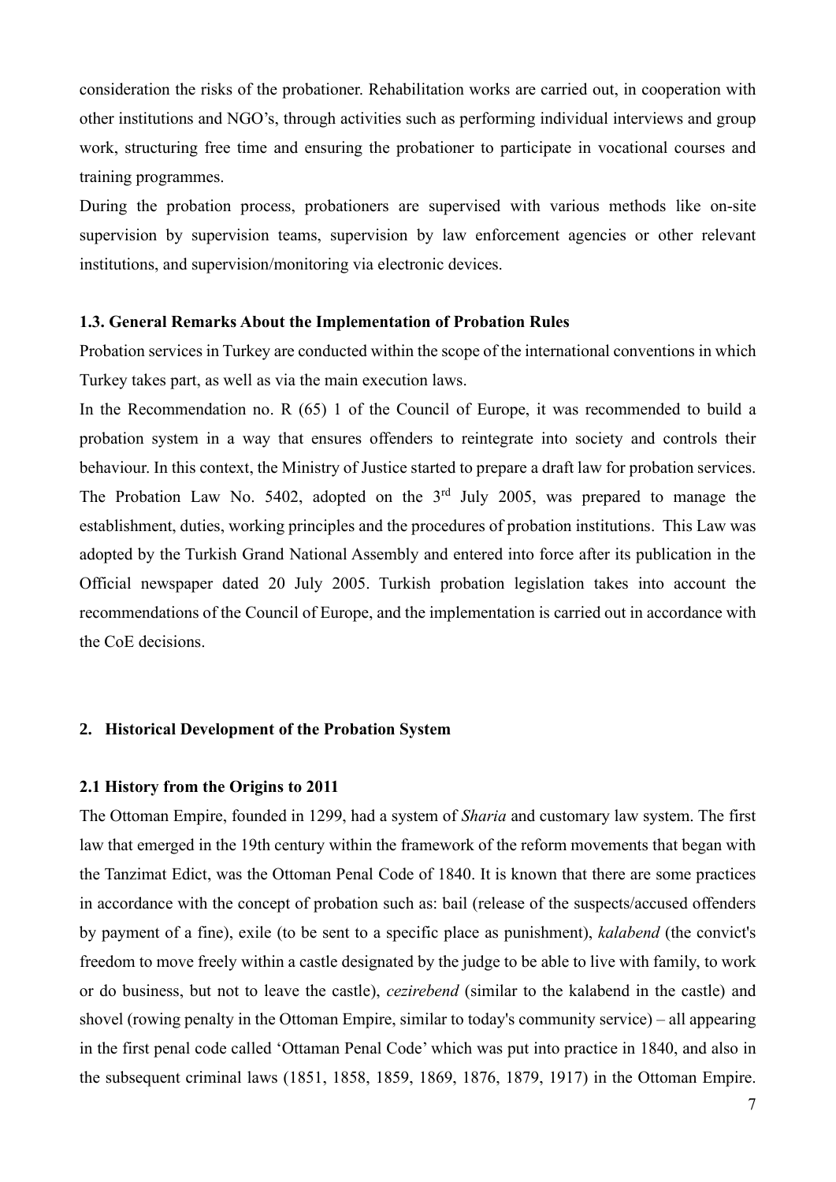consideration the risks of the probationer. Rehabilitation works are carried out, in cooperation with other institutions and NGO's, through activities such as performing individual interviews and group work, structuring free time and ensuring the probationer to participate in vocational courses and training programmes.

During the probation process, probationers are supervised with various methods like on-site supervision by supervision teams, supervision by law enforcement agencies or other relevant institutions, and supervision/monitoring via electronic devices.

### 1.3. General Remarks About the Implementation of Probation Rules

Probation services in Turkey are conducted within the scope of the international conventions in which Turkey takes part, as well as via the main execution laws.

In the Recommendation no. R (65) 1 of the Council of Europe, it was recommended to build a probation system in a way that ensures offenders to reintegrate into society and controls their behaviour. In this context, the Ministry of Justice started to prepare a draft law for probation services. The Probation Law No. 5402, adopted on the 3rd July 2005, was prepared to manage the establishment, duties, working principles and the procedures of probation institutions. This Law was adopted by the Turkish Grand National Assembly and entered into force after its publication in the Official newspaper dated 20 July 2005. Turkish probation legislation takes into account the recommendations of the Council of Europe, and the implementation is carried out in accordance with the CoE decisions.

## 2. Historical Development of the Probation System

### 2.1 History from the Origins to 2011

The Ottoman Empire, founded in 1299, had a system of *Sharia* and customary law system. The first law that emerged in the 19th century within the framework of the reform movements that began with the Tanzimat Edict, was the Ottoman Penal Code of 1840. It is known that there are some practices in accordance with the concept of probation such as: bail (release of the suspects/accused offenders by payment of a fine), exile (to be sent to a specific place as punishment), *kalabend* (the convict's freedom to move freely within a castle designated by the judge to be able to live with family, to work or do business, but not to leave the castle), *cezirebend* (similar to the kalabend in the castle) and shovel (rowing penalty in the Ottoman Empire, similar to today's community service) – all appearing in the first penal code called 'Ottaman Penal Code' which was put into practice in 1840, and also in the subsequent criminal laws (1851, 1858, 1859, 1869, 1876, 1879, 1917) in the Ottoman Empire.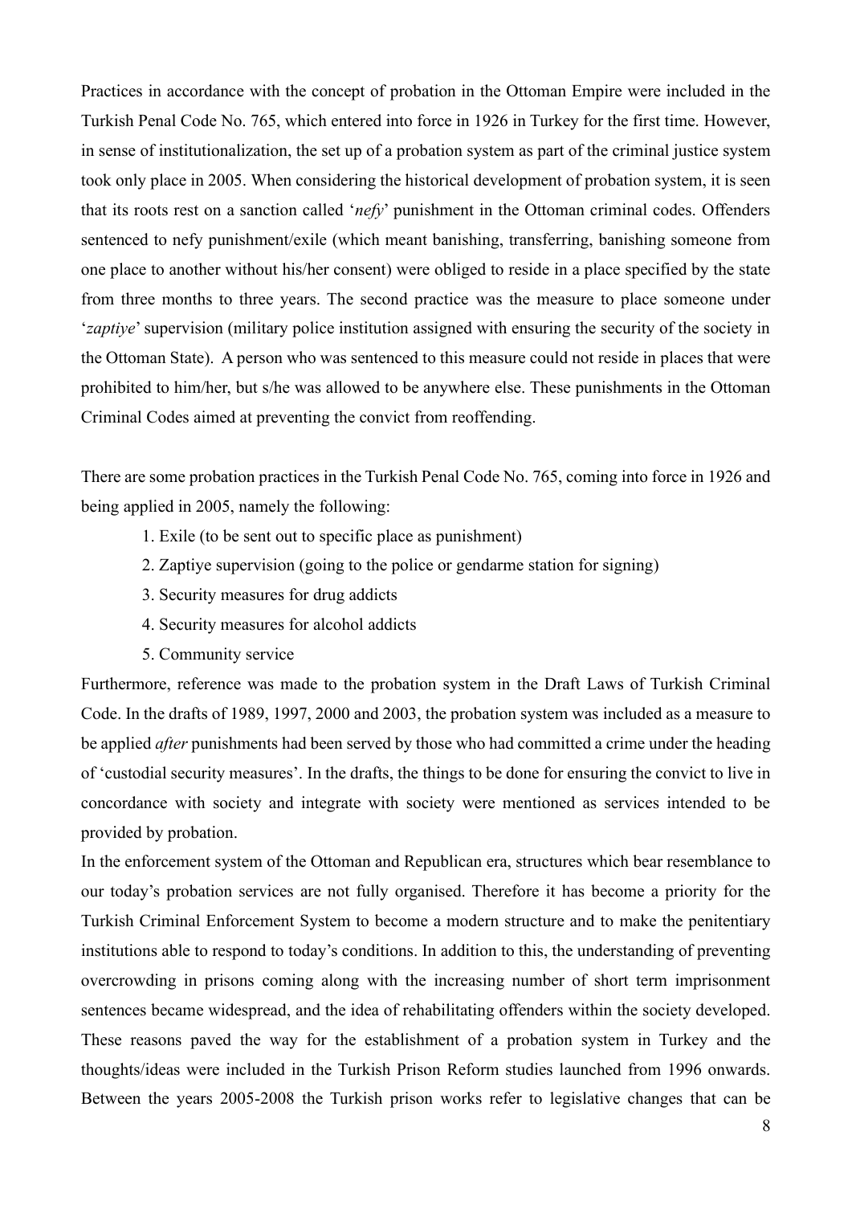Practices in accordance with the concept of probation in the Ottoman Empire were included in the Turkish Penal Code No. 765, which entered into force in 1926 in Turkey for the first time. However, in sense of institutionalization, the set up of a probation system as part of the criminal justice system took only place in 2005. When considering the historical development of probation system, it is seen that its roots rest on a sanction called '*nefy*' punishment in the Ottoman criminal codes. Offenders sentenced to nefy punishment/exile (which meant banishing, transferring, banishing someone from one place to another without his/her consent) were obliged to reside in a place specified by the state from three months to three years. The second practice was the measure to place someone under '*zaptiye*' supervision (military police institution assigned with ensuring the security of the society in the Ottoman State). A person who was sentenced to this measure could not reside in places that were prohibited to him/her, but s/he was allowed to be anywhere else. These punishments in the Ottoman Criminal Codes aimed at preventing the convict from reoffending.

There are some probation practices in the Turkish Penal Code No. 765, coming into force in 1926 and being applied in 2005, namely the following:

1. Exile (to be sent out to specific place as punishment)
2. Zaptiye supervision (going to the police or gendarme station for signing)
3. Security measures for drug addicts
4. Security measures for alcohol addicts
5. Community service

Furthermore, reference was made to the probation system in the Draft Laws of Turkish Criminal Code. In the drafts of 1989, 1997, 2000 and 2003, the probation system was included as a measure to be applied *after* punishments had been served by those who had committed a crime under the heading of 'custodial security measures'. In the drafts, the things to be done for ensuring the convict to live in concordance with society and integrate with society were mentioned as services intended to be provided by probation.

In the enforcement system of the Ottoman and Republican era, structures which bear resemblance to our today's probation services are not fully organised. Therefore it has become a priority for the Turkish Criminal Enforcement System to become a modern structure and to make the penitentiary institutions able to respond to today's conditions. In addition to this, the understanding of preventing overcrowding in prisons coming along with the increasing number of short term imprisonment sentences became widespread, and the idea of rehabilitating offenders within the society developed. These reasons paved the way for the establishment of a probation system in Turkey and the thoughts/ideas were included in the Turkish Prison Reform studies launched from 1996 onwards. Between the years 2005-2008 the Turkish prison works refer to legislative changes that can be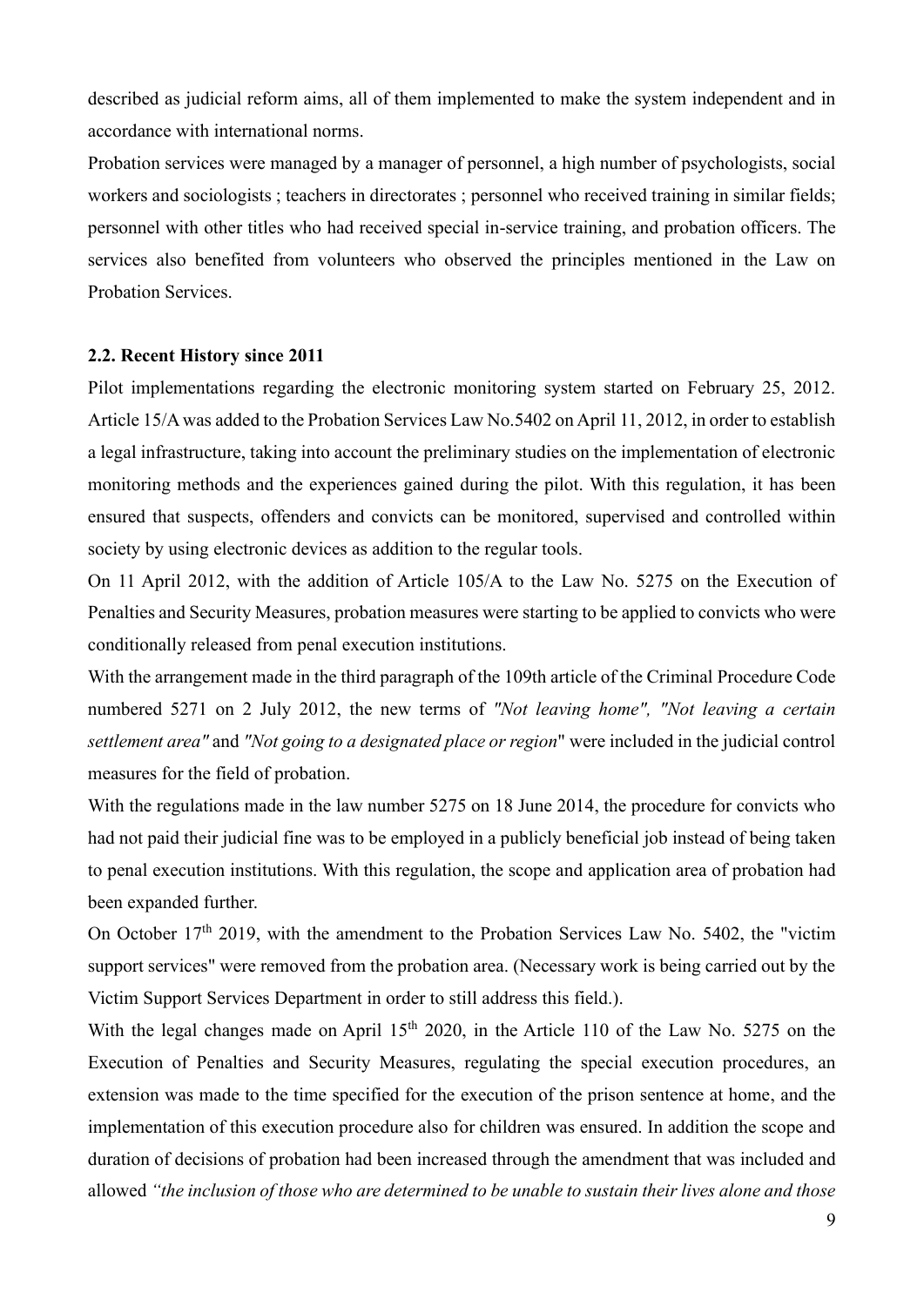described as judicial reform aims, all of them implemented to make the system independent and in accordance with international norms.

Probation services were managed by a manager of personnel, a high number of psychologists, social workers and sociologists ; teachers in directorates ; personnel who received training in similar fields; personnel with other titles who had received special in-service training, and probation officers. The services also benefited from volunteers who observed the principles mentioned in the Law on Probation Services.

### 2.2. Recent History since 2011

Pilot implementations regarding the electronic monitoring system started on February 25, 2012. Article 15/A was added to the Probation Services Law No.5402 on April 11, 2012, in order to establish a legal infrastructure, taking into account the preliminary studies on the implementation of electronic monitoring methods and the experiences gained during the pilot. With this regulation, it has been ensured that suspects, offenders and convicts can be monitored, supervised and controlled within society by using electronic devices as addition to the regular tools.

On 11 April 2012, with the addition of Article 105/A to the Law No. 5275 on the Execution of Penalties and Security Measures, probation measures were starting to be applied to convicts who were conditionally released from penal execution institutions.

With the arrangement made in the third paragraph of the 109th article of the Criminal Procedure Code numbered 5271 on 2 July 2012, the new terms of *"Not leaving home", "Not leaving a certain settlement area"* and *"Not going to a designated place or region*" were included in the judicial control measures for the field of probation.

With the regulations made in the law number 5275 on 18 June 2014, the procedure for convicts who had not paid their judicial fine was to be employed in a publicly beneficial job instead of being taken to penal execution institutions. With this regulation, the scope and application area of probation had been expanded further.

On October 17th 2019, with the amendment to the Probation Services Law No. 5402, the "victim support services" were removed from the probation area. (Necessary work is being carried out by the Victim Support Services Department in order to still address this field.).

With the legal changes made on April 15th 2020, in the Article 110 of the Law No. 5275 on the Execution of Penalties and Security Measures, regulating the special execution procedures, an extension was made to the time specified for the execution of the prison sentence at home, and the implementation of this execution procedure also for children was ensured. In addition the scope and duration of decisions of probation had been increased through the amendment that was included and allowed *"the inclusion of those who are determined to be unable to sustain their lives alone and those*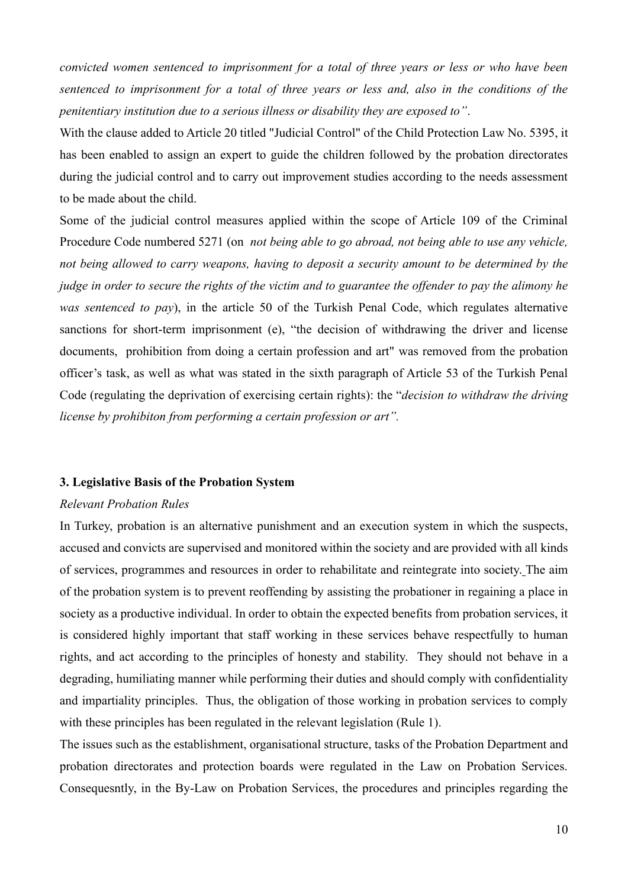*convicted women sentenced to imprisonment for a total of three years or less or who have been sentenced to imprisonment for a total of three years or less and, also in the conditions of the penitentiary institution due to a serious illness or disability they are exposed to"*.

With the clause added to Article 20 titled "Judicial Control" of the Child Protection Law No. 5395, it has been enabled to assign an expert to guide the children followed by the probation directorates during the judicial control and to carry out improvement studies according to the needs assessment to be made about the child.

Some of the judicial control measures applied within the scope of Article 109 of the Criminal Procedure Code numbered 5271 (on *not being able to go abroad, not being able to use any vehicle, not being allowed to carry weapons, having to deposit a security amount to be determined by the judge in order to secure the rights of the victim and to guarantee the offender to pay the alimony he was sentenced to pay*), in the article 50 of the Turkish Penal Code, which regulates alternative sanctions for short-term imprisonment (e), "the decision of withdrawing the driver and license documents, prohibition from doing a certain profession and art" was removed from the probation officer's task, as well as what was stated in the sixth paragraph of Article 53 of the Turkish Penal Code (regulating the deprivation of exercising certain rights): the "*decision to withdraw the driving license by prohibiton from performing a certain profession or art"*.

## 3. Legislative Basis of the Probation System

*Relevant Probation Rules*

In Turkey, probation is an alternative punishment and an execution system in which the suspects, accused and convicts are supervised and monitored within the society and are provided with all kinds of services, programmes and resources in order to rehabilitate and reintegrate into society. The aim of the probation system is to prevent reoffending by assisting the probationer in regaining a place in society as a productive individual. In order to obtain the expected benefits from probation services, it is considered highly important that staff working in these services behave respectfully to human rights, and act according to the principles of honesty and stability. They should not behave in a degrading, humiliating manner while performing their duties and should comply with confidentiality and impartiality principles. Thus, the obligation of those working in probation services to comply with these principles has been regulated in the relevant legislation (Rule 1).

The issues such as the establishment, organisational structure, tasks of the Probation Department and probation directorates and protection boards were regulated in the Law on Probation Services. Consequesntly, in the By-Law on Probation Services, the procedures and principles regarding the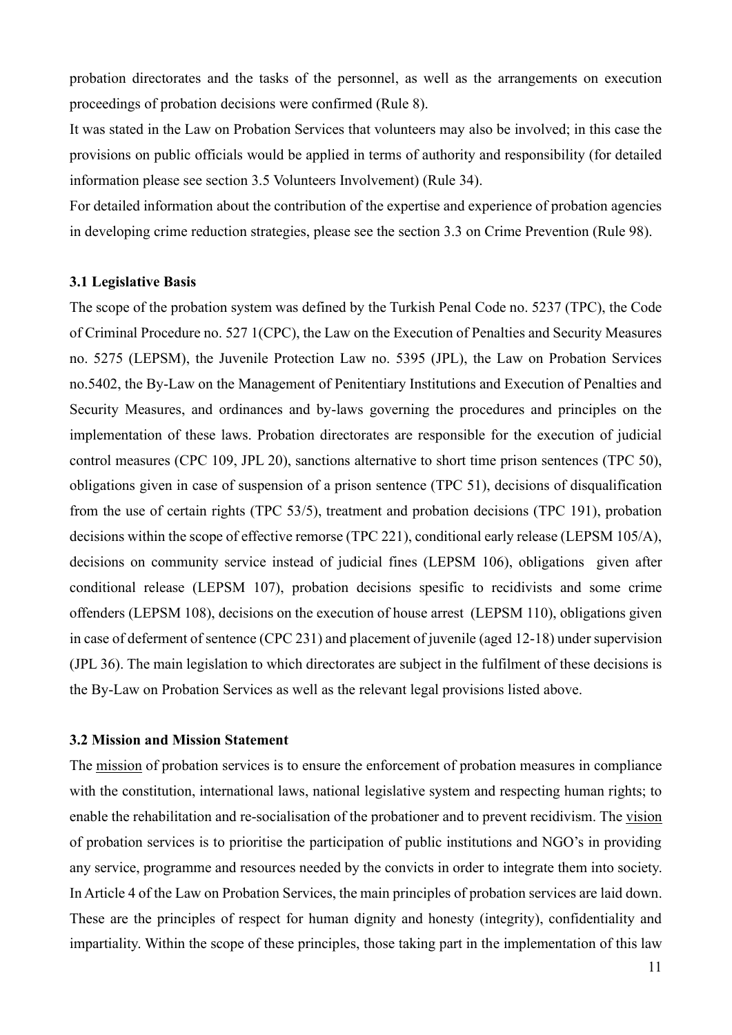probation directorates and the tasks of the personnel, as well as the arrangements on execution proceedings of probation decisions were confirmed (Rule 8).

It was stated in the Law on Probation Services that volunteers may also be involved; in this case the provisions on public officials would be applied in terms of authority and responsibility (for detailed information please see section 3.5 Volunteers Involvement) (Rule 34).

For detailed information about the contribution of the expertise and experience of probation agencies in developing crime reduction strategies, please see the section 3.3 on Crime Prevention (Rule 98).

### 3.1 Legislative Basis

The scope of the probation system was defined by the Turkish Penal Code no. 5237 (TPC), the Code of Criminal Procedure no. 527 1(CPC), the Law on the Execution of Penalties and Security Measures no. 5275 (LEPSM), the Juvenile Protection Law no. 5395 (JPL), the Law on Probation Services no.5402, the By-Law on the Management of Penitentiary Institutions and Execution of Penalties and Security Measures, and ordinances and by-laws governing the procedures and principles on the implementation of these laws. Probation directorates are responsible for the execution of judicial control measures (CPC 109, JPL 20), sanctions alternative to short time prison sentences (TPC 50), obligations given in case of suspension of a prison sentence (TPC 51), decisions of disqualification from the use of certain rights (TPC 53/5), treatment and probation decisions (TPC 191), probation decisions within the scope of effective remorse (TPC 221), conditional early release (LEPSM 105/A), decisions on community service instead of judicial fines (LEPSM 106), obligations given after conditional release (LEPSM 107), probation decisions spesific to recidivists and some crime offenders (LEPSM 108), decisions on the execution of house arrest (LEPSM 110), obligations given in case of deferment of sentence (CPC 231) and placement of juvenile (aged 12-18) under supervision (JPL 36). The main legislation to which directorates are subject in the fulfilment of these decisions is the By-Law on Probation Services as well as the relevant legal provisions listed above.

### 3.2 Mission and Mission Statement

The <u>mission</u> of probation services is to ensure the enforcement of probation measures in compliance with the constitution, international laws, national legislative system and respecting human rights; to enable the rehabilitation and re-socialisation of the probationer and to prevent recidivism. The <u>vision</u> of probation services is to prioritise the participation of public institutions and NGO's in providing any service, programme and resources needed by the convicts in order to integrate them into society. In Article 4 of the Law on Probation Services, the main principles of probation services are laid down. These are the principles of respect for human dignity and honesty (integrity), confidentiality and impartiality. Within the scope of these principles, those taking part in the implementation of this law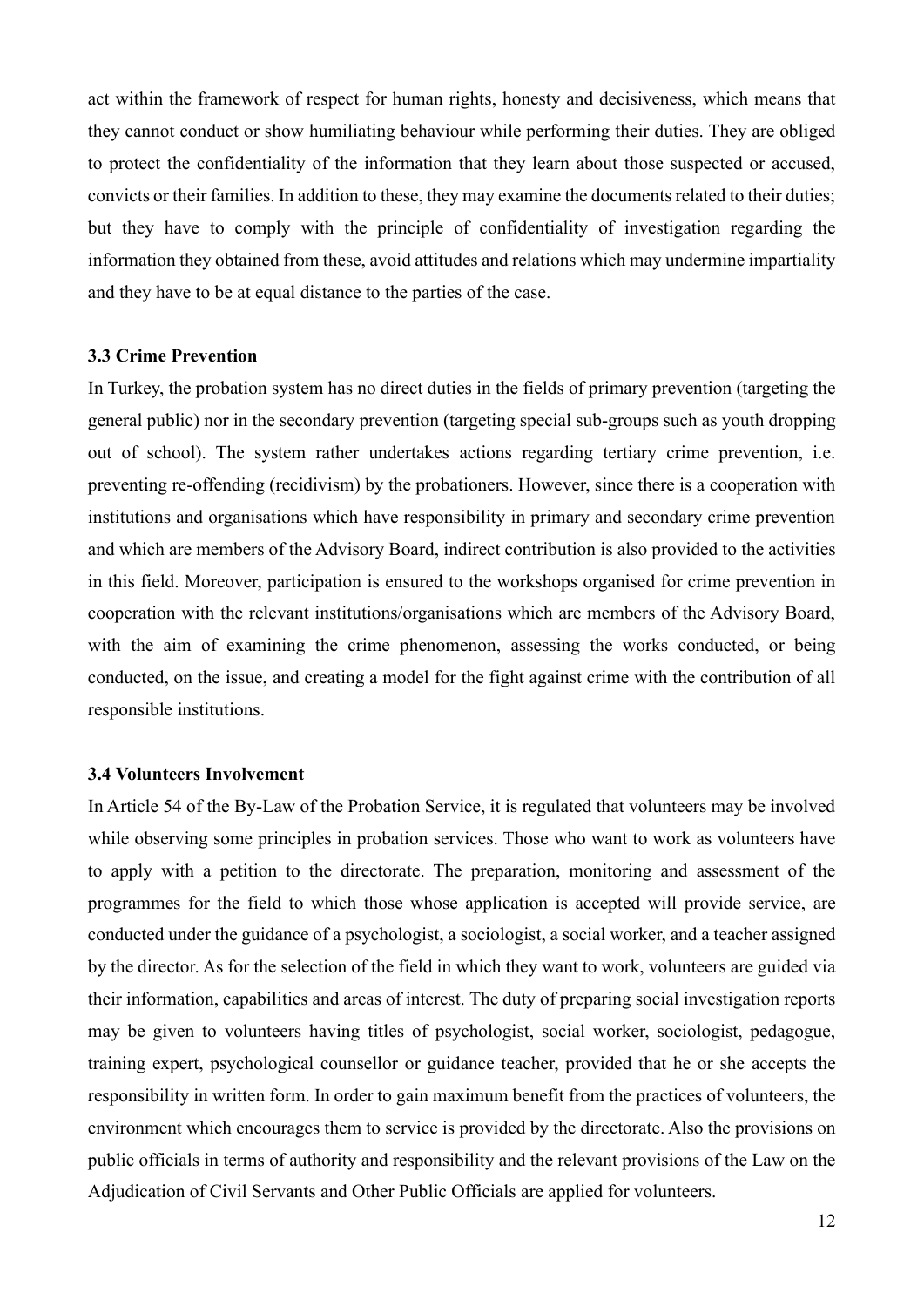act within the framework of respect for human rights, honesty and decisiveness, which means that they cannot conduct or show humiliating behaviour while performing their duties. They are obliged to protect the confidentiality of the information that they learn about those suspected or accused, convicts or their families. In addition to these, they may examine the documents related to their duties; but they have to comply with the principle of confidentiality of investigation regarding the information they obtained from these, avoid attitudes and relations which may undermine impartiality and they have to be at equal distance to the parties of the case.

### 3.3 Crime Prevention

In Turkey, the probation system has no direct duties in the fields of primary prevention (targeting the general public) nor in the secondary prevention (targeting special sub-groups such as youth dropping out of school). The system rather undertakes actions regarding tertiary crime prevention, i.e. preventing re-offending (recidivism) by the probationers. However, since there is a cooperation with institutions and organisations which have responsibility in primary and secondary crime prevention and which are members of the Advisory Board, indirect contribution is also provided to the activities in this field. Moreover, participation is ensured to the workshops organised for crime prevention in cooperation with the relevant institutions/organisations which are members of the Advisory Board, with the aim of examining the crime phenomenon, assessing the works conducted, or being conducted, on the issue, and creating a model for the fight against crime with the contribution of all responsible institutions.

### 3.4 Volunteers Involvement

In Article 54 of the By-Law of the Probation Service, it is regulated that volunteers may be involved while observing some principles in probation services. Those who want to work as volunteers have to apply with a petition to the directorate. The preparation, monitoring and assessment of the programmes for the field to which those whose application is accepted will provide service, are conducted under the guidance of a psychologist, a sociologist, a social worker, and a teacher assigned by the director. As for the selection of the field in which they want to work, volunteers are guided via their information, capabilities and areas of interest. The duty of preparing social investigation reports may be given to volunteers having titles of psychologist, social worker, sociologist, pedagogue, training expert, psychological counsellor or guidance teacher, provided that he or she accepts the responsibility in written form. In order to gain maximum benefit from the practices of volunteers, the environment which encourages them to service is provided by the directorate. Also the provisions on public officials in terms of authority and responsibility and the relevant provisions of the Law on the Adjudication of Civil Servants and Other Public Officials are applied for volunteers.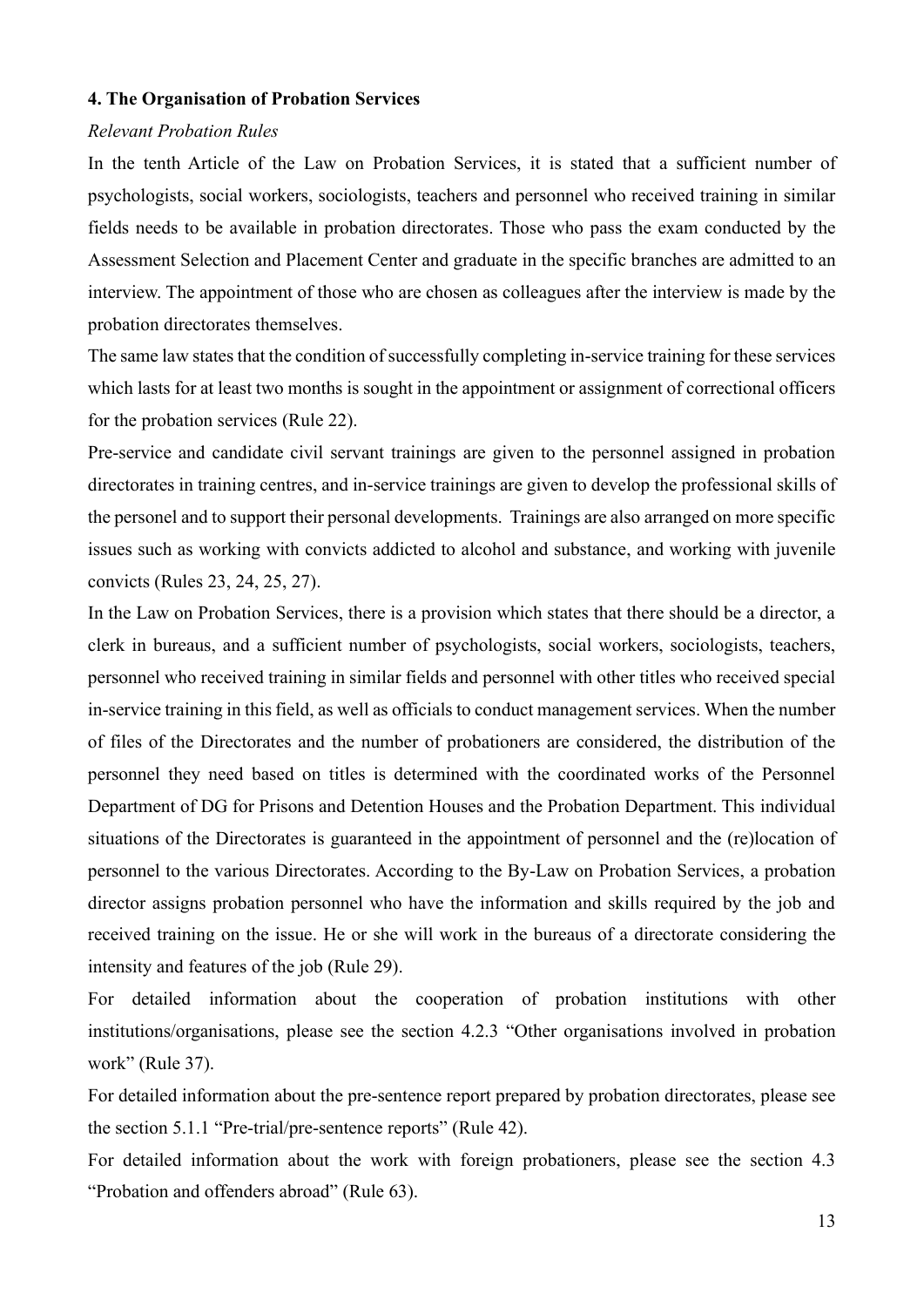**4. The Organisation of Probation Services**

*Relevant Probation Rules*

In the tenth Article of the Law on Probation Services, it is stated that a sufficient number of psychologists, social workers, sociologists, teachers and personnel who received training in similar fields needs to be available in probation directorates. Those who pass the exam conducted by the Assessment Selection and Placement Center and graduate in the specific branches are admitted to an interview. The appointment of those who are chosen as colleagues after the interview is made by the probation directorates themselves.

The same law states that the condition of successfully completing in-service training for these services which lasts for at least two months is sought in the appointment or assignment of correctional officers for the probation services (Rule 22).

Pre-service and candidate civil servant trainings are given to the personnel assigned in probation directorates in training centres, and in-service trainings are given to develop the professional skills of the personel and to support their personal developments. Trainings are also arranged on more specific issues such as working with convicts addicted to alcohol and substance, and working with juvenile convicts (Rules 23, 24, 25, 27).

In the Law on Probation Services, there is a provision which states that there should be a director, a clerk in bureaus, and a sufficient number of psychologists, social workers, sociologists, teachers, personnel who received training in similar fields and personnel with other titles who received special in-service training in this field, as well as officials to conduct management services. When the number of files of the Directorates and the number of probationers are considered, the distribution of the personnel they need based on titles is determined with the coordinated works of the Personnel Department of DG for Prisons and Detention Houses and the Probation Department. This individual situations of the Directorates is guaranteed in the appointment of personnel and the (re)location of personnel to the various Directorates. According to the By-Law on Probation Services, a probation director assigns probation personnel who have the information and skills required by the job and received training on the issue. He or she will work in the bureaus of a directorate considering the intensity and features of the job (Rule 29).

For detailed information about the cooperation of probation institutions with other institutions/organisations, please see the section 4.2.3 "Other organisations involved in probation work" (Rule 37).

For detailed information about the pre-sentence report prepared by probation directorates, please see the section 5.1.1 "Pre-trial/pre-sentence reports" (Rule 42).

For detailed information about the work with foreign probationers, please see the section 4.3 "Probation and offenders abroad" (Rule 63).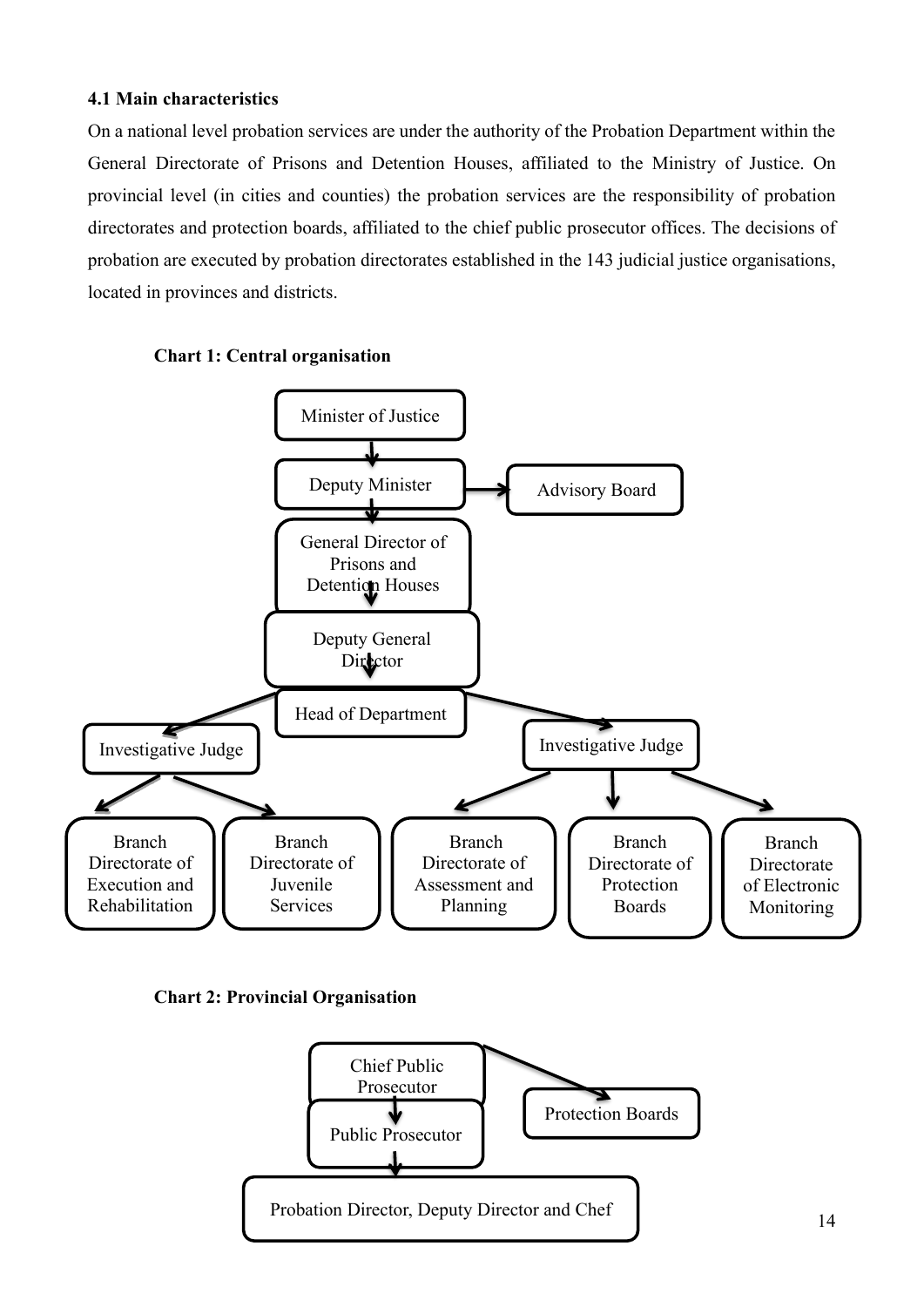### 4.1 Main characteristics

On a national level probation services are under the authority of the Probation Department within the General Directorate of Prisons and Detention Houses, affiliated to the Ministry of Justice. On provincial level (in cities and counties) the probation services are the responsibility of probation directorates and protection boards, affiliated to the chief public prosecutor offices. The decisions of probation are executed by probation directorates established in the 143 judicial justice organisations, located in provinces and districts.

**Chart 1: Central organisation**

Minister of Justice

Deputy Minister

Advisory Board

General Director of Prisons and Detention Houses

Deputy General Director

Head of Department

Investigative Judge

Investigative Judge

Branch Directorate of Execution and Rehabilitation

Branch Directorate of Juvenile Services

Branch Directorate of Assessment and Planning

Branch Directorate of Protection Boards

Branch Directorate of Electronic Monitoring

**Chart 2: Provincial Organisation**

Chief Public Prosecutor

Protection Boards

Public Prosecutor

Probation Director, Deputy Director and Chef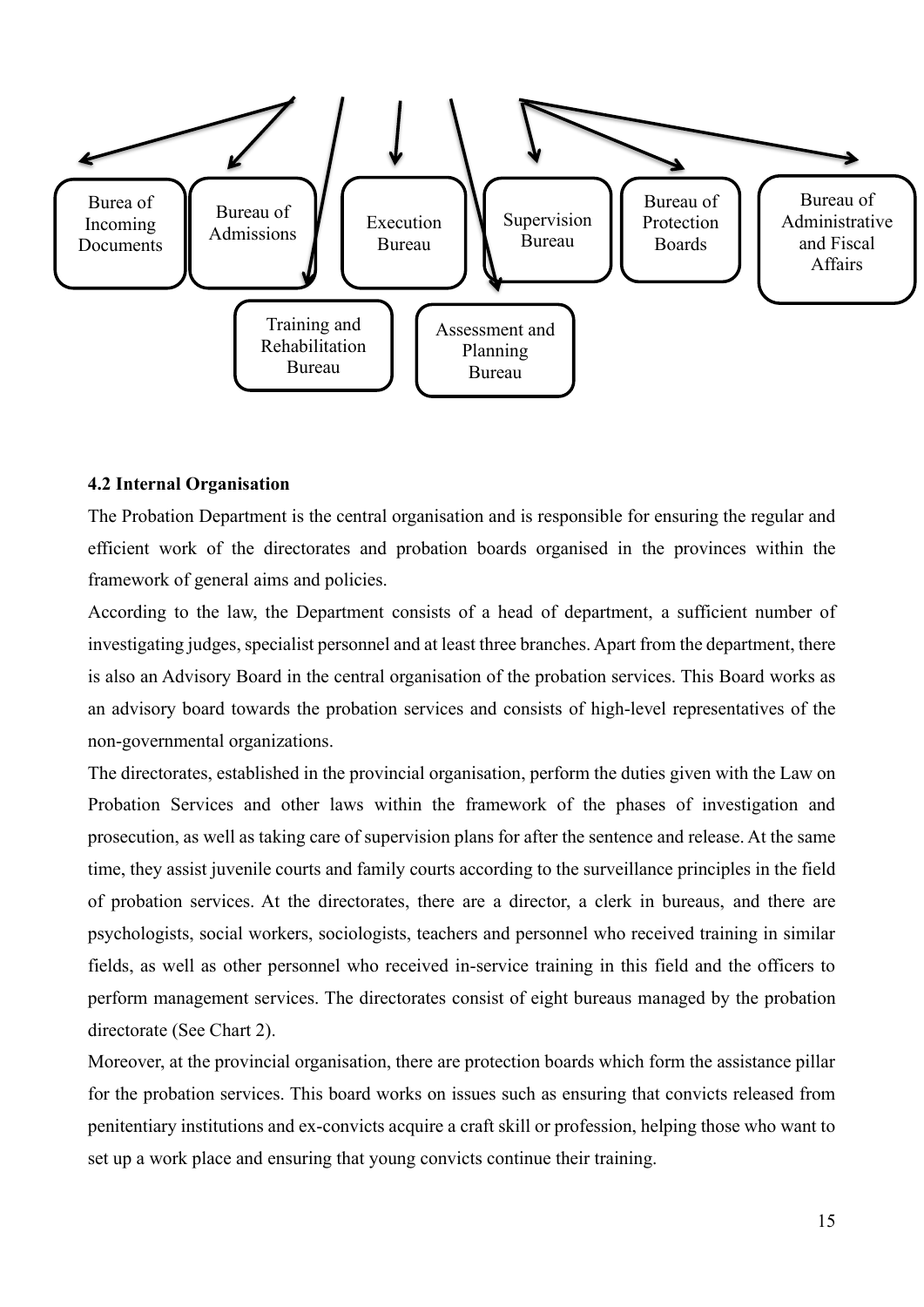Burea of Incoming Documents

Bureau of Admissions

Execution Bureau

Supervision Bureau

Bureau of Protection Boards

Bureau of Administrative and Fiscal Affairs

Training and Rehabilitation Bureau

Assessment and Planning Bureau

**4.2 Internal Organisation**

The Probation Department is the central organisation and is responsible for ensuring the regular and efficient work of the directorates and probation boards organised in the provinces within the framework of general aims and policies.

According to the law, the Department consists of a head of department, a sufficient number of investigating judges, specialist personnel and at least three branches. Apart from the department, there is also an Advisory Board in the central organisation of the probation services. This Board works as an advisory board towards the probation services and consists of high-level representatives of the non-governmental organizations.

The directorates, established in the provincial organisation, perform the duties given with the Law on Probation Services and other laws within the framework of the phases of investigation and prosecution, as well as taking care of supervision plans for after the sentence and release. At the same time, they assist juvenile courts and family courts according to the surveillance principles in the field of probation services. At the directorates, there are a director, a clerk in bureaus, and there are psychologists, social workers, sociologists, teachers and personnel who received training in similar fields, as well as other personnel who received in-service training in this field and the officers to perform management services. The directorates consist of eight bureaus managed by the probation directorate (See Chart 2).

Moreover, at the provincial organisation, there are protection boards which form the assistance pillar for the probation services. This board works on issues such as ensuring that convicts released from penitentiary institutions and ex-convicts acquire a craft skill or profession, helping those who want to set up a work place and ensuring that young convicts continue their training.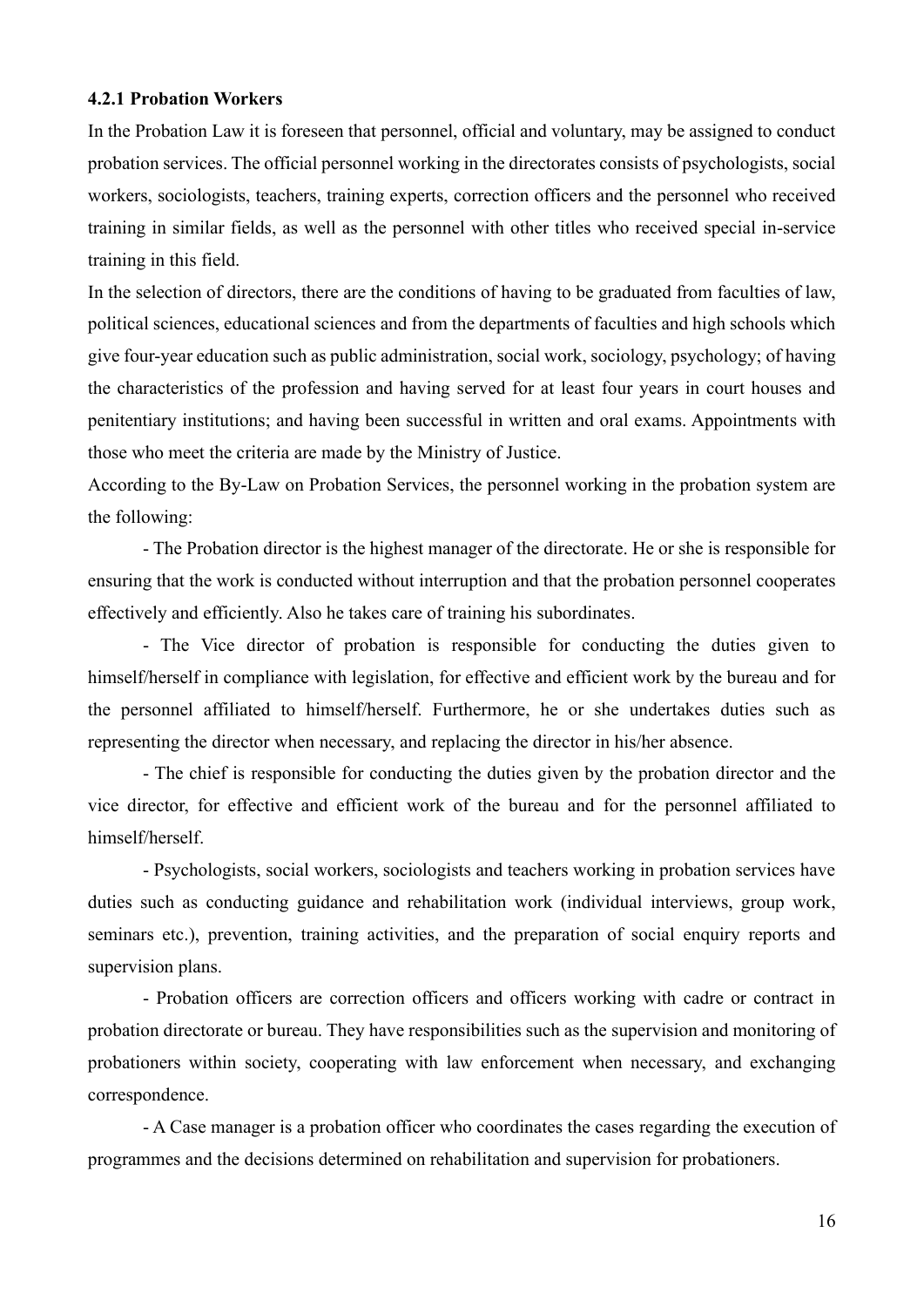#### 4.2.1 Probation Workers

In the Probation Law it is foreseen that personnel, official and voluntary, may be assigned to conduct probation services. The official personnel working in the directorates consists of psychologists, social workers, sociologists, teachers, training experts, correction officers and the personnel who received training in similar fields, as well as the personnel with other titles who received special in-service training in this field.

In the selection of directors, there are the conditions of having to be graduated from faculties of law, political sciences, educational sciences and from the departments of faculties and high schools which give four-year education such as public administration, social work, sociology, psychology; of having the characteristics of the profession and having served for at least four years in court houses and penitentiary institutions; and having been successful in written and oral exams. Appointments with those who meet the criteria are made by the Ministry of Justice.

According to the By-Law on Probation Services, the personnel working in the probation system are the following:

- The Probation director is the highest manager of the directorate. He or she is responsible for ensuring that the work is conducted without interruption and that the probation personnel cooperates effectively and efficiently. Also he takes care of training his subordinates.

- The Vice director of probation is responsible for conducting the duties given to himself/herself in compliance with legislation, for effective and efficient work by the bureau and for the personnel affiliated to himself/herself. Furthermore, he or she undertakes duties such as representing the director when necessary, and replacing the director in his/her absence.

- The chief is responsible for conducting the duties given by the probation director and the vice director, for effective and efficient work of the bureau and for the personnel affiliated to himself/herself.

- Psychologists, social workers, sociologists and teachers working in probation services have duties such as conducting guidance and rehabilitation work (individual interviews, group work, seminars etc.), prevention, training activities, and the preparation of social enquiry reports and supervision plans.

- Probation officers are correction officers and officers working with cadre or contract in probation directorate or bureau. They have responsibilities such as the supervision and monitoring of probationers within society, cooperating with law enforcement when necessary, and exchanging correspondence.

- A Case manager is a probation officer who coordinates the cases regarding the execution of programmes and the decisions determined on rehabilitation and supervision for probationers.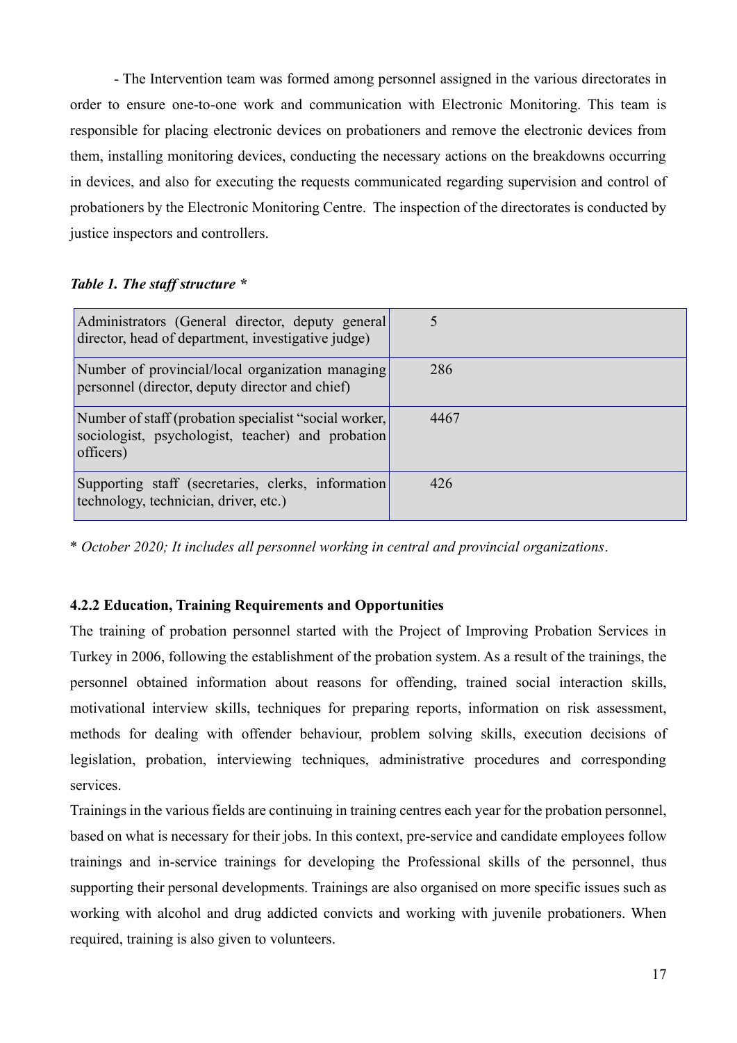- The Intervention team was formed among personnel assigned in the various directorates in order to ensure one-to-one work and communication with Electronic Monitoring. This team is responsible for placing electronic devices on probationers and remove the electronic devices from them, installing monitoring devices, conducting the necessary actions on the breakdowns occurring in devices, and also for executing the requests communicated regarding supervision and control of probationers by the Electronic Monitoring Centre. The inspection of the directorates is conducted by justice inspectors and controllers.

***Table 1. The staff structure \****

| | |
|---|---|
| Administrators (General director, deputy general director, head of department, investigative judge) | 5 |
| Number of provincial/local organization managing personnel (director, deputy director and chief) | 286 |
| Number of staff (probation specialist "social worker, sociologist, psychologist, teacher) and probation officers) | 4467 |
| Supporting staff (secretaries, clerks, information technology, technician, driver, etc.) | 426 |

\* *October 2020; It includes all personnel working in central and provincial organizations*.

#### 4.2.2 Education, Training Requirements and Opportunities

The training of probation personnel started with the Project of Improving Probation Services in Turkey in 2006, following the establishment of the probation system. As a result of the trainings, the personnel obtained information about reasons for offending, trained social interaction skills, motivational interview skills, techniques for preparing reports, information on risk assessment, methods for dealing with offender behaviour, problem solving skills, execution decisions of legislation, probation, interviewing techniques, administrative procedures and corresponding services.

Trainings in the various fields are continuing in training centres each year for the probation personnel, based on what is necessary for their jobs. In this context, pre-service and candidate employees follow trainings and in-service trainings for developing the Professional skills of the personnel, thus supporting their personal developments. Trainings are also organised on more specific issues such as working with alcohol and drug addicted convicts and working with juvenile probationers. When required, training is also given to volunteers.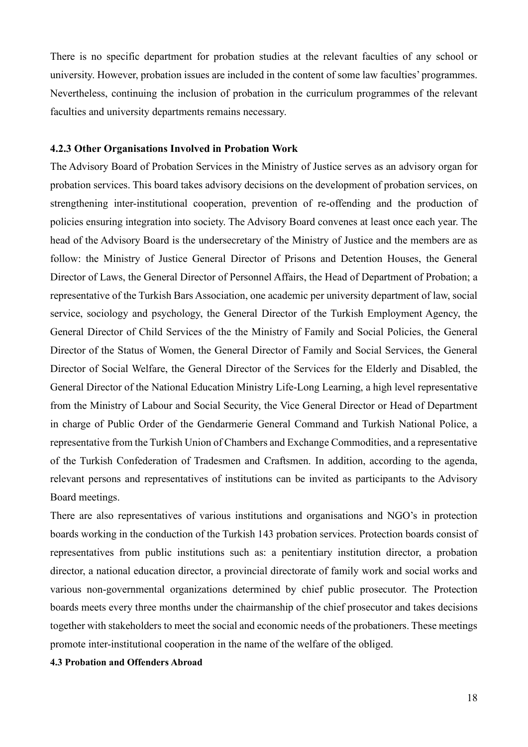There is no specific department for probation studies at the relevant faculties of any school or university. However, probation issues are included in the content of some law faculties' programmes. Nevertheless, continuing the inclusion of probation in the curriculum programmes of the relevant faculties and university departments remains necessary.

#### 4.2.3 Other Organisations Involved in Probation Work

The Advisory Board of Probation Services in the Ministry of Justice serves as an advisory organ for probation services. This board takes advisory decisions on the development of probation services, on strengthening inter-institutional cooperation, prevention of re-offending and the production of policies ensuring integration into society. The Advisory Board convenes at least once each year. The head of the Advisory Board is the undersecretary of the Ministry of Justice and the members are as follow: the Ministry of Justice General Director of Prisons and Detention Houses, the General Director of Laws, the General Director of Personnel Affairs, the Head of Department of Probation; a representative of the Turkish Bars Association, one academic per university department of law, social service, sociology and psychology, the General Director of the Turkish Employment Agency, the General Director of Child Services of the the Ministry of Family and Social Policies, the General Director of the Status of Women, the General Director of Family and Social Services, the General Director of Social Welfare, the General Director of the Services for the Elderly and Disabled, the General Director of the National Education Ministry Life-Long Learning, a high level representative from the Ministry of Labour and Social Security, the Vice General Director or Head of Department in charge of Public Order of the Gendarmerie General Command and Turkish National Police, a representative from the Turkish Union of Chambers and Exchange Commodities, and a representative of the Turkish Confederation of Tradesmen and Craftsmen. In addition, according to the agenda, relevant persons and representatives of institutions can be invited as participants to the Advisory Board meetings.

There are also representatives of various institutions and organisations and NGO's in protection boards working in the conduction of the Turkish 143 probation services. Protection boards consist of representatives from public institutions such as: a penitentiary institution director, a probation director, a national education director, a provincial directorate of family work and social works and various non-governmental organizations determined by chief public prosecutor. The Protection boards meets every three months under the chairmanship of the chief prosecutor and takes decisions together with stakeholders to meet the social and economic needs of the probationers. These meetings promote inter-institutional cooperation in the name of the welfare of the obliged.

### 4.3 Probation and Offenders Abroad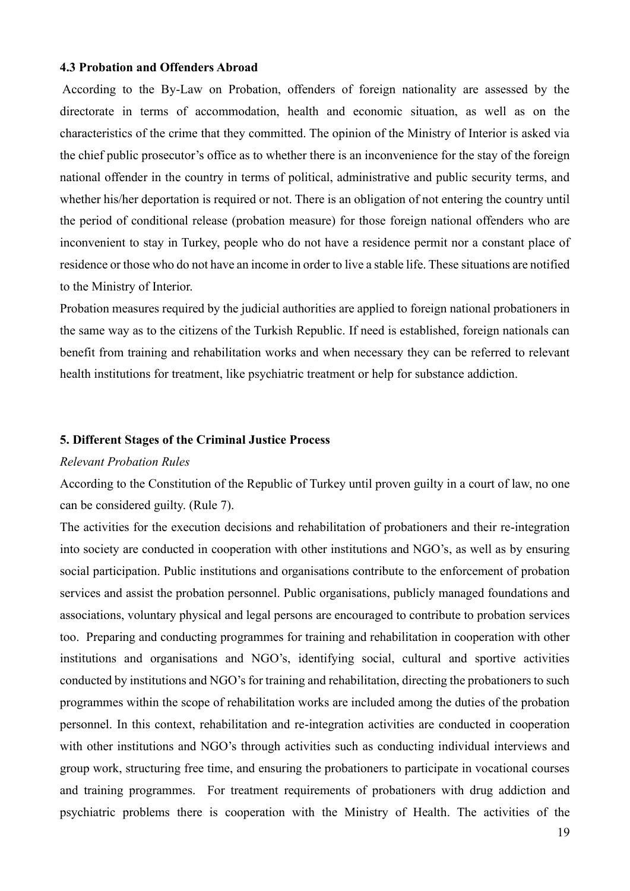### 4.3 Probation and Offenders Abroad

According to the By-Law on Probation, offenders of foreign nationality are assessed by the directorate in terms of accommodation, health and economic situation, as well as on the characteristics of the crime that they committed. The opinion of the Ministry of Interior is asked via the chief public prosecutor's office as to whether there is an inconvenience for the stay of the foreign national offender in the country in terms of political, administrative and public security terms, and whether his/her deportation is required or not. There is an obligation of not entering the country until the period of conditional release (probation measure) for those foreign national offenders who are inconvenient to stay in Turkey, people who do not have a residence permit nor a constant place of residence or those who do not have an income in order to live a stable life. These situations are notified to the Ministry of Interior.

Probation measures required by the judicial authorities are applied to foreign national probationers in the same way as to the citizens of the Turkish Republic. If need is established, foreign nationals can benefit from training and rehabilitation works and when necessary they can be referred to relevant health institutions for treatment, like psychiatric treatment or help for substance addiction.

## 5. Different Stages of the Criminal Justice Process

*Relevant Probation Rules*

According to the Constitution of the Republic of Turkey until proven guilty in a court of law, no one can be considered guilty. (Rule 7).

The activities for the execution decisions and rehabilitation of probationers and their re-integration into society are conducted in cooperation with other institutions and NGO's, as well as by ensuring social participation. Public institutions and organisations contribute to the enforcement of probation services and assist the probation personnel. Public organisations, publicly managed foundations and associations, voluntary physical and legal persons are encouraged to contribute to probation services too. Preparing and conducting programmes for training and rehabilitation in cooperation with other institutions and organisations and NGO's, identifying social, cultural and sportive activities conducted by institutions and NGO's for training and rehabilitation, directing the probationers to such programmes within the scope of rehabilitation works are included among the duties of the probation personnel. In this context, rehabilitation and re-integration activities are conducted in cooperation with other institutions and NGO's through activities such as conducting individual interviews and group work, structuring free time, and ensuring the probationers to participate in vocational courses and training programmes. For treatment requirements of probationers with drug addiction and psychiatric problems there is cooperation with the Ministry of Health. The activities of the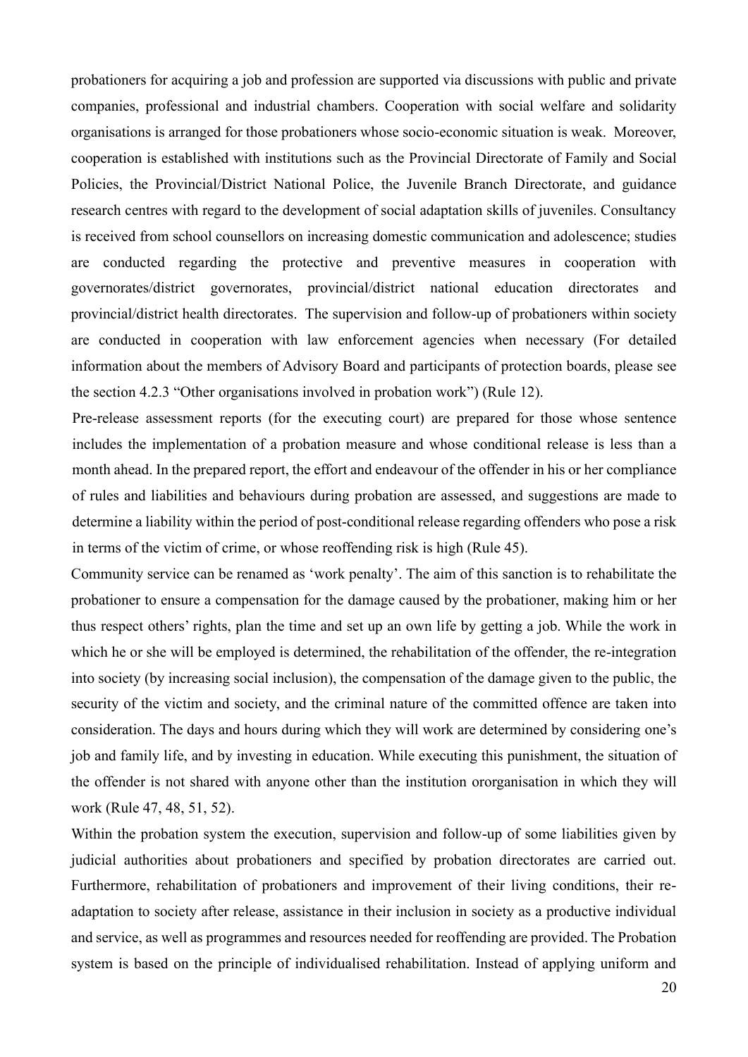probationers for acquiring a job and profession are supported via discussions with public and private companies, professional and industrial chambers. Cooperation with social welfare and solidarity organisations is arranged for those probationers whose socio-economic situation is weak. Moreover, cooperation is established with institutions such as the Provincial Directorate of Family and Social Policies, the Provincial/District National Police, the Juvenile Branch Directorate, and guidance research centres with regard to the development of social adaptation skills of juveniles. Consultancy is received from school counsellors on increasing domestic communication and adolescence; studies are conducted regarding the protective and preventive measures in cooperation with governorates/district governorates, provincial/district national education directorates and provincial/district health directorates. The supervision and follow-up of probationers within society are conducted in cooperation with law enforcement agencies when necessary (For detailed information about the members of Advisory Board and participants of protection boards, please see the section 4.2.3 "Other organisations involved in probation work") (Rule 12).

Pre-release assessment reports (for the executing court) are prepared for those whose sentence includes the implementation of a probation measure and whose conditional release is less than a month ahead. In the prepared report, the effort and endeavour of the offender in his or her compliance of rules and liabilities and behaviours during probation are assessed, and suggestions are made to determine a liability within the period of post-conditional release regarding offenders who pose a risk in terms of the victim of crime, or whose reoffending risk is high (Rule 45).

Community service can be renamed as 'work penalty'. The aim of this sanction is to rehabilitate the probationer to ensure a compensation for the damage caused by the probationer, making him or her thus respect others' rights, plan the time and set up an own life by getting a job. While the work in which he or she will be employed is determined, the rehabilitation of the offender, the re-integration into society (by increasing social inclusion), the compensation of the damage given to the public, the security of the victim and society, and the criminal nature of the committed offence are taken into consideration. The days and hours during which they will work are determined by considering one's job and family life, and by investing in education. While executing this punishment, the situation of the offender is not shared with anyone other than the institution ororganisation in which they will work (Rule 47, 48, 51, 52).

Within the probation system the execution, supervision and follow-up of some liabilities given by judicial authorities about probationers and specified by probation directorates are carried out. Furthermore, rehabilitation of probationers and improvement of their living conditions, their re-adaptation to society after release, assistance in their inclusion in society as a productive individual and service, as well as programmes and resources needed for reoffending are provided. The Probation system is based on the principle of individualised rehabilitation. Instead of applying uniform and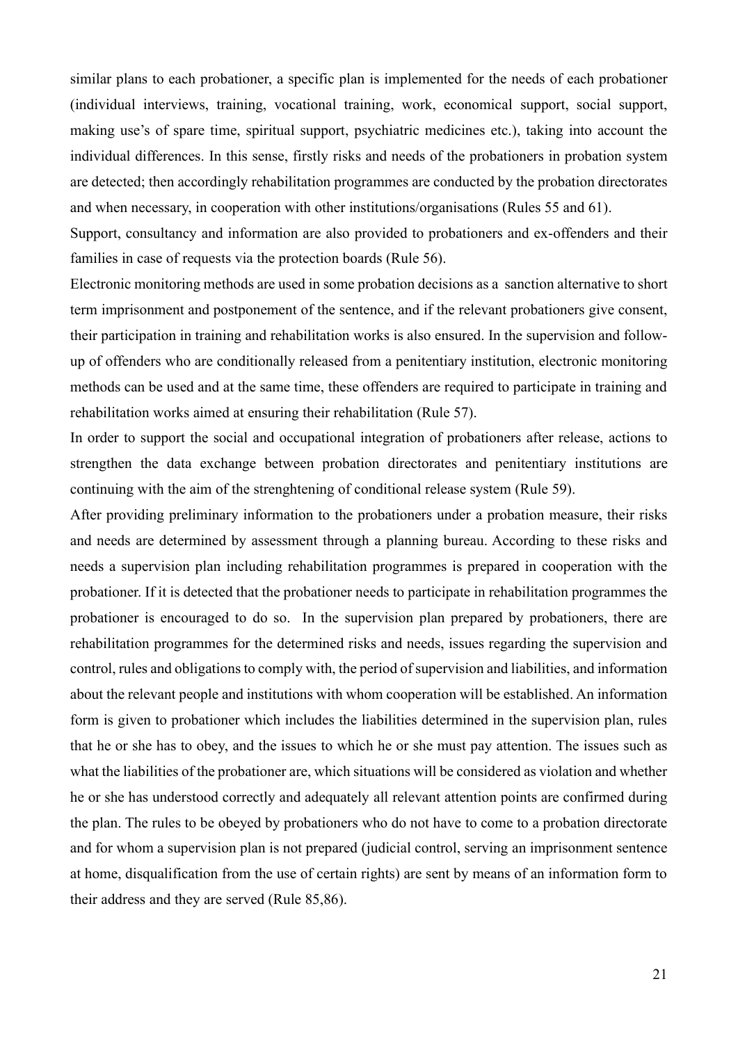similar plans to each probationer, a specific plan is implemented for the needs of each probationer (individual interviews, training, vocational training, work, economical support, social support, making use's of spare time, spiritual support, psychiatric medicines etc.), taking into account the individual differences. In this sense, firstly risks and needs of the probationers in probation system are detected; then accordingly rehabilitation programmes are conducted by the probation directorates and when necessary, in cooperation with other institutions/organisations (Rules 55 and 61).

Support, consultancy and information are also provided to probationers and ex-offenders and their families in case of requests via the protection boards (Rule 56).

Electronic monitoring methods are used in some probation decisions as a sanction alternative to short term imprisonment and postponement of the sentence, and if the relevant probationers give consent, their participation in training and rehabilitation works is also ensured. In the supervision and follow-up of offenders who are conditionally released from a penitentiary institution, electronic monitoring methods can be used and at the same time, these offenders are required to participate in training and rehabilitation works aimed at ensuring their rehabilitation (Rule 57).

In order to support the social and occupational integration of probationers after release, actions to strengthen the data exchange between probation directorates and penitentiary institutions are continuing with the aim of the strenghtening of conditional release system (Rule 59).

After providing preliminary information to the probationers under a probation measure, their risks and needs are determined by assessment through a planning bureau. According to these risks and needs a supervision plan including rehabilitation programmes is prepared in cooperation with the probationer. If it is detected that the probationer needs to participate in rehabilitation programmes the probationer is encouraged to do so. In the supervision plan prepared by probationers, there are rehabilitation programmes for the determined risks and needs, issues regarding the supervision and control, rules and obligations to comply with, the period of supervision and liabilities, and information about the relevant people and institutions with whom cooperation will be established. An information form is given to probationer which includes the liabilities determined in the supervision plan, rules that he or she has to obey, and the issues to which he or she must pay attention. The issues such as what the liabilities of the probationer are, which situations will be considered as violation and whether he or she has understood correctly and adequately all relevant attention points are confirmed during the plan. The rules to be obeyed by probationers who do not have to come to a probation directorate and for whom a supervision plan is not prepared (judicial control, serving an imprisonment sentence at home, disqualification from the use of certain rights) are sent by means of an information form to their address and they are served (Rule 85,86).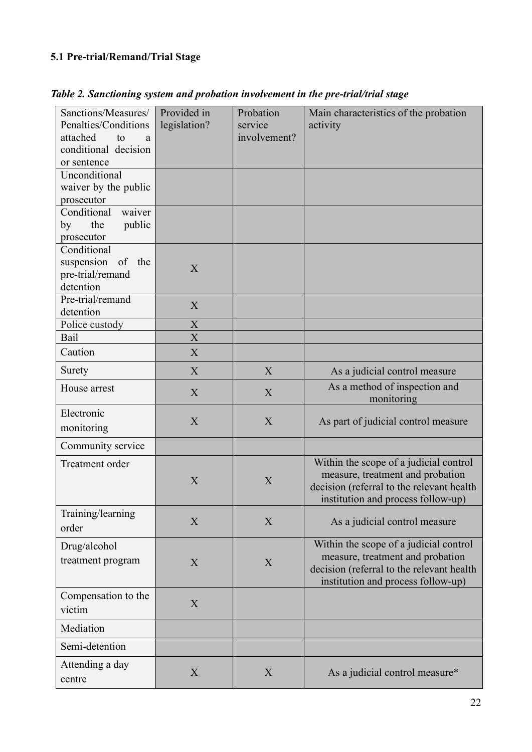**5.1 Pre-trial/Remand/Trial Stage**

***Table 2. Sanctioning system and probation involvement in the pre-trial/trial stage***

| Sanctions/Measures/ Penalties/Conditions attached to a conditional decision or sentence | Provided in legislation? | Probation service involvement? | Main characteristics of the probation activity |
|---|---|---|---|
| Unconditional waiver by the public prosecutor | | | |
| Conditional waiver by the public prosecutor | | | |
| Conditional suspension of the pre-trial/remand detention | X | | |
| Pre-trial/remand detention | X | | |
| Police custody | X | | |
| Bail | X | | |
| Caution | X | | |
| Surety | X | X | As a judicial control measure |
| House arrest | X | X | As a method of inspection and monitoring |
| Electronic monitoring | X | X | As part of judicial control measure |
| Community service | | | |
| Treatment order | X | X | Within the scope of a judicial control measure, treatment and probation decision (referral to the relevant health institution and process follow-up) |
| Training/learning order | X | X | As a judicial control measure |
| Drug/alcohol treatment program | X | X | Within the scope of a judicial control measure, treatment and probation decision (referral to the relevant health institution and process follow-up) |
| Compensation to the victim | X | | |
| Mediation | | | |
| Semi-detention | | | |
| Attending a day centre | X | X | As a judicial control measure* |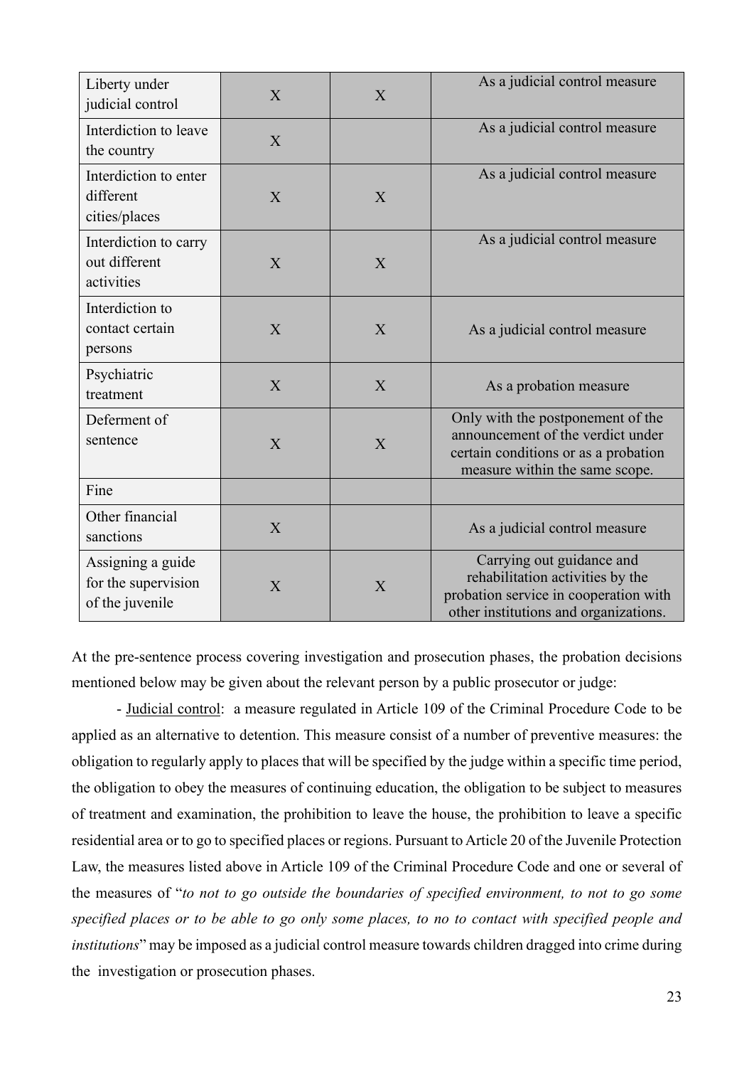| | | | |
|---|---|---|---|
| Liberty under judicial control | X | X | As a judicial control measure |
| Interdiction to leave the country | X | | As a judicial control measure |
| Interdiction to enter different cities/places | X | X | As a judicial control measure |
| Interdiction to carry out different activities | X | X | As a judicial control measure |
| Interdiction to contact certain persons | X | X | As a judicial control measure |
| Psychiatric treatment | X | X | As a probation measure |
| Deferment of sentence | X | X | Only with the postponement of the announcement of the verdict under certain conditions or as a probation measure within the same scope. |
| Fine | | | |
| Other financial sanctions | X | | As a judicial control measure |
| Assigning a guide for the supervision of the juvenile | X | X | Carrying out guidance and rehabilitation activities by the probation service in cooperation with other institutions and organizations. |

At the pre-sentence process covering investigation and prosecution phases, the probation decisions mentioned below may be given about the relevant person by a public prosecutor or judge:

- Judicial control: a measure regulated in Article 109 of the Criminal Procedure Code to be applied as an alternative to detention. This measure consist of a number of preventive measures: the obligation to regularly apply to places that will be specified by the judge within a specific time period, the obligation to obey the measures of continuing education, the obligation to be subject to measures of treatment and examination, the prohibition to leave the house, the prohibition to leave a specific residential area or to go to specified places or regions. Pursuant to Article 20 of the Juvenile Protection Law, the measures listed above in Article 109 of the Criminal Procedure Code and one or several of the measures of "*to not to go outside the boundaries of specified environment, to not to go some specified places or to be able to go only some places, to no to contact with specified people and institutions*" may be imposed as a judicial control measure towards children dragged into crime during the investigation or prosecution phases.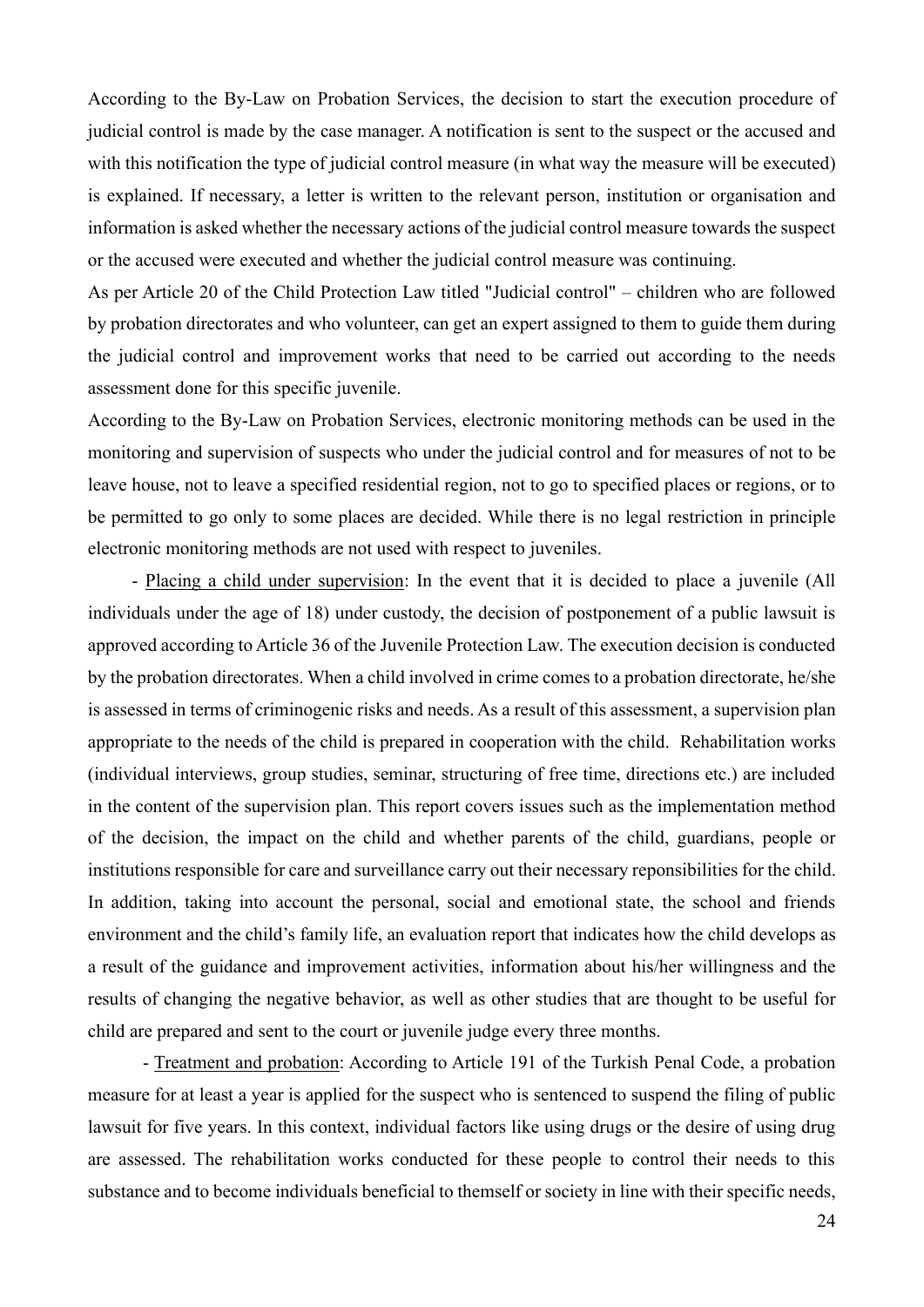According to the By-Law on Probation Services, the decision to start the execution procedure of judicial control is made by the case manager. A notification is sent to the suspect or the accused and with this notification the type of judicial control measure (in what way the measure will be executed) is explained. If necessary, a letter is written to the relevant person, institution or organisation and information is asked whether the necessary actions of the judicial control measure towards the suspect or the accused were executed and whether the judicial control measure was continuing.

As per Article 20 of the Child Protection Law titled "Judicial control" – children who are followed by probation directorates and who volunteer, can get an expert assigned to them to guide them during the judicial control and improvement works that need to be carried out according to the needs assessment done for this specific juvenile.

According to the By-Law on Probation Services, electronic monitoring methods can be used in the monitoring and supervision of suspects who under the judicial control and for measures of not to be leave house, not to leave a specified residential region, not to go to specified places or regions, or to be permitted to go only to some places are decided. While there is no legal restriction in principle electronic monitoring methods are not used with respect to juveniles.

- Placing a child under supervision: In the event that it is decided to place a juvenile (All individuals under the age of 18) under custody, the decision of postponement of a public lawsuit is approved according to Article 36 of the Juvenile Protection Law. The execution decision is conducted by the probation directorates. When a child involved in crime comes to a probation directorate, he/she is assessed in terms of criminogenic risks and needs. As a result of this assessment, a supervision plan appropriate to the needs of the child is prepared in cooperation with the child. Rehabilitation works (individual interviews, group studies, seminar, structuring of free time, directions etc.) are included in the content of the supervision plan. This report covers issues such as the implementation method of the decision, the impact on the child and whether parents of the child, guardians, people or institutions responsible for care and surveillance carry out their necessary reponisibilities for the child. In addition, taking into account the personal, social and emotional state, the school and friends environment and the child's family life, an evaluation report that indicates how the child develops as a result of the guidance and improvement activities, information about his/her willingness and the results of changing the negative behavior, as well as other studies that are thought to be useful for child are prepared and sent to the court or juvenile judge every three months.

- Treatment and probation: According to Article 191 of the Turkish Penal Code, a probation measure for at least a year is applied for the suspect who is sentenced to suspend the filing of public lawsuit for five years. In this context, individual factors like using drugs or the desire of using drug are assessed. The rehabilitation works conducted for these people to control their needs to this substance and to become individuals beneficial to themself or society in line with their specific needs,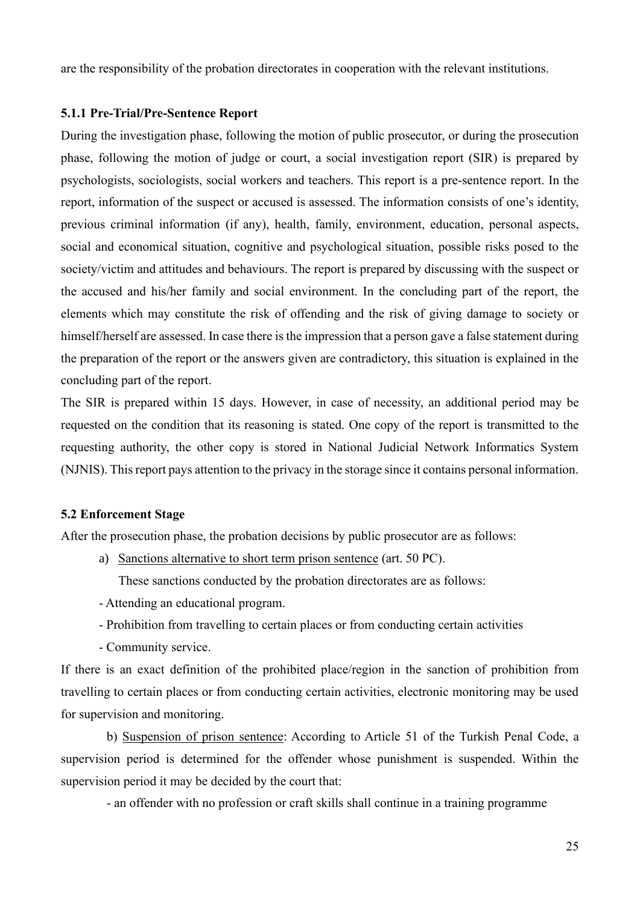are the responsibility of the probation directorates in cooperation with the relevant institutions.

#### 5.1.1 Pre-Trial/Pre-Sentence Report

During the investigation phase, following the motion of public prosecutor, or during the prosecution phase, following the motion of judge or court, a social investigation report (SIR) is prepared by psychologists, sociologists, social workers and teachers. This report is a pre-sentence report. In the report, information of the suspect or accused is assessed. The information consists of one's identity, previous criminal information (if any), health, family, environment, education, personal aspects, social and economical situation, cognitive and psychological situation, possible risks posed to the society/victim and attitudes and behaviours. The report is prepared by discussing with the suspect or the accused and his/her family and social environment. In the concluding part of the report, the elements which may constitute the risk of offending and the risk of giving damage to society or himself/herself are assessed. In case there is the impression that a person gave a false statement during the preparation of the report or the answers given are contradictory, this situation is explained in the concluding part of the report.

The SIR is prepared within 15 days. However, in case of necessity, an additional period may be requested on the condition that its reasoning is stated. One copy of the report is transmitted to the requesting authority, the other copy is stored in National Judicial Network Informatics System (NJNIS). This report pays attention to the privacy in the storage since it contains personal information.

### 5.2 Enforcement Stage

After the prosecution phase, the probation decisions by public prosecutor are as follows:

a) Sanctions alternative to short term prison sentence (art. 50 PC).

   These sanctions conducted by the probation directorates are as follows:

- Attending an educational program.
- Prohibition from travelling to certain places or from conducting certain activities
- Community service.

If there is an exact definition of the prohibited place/region in the sanction of prohibition from travelling to certain places or from conducting certain activities, electronic monitoring may be used for supervision and monitoring.

b) Suspension of prison sentence: According to Article 51 of the Turkish Penal Code, a supervision period is determined for the offender whose punishment is suspended. Within the supervision period it may be decided by the court that:

- an offender with no profession or craft skills shall continue in a training programme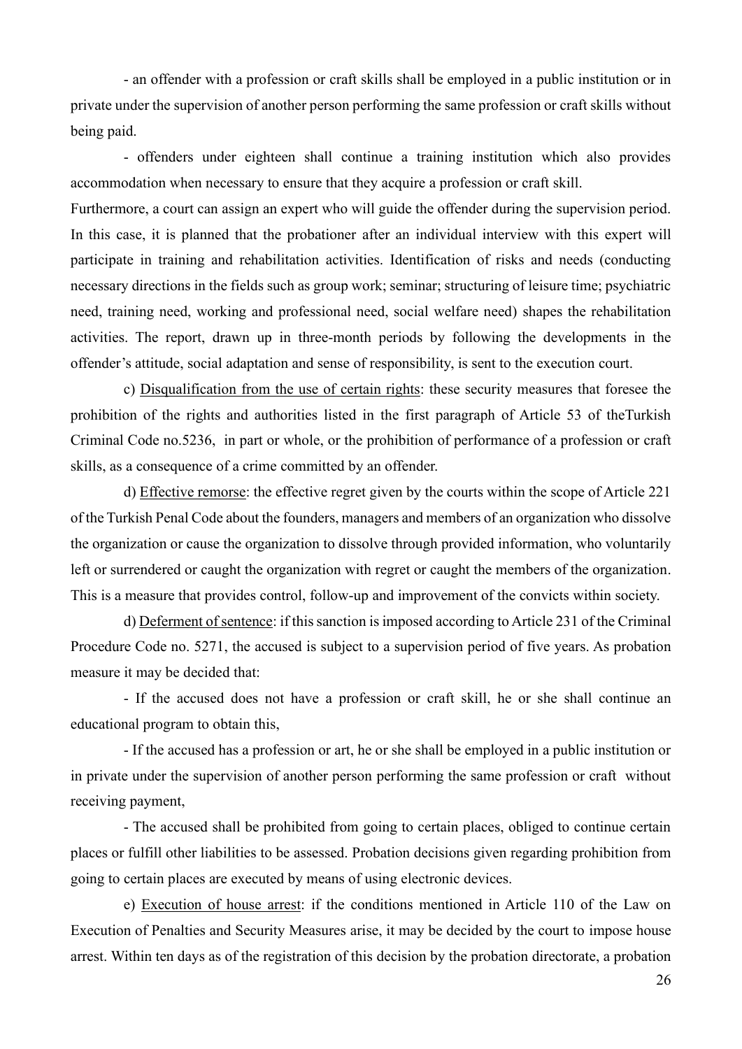- an offender with a profession or craft skills shall be employed in a public institution or in private under the supervision of another person performing the same profession or craft skills without being paid.

- offenders under eighteen shall continue a training institution which also provides accommodation when necessary to ensure that they acquire a profession or craft skill.

Furthermore, a court can assign an expert who will guide the offender during the supervision period. In this case, it is planned that the probationer after an individual interview with this expert will participate in training and rehabilitation activities. Identification of risks and needs (conducting necessary directions in the fields such as group work; seminar; structuring of leisure time; psychiatric need, training need, working and professional need, social welfare need) shapes the rehabilitation activities. The report, drawn up in three-month periods by following the developments in the offender's attitude, social adaptation and sense of responsibility, is sent to the execution court.

c) Disqualification from the use of certain rights: these security measures that foresee the prohibition of the rights and authorities listed in the first paragraph of Article 53 of theTurkish Criminal Code no.5236, in part or whole, or the prohibition of performance of a profession or craft skills, as a consequence of a crime committed by an offender.

d) Effective remorse: the effective regret given by the courts within the scope of Article 221 of the Turkish Penal Code about the founders, managers and members of an organization who dissolve the organization or cause the organization to dissolve through provided information, who voluntarily left or surrendered or caught the organization with regret or caught the members of the organization. This is a measure that provides control, follow-up and improvement of the convicts within society.

d) Deferment of sentence: if this sanction is imposed according to Article 231 of the Criminal Procedure Code no. 5271, the accused is subject to a supervision period of five years. As probation measure it may be decided that:

- If the accused does not have a profession or craft skill, he or she shall continue an educational program to obtain this,

- If the accused has a profession or art, he or she shall be employed in a public institution or in private under the supervision of another person performing the same profession or craft without receiving payment,

- The accused shall be prohibited from going to certain places, obliged to continue certain places or fulfill other liabilities to be assessed. Probation decisions given regarding prohibition from going to certain places are executed by means of using electronic devices.

e) Execution of house arrest: if the conditions mentioned in Article 110 of the Law on Execution of Penalties and Security Measures arise, it may be decided by the court to impose house arrest. Within ten days as of the registration of this decision by the probation directorate, a probation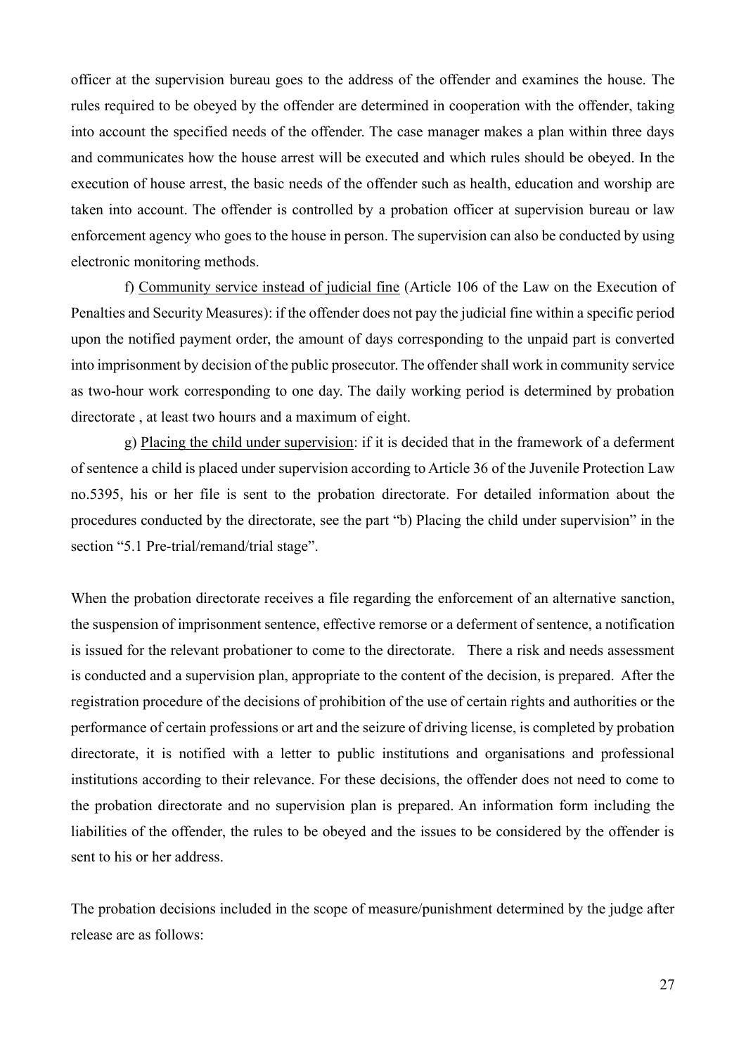officer at the supervision bureau goes to the address of the offender and examines the house. The rules required to be obeyed by the offender are determined in cooperation with the offender, taking into account the specified needs of the offender. The case manager makes a plan within three days and communicates how the house arrest will be executed and which rules should be obeyed. In the execution of house arrest, the basic needs of the offender such as health, education and worship are taken into account. The offender is controlled by a probation officer at supervision bureau or law enforcement agency who goes to the house in person. The supervision can also be conducted by using electronic monitoring methods.

f) <u>Community service instead of judicial fine</u> (Article 106 of the Law on the Execution of Penalties and Security Measures): if the offender does not pay the judicial fine within a specific period upon the notified payment order, the amount of days corresponding to the unpaid part is converted into imprisonment by decision of the public prosecutor. The offender shall work in community service as two-hour work corresponding to one day. The daily working period is determined by probation directorate , at least two houırs and a maximum of eight.

g) <u>Placing the child under supervision</u>: if it is decided that in the framework of a deferment of sentence a child is placed under supervision according to Article 36 of the Juvenile Protection Law no.5395, his or her file is sent to the probation directorate. For detailed information about the procedures conducted by the directorate, see the part "b) Placing the child under supervision" in the section "5.1 Pre-trial/remand/trial stage".

When the probation directorate receives a file regarding the enforcement of an alternative sanction, the suspension of imprisonment sentence, effective remorse or a deferment of sentence, a notification is issued for the relevant probationer to come to the directorate. There a risk and needs assessment is conducted and a supervision plan, appropriate to the content of the decision, is prepared. After the registration procedure of the decisions of prohibition of the use of certain rights and authorities or the performance of certain professions or art and the seizure of driving license, is completed by probation directorate, it is notified with a letter to public institutions and organisations and professional institutions according to their relevance. For these decisions, the offender does not need to come to the probation directorate and no supervision plan is prepared. An information form including the liabilities of the offender, the rules to be obeyed and the issues to be considered by the offender is sent to his or her address.

The probation decisions included in the scope of measure/punishment determined by the judge after release are as follows: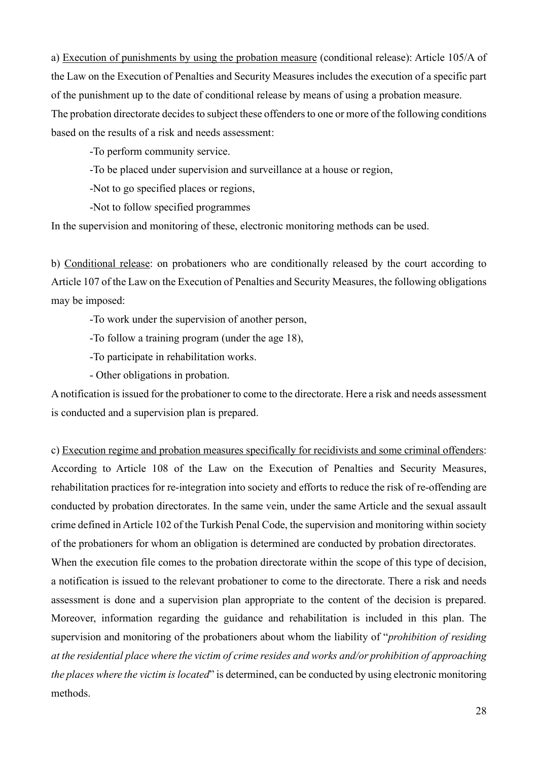a) <u>Execution of punishments by using the probation measure</u> (conditional release): Article 105/A of the Law on the Execution of Penalties and Security Measures includes the execution of a specific part of the punishment up to the date of conditional release by means of using a probation measure. The probation directorate decides to subject these offenders to one or more of the following conditions based on the results of a risk and needs assessment:

-To perform community service.

-To be placed under supervision and surveillance at a house or region,

-Not to go specified places or regions,

-Not to follow specified programmes

In the supervision and monitoring of these, electronic monitoring methods can be used.

b) <u>Conditional release</u>: on probationers who are conditionally released by the court according to Article 107 of the Law on the Execution of Penalties and Security Measures, the following obligations may be imposed:

-To work under the supervision of another person,

-To follow a training program (under the age 18),

-To participate in rehabilitation works.

- Other obligations in probation.

A notification is issued for the probationer to come to the directorate. Here a risk and needs assessment is conducted and a supervision plan is prepared.

c) <u>Execution regime and probation measures specifically for recidivists and some criminal offenders</u>: According to Article 108 of the Law on the Execution of Penalties and Security Measures, rehabilitation practices for re-integration into society and efforts to reduce the risk of re-offending are conducted by probation directorates. In the same vein, under the same Article and the sexual assault crime defined in Article 102 of the Turkish Penal Code, the supervision and monitoring within society of the probationers for whom an obligation is determined are conducted by probation directorates.

When the execution file comes to the probation directorate within the scope of this type of decision, a notification is issued to the relevant probationer to come to the directorate. There a risk and needs assessment is done and a supervision plan appropriate to the content of the decision is prepared. Moreover, information regarding the guidance and rehabilitation is included in this plan. The supervision and monitoring of the probationers about whom the liability of "*prohibition of residing at the residential place where the victim of crime resides and works and/or prohibition of approaching the places where the victim is located*" is determined, can be conducted by using electronic monitoring methods.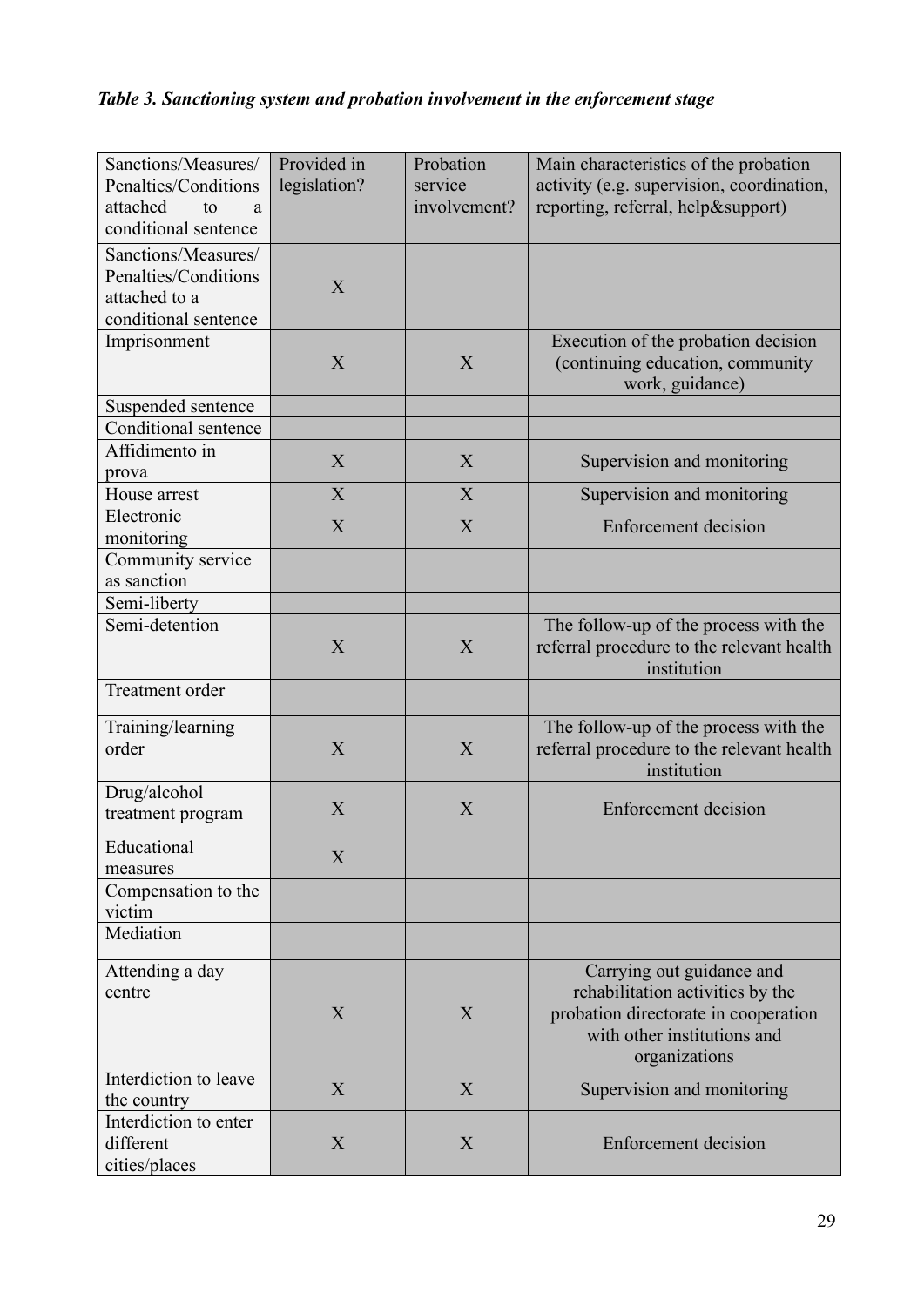*Table 3. Sanctioning system and probation involvement in the enforcement stage*

| Sanctions/Measures/ Penalties/Conditions attached to a conditional sentence | Provided in legislation? | Probation service involvement? | Main characteristics of the probation activity (e.g. supervision, coordination, reporting, referral, help&support) |
|---|---|---|---|
| Sanctions/Measures/ Penalties/Conditions attached to a conditional sentence | X | | |
| Imprisonment | X | X | Execution of the probation decision (continuing education, community work, guidance) |
| Suspended sentence | | | |
| Conditional sentence | | | |
| Affidimento in prova | X | X | Supervision and monitoring |
| House arrest | X | X | Supervision and monitoring |
| Electronic monitoring | X | X | Enforcement decision |
| Community service as sanction | | | |
| Semi-liberty | | | |
| Semi-detention | X | X | The follow-up of the process with the referral procedure to the relevant health institution |
| Treatment order | | | |
| Training/learning order | X | X | The follow-up of the process with the referral procedure to the relevant health institution |
| Drug/alcohol treatment program | X | X | Enforcement decision |
| Educational measures | X | | |
| Compensation to the victim | | | |
| Mediation | | | |
| Attending a day centre | X | X | Carrying out guidance and rehabilitation activities by the probation directorate in cooperation with other institutions and organizations |
| Interdiction to leave the country | X | X | Supervision and monitoring |
| Interdiction to enter different cities/places | X | X | Enforcement decision |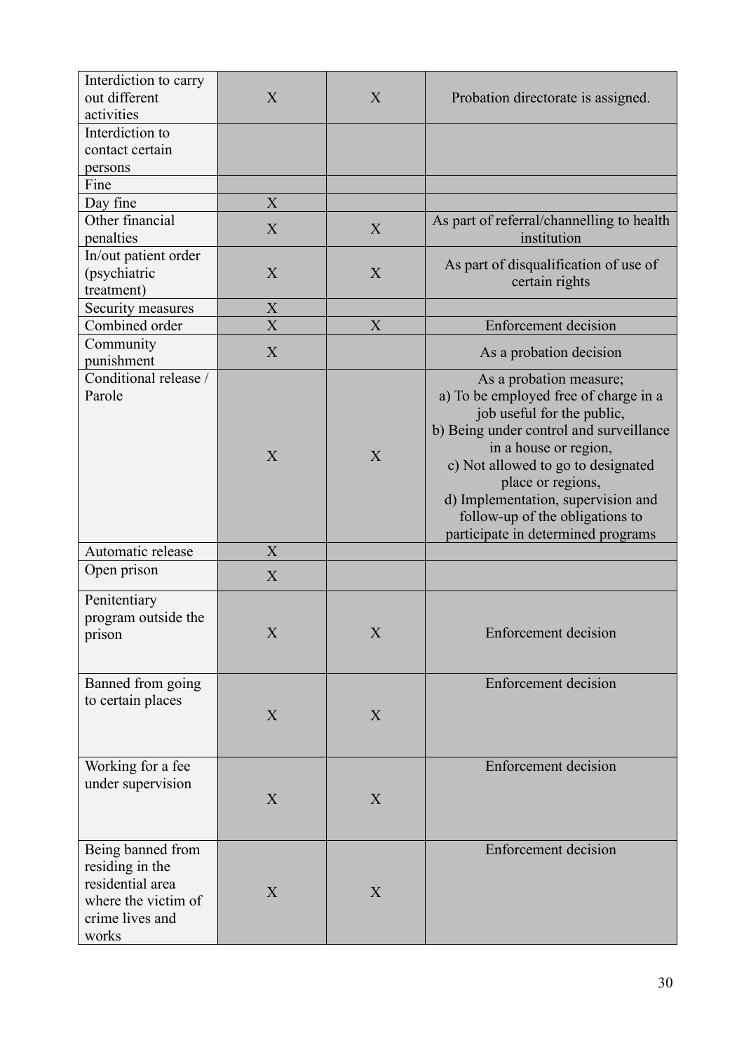| | | | |
|---|---|---|---|
| Interdiction to carry out different activities | X | X | Probation directorate is assigned. |
| Interdiction to contact certain persons | | | |
| Fine | | | |
| Day fine | X | | |
| Other financial penalties | X | X | As part of referral/channelling to health institution |
| In/out patient order (psychiatric treatment) | X | X | As part of disqualification of use of certain rights |
| Security measures | X | | |
| Combined order | X | X | Enforcement decision |
| Community punishment | X | | As a probation decision |
| Conditional release / Parole | X | X | As a probation measure;<br>a) To be employed free of charge in a job useful for the public,<br>b) Being under control and surveillance in a house or region,<br>c) Not allowed to go to designated place or regions,<br>d) Implementation, supervision and follow-up of the obligations to participate in determined programs |
| Automatic release | X | | |
| Open prison | X | | |
| Penitentiary program outside the prison | X | X | Enforcement decision |
| Banned from going to certain places | X | X | Enforcement decision |
| Working for a fee under supervision | X | X | Enforcement decision |
| Being banned from residing in the residential area where the victim of crime lives and works | X | X | Enforcement decision |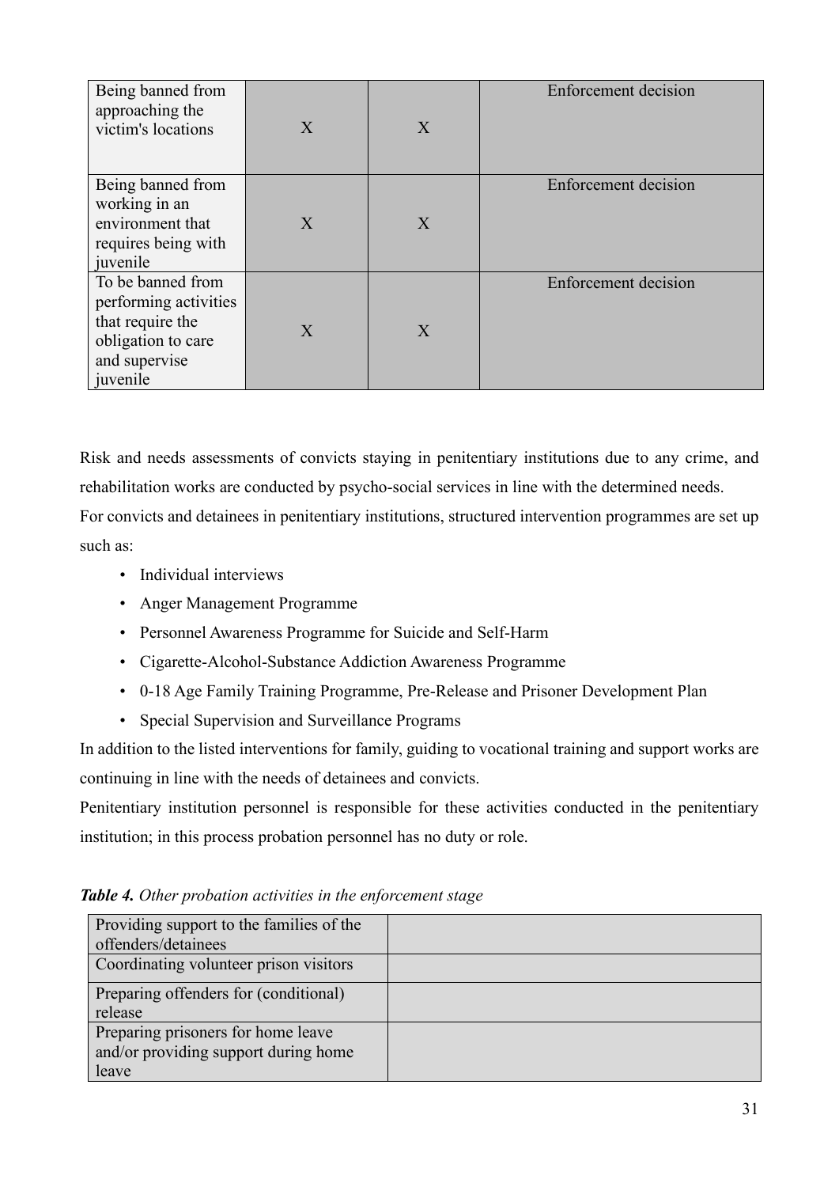| | | | |
|---|---|---|---|
| Being banned from approaching the victim's locations | X | X | Enforcement decision |
| Being banned from working in an environment that requires being with juvenile | X | X | Enforcement decision |
| To be banned from performing activities that require the obligation to care and supervise juvenile | X | X | Enforcement decision |

Risk and needs assessments of convicts staying in penitentiary institutions due to any crime, and rehabilitation works are conducted by psycho-social services in line with the determined needs. For convicts and detainees in penitentiary institutions, structured intervention programmes are set up such as:

- Individual interviews
- Anger Management Programme
- Personnel Awareness Programme for Suicide and Self-Harm
- Cigarette-Alcohol-Substance Addiction Awareness Programme
- 0-18 Age Family Training Programme, Pre-Release and Prisoner Development Plan
- Special Supervision and Surveillance Programs

In addition to the listed interventions for family, guiding to vocational training and support works are continuing in line with the needs of detainees and convicts.

Penitentiary institution personnel is responsible for these activities conducted in the penitentiary institution; in this process probation personnel has no duty or role.

***Table 4.*** *Other probation activities in the enforcement stage*

| | |
|---|---|
| Providing support to the families of the offenders/detainees | |
| Coordinating volunteer prison visitors | |
| Preparing offenders for (conditional) release | |
| Preparing prisoners for home leave and/or providing support during home leave | |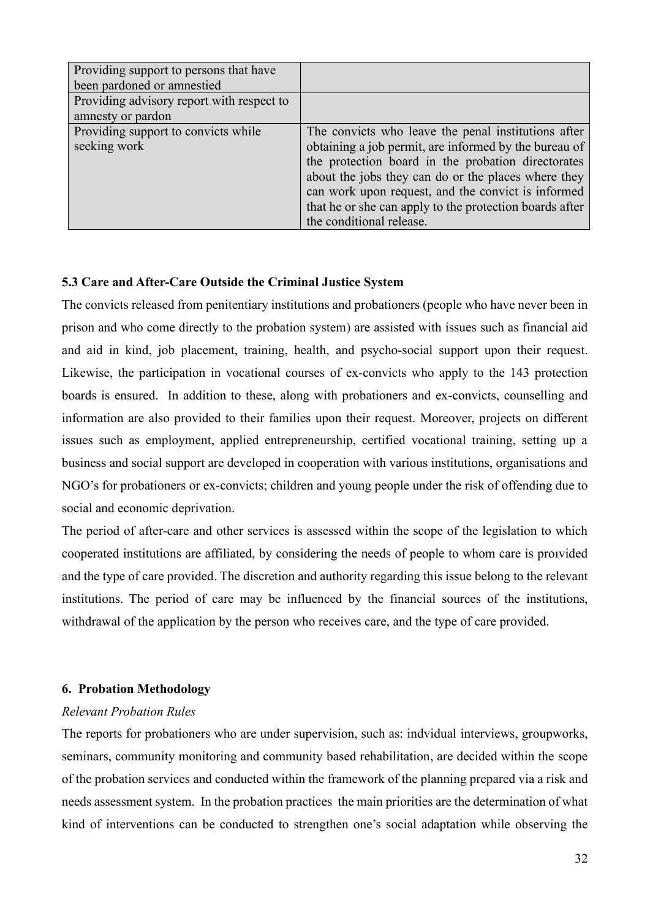| | |
|---|---|
| Providing support to persons that have been pardoned or amnestied | |
| Providing advisory report with respect to amnesty or pardon | |
| Providing support to convicts while seeking work | The convicts who leave the penal institutions after obtaining a job permit, are informed by the bureau of the protection board in the probation directorates about the jobs they can do or the places where they can work upon request, and the convict is informed that he or she can apply to the protection boards after the conditional release. |

### 5.3 Care and After-Care Outside the Criminal Justice System

The convicts released from penitentiary institutions and probationers (people who have never been in prison and who come directly to the probation system) are assisted with issues such as financial aid and aid in kind, job placement, training, health, and psycho-social support upon their request. Likewise, the participation in vocational courses of ex-convicts who apply to the 143 protection boards is ensured. In addition to these, along with probationers and ex-convicts, counselling and information are also provided to their families upon their request. Moreover, projects on different issues such as employment, applied entrepreneurship, certified vocational training, setting up a business and social support are developed in cooperation with various institutions, organisations and NGO's for probationers or ex-convicts; children and young people under the risk of offending due to social and economic deprivation.

The period of after-care and other services is assessed within the scope of the legislation to which cooperated institutions are affiliated, by considering the needs of people to whom care is proıvided and the type of care provided. The discretion and authority regarding this issue belong to the relevant institutions. The period of care may be influenced by the financial sources of the institutions, withdrawal of the application by the person who receives care, and the type of care provided.

## 6. Probation Methodology

*Relevant Probation Rules*

The reports for probationers who are under supervision, such as: indvidual interviews, groupworks, seminars, community monitoring and community based rehabilitation, are decided within the scope of the probation services and conducted within the framework of the planning prepared via a risk and needs assessment system. In the probation practices the main priorities are the determination of what kind of interventions can be conducted to strengthen one's social adaptation while observing the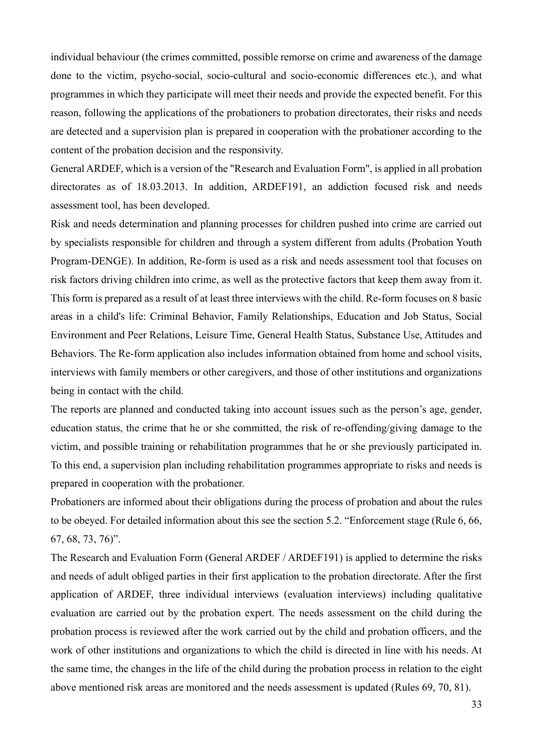individual behaviour (the crimes committed, possible remorse on crime and awareness of the damage done to the victim, psycho-social, socio-cultural and socio-economic differences etc.), and what programmes in which they participate will meet their needs and provide the expected benefit. For this reason, following the applications of the probationers to probation directorates, their risks and needs are detected and a supervision plan is prepared in cooperation with the probationer according to the content of the probation decision and the responsivity.

General ARDEF, which is a version of the "Research and Evaluation Form", is applied in all probation directorates as of 18.03.2013. In addition, ARDEF191, an addiction focused risk and needs assessment tool, has been developed.

Risk and needs determination and planning processes for children pushed into crime are carried out by specialists responsible for children and through a system different from adults (Probation Youth Program-DENGE). In addition, Re-form is used as a risk and needs assessment tool that focuses on risk factors driving children into crime, as well as the protective factors that keep them away from it. This form is prepared as a result of at least three interviews with the child. Re-form focuses on 8 basic areas in a child's life: Criminal Behavior, Family Relationships, Education and Job Status, Social Environment and Peer Relations, Leisure Time, General Health Status, Substance Use, Attitudes and Behaviors. The Re-form application also includes information obtained from home and school visits, interviews with family members or other caregivers, and those of other institutions and organizations being in contact with the child.

The reports are planned and conducted taking into account issues such as the person's age, gender, education status, the crime that he or she committed, the risk of re-offending/giving damage to the victim, and possible training or rehabilitation programmes that he or she previously participated in. To this end, a supervision plan including rehabilitation programmes appropriate to risks and needs is prepared in cooperation with the probationer.

Probationers are informed about their obligations during the process of probation and about the rules to be obeyed. For detailed information about this see the section 5.2. "Enforcement stage (Rule 6, 66, 67, 68, 73, 76)".

The Research and Evaluation Form (General ARDEF / ARDEF191) is applied to determine the risks and needs of adult obliged parties in their first application to the probation directorate. After the first application of ARDEF, three individual interviews (evaluation interviews) including qualitative evaluation are carried out by the probation expert. The needs assessment on the child during the probation process is reviewed after the work carried out by the child and probation officers, and the work of other institutions and organizations to which the child is directed in line with his needs. At the same time, the changes in the life of the child during the probation process in relation to the eight above mentioned risk areas are monitored and the needs assessment is updated (Rules 69, 70, 81).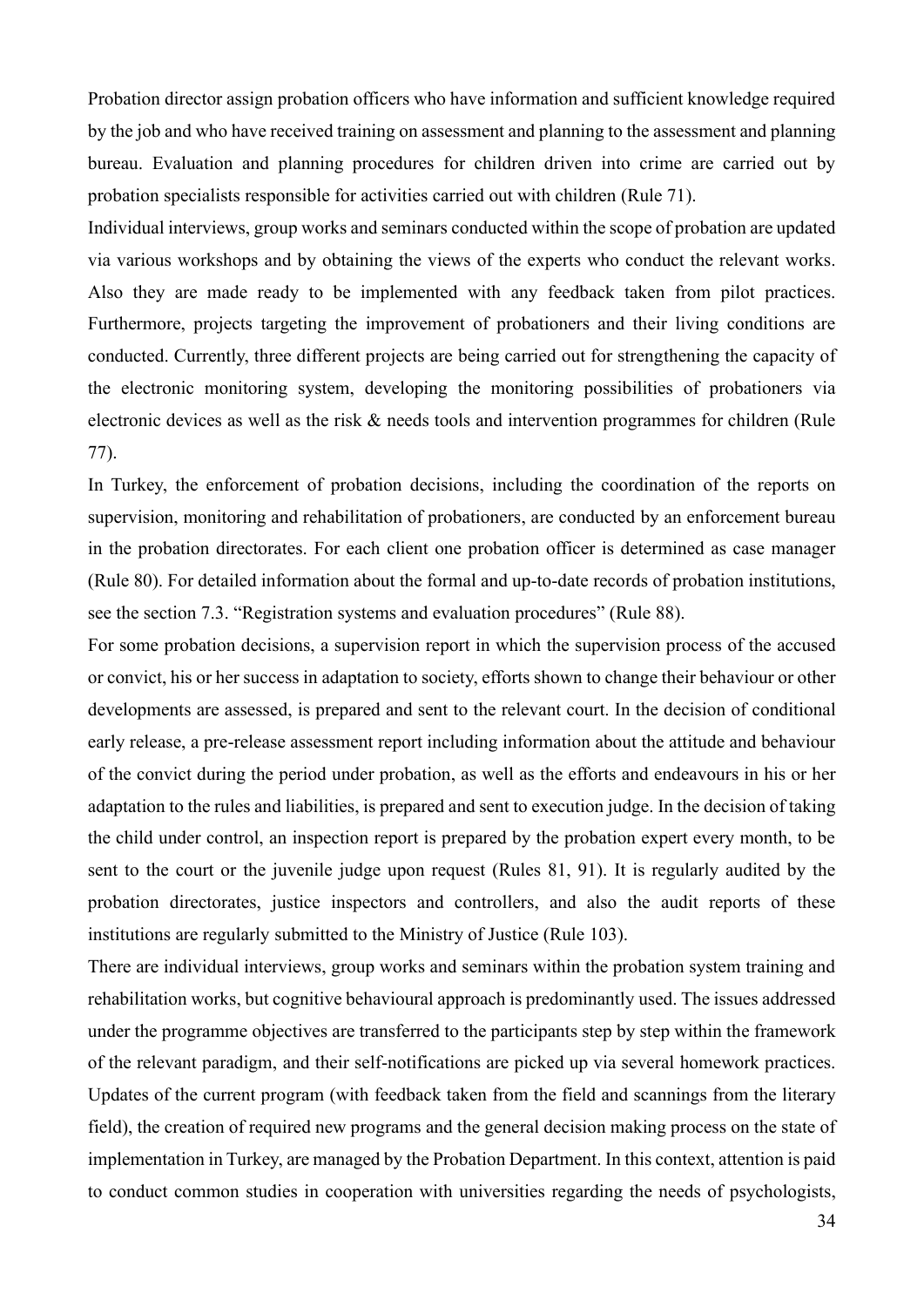Probation director assign probation officers who have information and sufficient knowledge required by the job and who have received training on assessment and planning to the assessment and planning bureau. Evaluation and planning procedures for children driven into crime are carried out by probation specialists responsible for activities carried out with children (Rule 71).

Individual interviews, group works and seminars conducted within the scope of probation are updated via various workshops and by obtaining the views of the experts who conduct the relevant works. Also they are made ready to be implemented with any feedback taken from pilot practices. Furthermore, projects targeting the improvement of probationers and their living conditions are conducted. Currently, three different projects are being carried out for strengthening the capacity of the electronic monitoring system, developing the monitoring possibilities of probationers via electronic devices as well as the risk & needs tools and intervention programmes for children (Rule 77).

In Turkey, the enforcement of probation decisions, including the coordination of the reports on supervision, monitoring and rehabilitation of probationers, are conducted by an enforcement bureau in the probation directorates. For each client one probation officer is determined as case manager (Rule 80). For detailed information about the formal and up-to-date records of probation institutions, see the section 7.3. "Registration systems and evaluation procedures" (Rule 88).

For some probation decisions, a supervision report in which the supervision process of the accused or convict, his or her success in adaptation to society, efforts shown to change their behaviour or other developments are assessed, is prepared and sent to the relevant court. In the decision of conditional early release, a pre-release assessment report including information about the attitude and behaviour of the convict during the period under probation, as well as the efforts and endeavours in his or her adaptation to the rules and liabilities, is prepared and sent to execution judge. In the decision of taking the child under control, an inspection report is prepared by the probation expert every month, to be sent to the court or the juvenile judge upon request (Rules 81, 91). It is regularly audited by the probation directorates, justice inspectors and controllers, and also the audit reports of these institutions are regularly submitted to the Ministry of Justice (Rule 103).

There are individual interviews, group works and seminars within the probation system training and rehabilitation works, but cognitive behavioural approach is predominantly used. The issues addressed under the programme objectives are transferred to the participants step by step within the framework of the relevant paradigm, and their self-notifications are picked up via several homework practices. Updates of the current program (with feedback taken from the field and scannings from the literary field), the creation of required new programs and the general decision making process on the state of implementation in Turkey, are managed by the Probation Department. In this context, attention is paid to conduct common studies in cooperation with universities regarding the needs of psychologists,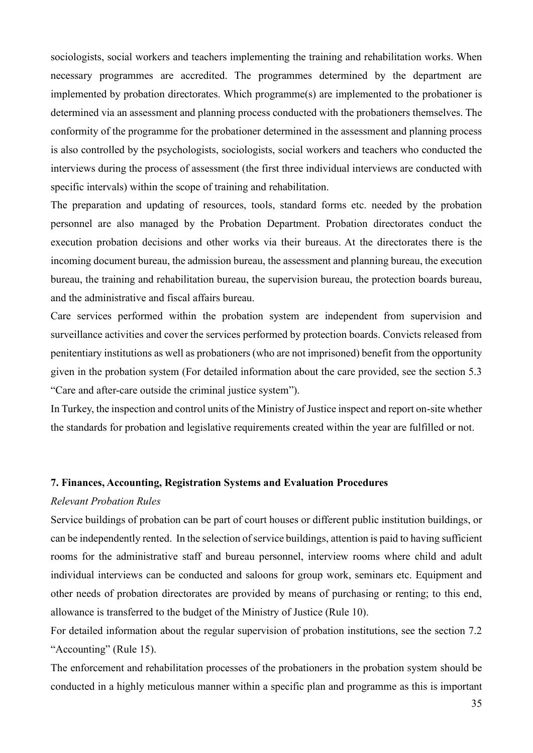sociologists, social workers and teachers implementing the training and rehabilitation works. When necessary programmes are accredited. The programmes determined by the department are implemented by probation directorates. Which programme(s) are implemented to the probationer is determined via an assessment and planning process conducted with the probationers themselves. The conformity of the programme for the probationer determined in the assessment and planning process is also controlled by the psychologists, sociologists, social workers and teachers who conducted the interviews during the process of assessment (the first three individual interviews are conducted with specific intervals) within the scope of training and rehabilitation.

The preparation and updating of resources, tools, standard forms etc. needed by the probation personnel are also managed by the Probation Department. Probation directorates conduct the execution probation decisions and other works via their bureaus. At the directorates there is the incoming document bureau, the admission bureau, the assessment and planning bureau, the execution bureau, the training and rehabilitation bureau, the supervision bureau, the protection boards bureau, and the administrative and fiscal affairs bureau.

Care services performed within the probation system are independent from supervision and surveillance activities and cover the services performed by protection boards. Convicts released from penitentiary institutions as well as probationers (who are not imprisoned) benefit from the opportunity given in the probation system (For detailed information about the care provided, see the section 5.3 "Care and after-care outside the criminal justice system").

In Turkey, the inspection and control units of the Ministry of Justice inspect and report on-site whether the standards for probation and legislative requirements created within the year are fulfilled or not.

## 7. Finances, Accounting, Registration Systems and Evaluation Procedures

*Relevant Probation Rules*

Service buildings of probation can be part of court houses or different public institution buildings, or can be independently rented. In the selection of service buildings, attention is paid to having sufficient rooms for the administrative staff and bureau personnel, interview rooms where child and adult individual interviews can be conducted and saloons for group work, seminars etc. Equipment and other needs of probation directorates are provided by means of purchasing or renting; to this end, allowance is transferred to the budget of the Ministry of Justice (Rule 10).

For detailed information about the regular supervision of probation institutions, see the section 7.2 "Accounting" (Rule 15).

The enforcement and rehabilitation processes of the probationers in the probation system should be conducted in a highly meticulous manner within a specific plan and programme as this is important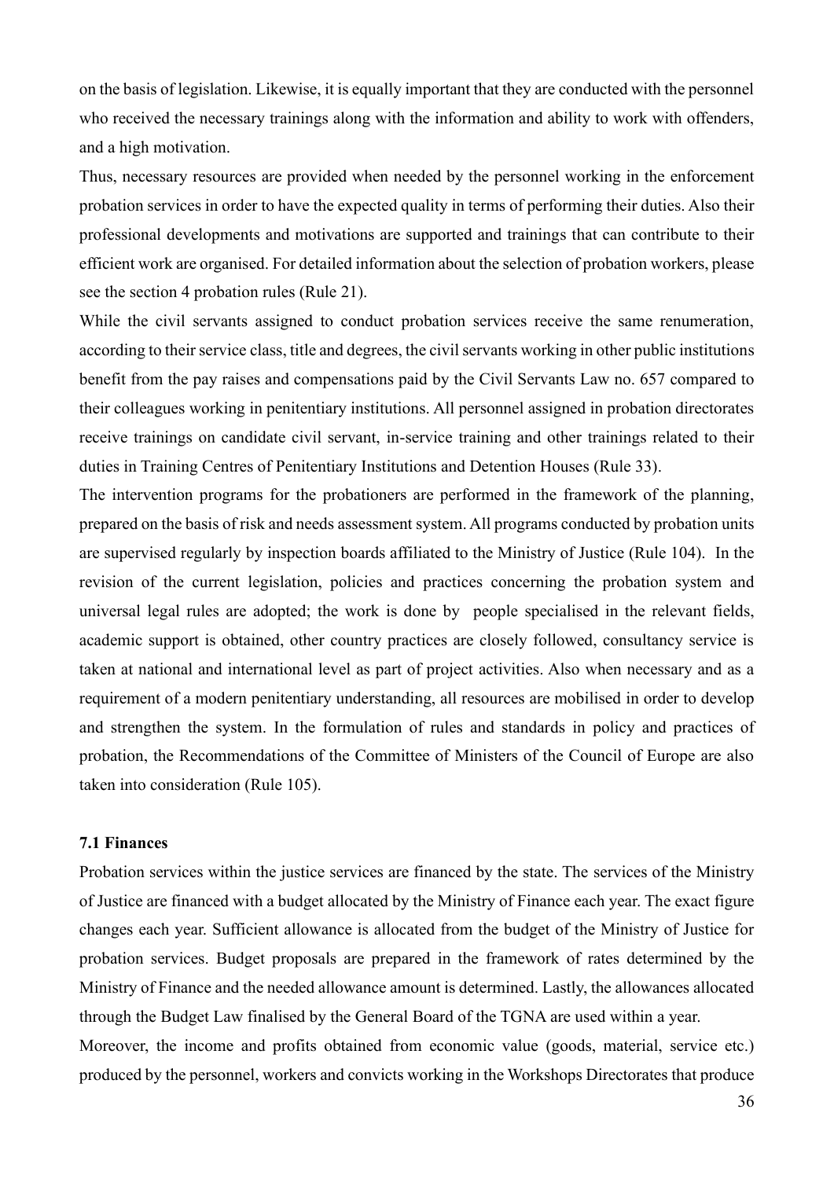on the basis of legislation. Likewise, it is equally important that they are conducted with the personnel who received the necessary trainings along with the information and ability to work with offenders, and a high motivation.

Thus, necessary resources are provided when needed by the personnel working in the enforcement probation services in order to have the expected quality in terms of performing their duties. Also their professional developments and motivations are supported and trainings that can contribute to their efficient work are organised. For detailed information about the selection of probation workers, please see the section 4 probation rules (Rule 21).

While the civil servants assigned to conduct probation services receive the same renumeration, according to their service class, title and degrees, the civil servants working in other public institutions benefit from the pay raises and compensations paid by the Civil Servants Law no. 657 compared to their colleagues working in penitentiary institutions. All personnel assigned in probation directorates receive trainings on candidate civil servant, in-service training and other trainings related to their duties in Training Centres of Penitentiary Institutions and Detention Houses (Rule 33).

The intervention programs for the probationers are performed in the framework of the planning, prepared on the basis of risk and needs assessment system. All programs conducted by probation units are supervised regularly by inspection boards affiliated to the Ministry of Justice (Rule 104). In the revision of the current legislation, policies and practices concerning the probation system and universal legal rules are adopted; the work is done by people specialised in the relevant fields, academic support is obtained, other country practices are closely followed, consultancy service is taken at national and international level as part of project activities. Also when necessary and as a requirement of a modern penitentiary understanding, all resources are mobilised in order to develop and strengthen the system. In the formulation of rules and standards in policy and practices of probation, the Recommendations of the Committee of Ministers of the Council of Europe are also taken into consideration (Rule 105).

### 7.1 Finances

Probation services within the justice services are financed by the state. The services of the Ministry of Justice are financed with a budget allocated by the Ministry of Finance each year. The exact figure changes each year. Sufficient allowance is allocated from the budget of the Ministry of Justice for probation services. Budget proposals are prepared in the framework of rates determined by the Ministry of Finance and the needed allowance amount is determined. Lastly, the allowances allocated through the Budget Law finalised by the General Board of the TGNA are used within a year.

Moreover, the income and profits obtained from economic value (goods, material, service etc.) produced by the personnel, workers and convicts working in the Workshops Directorates that produce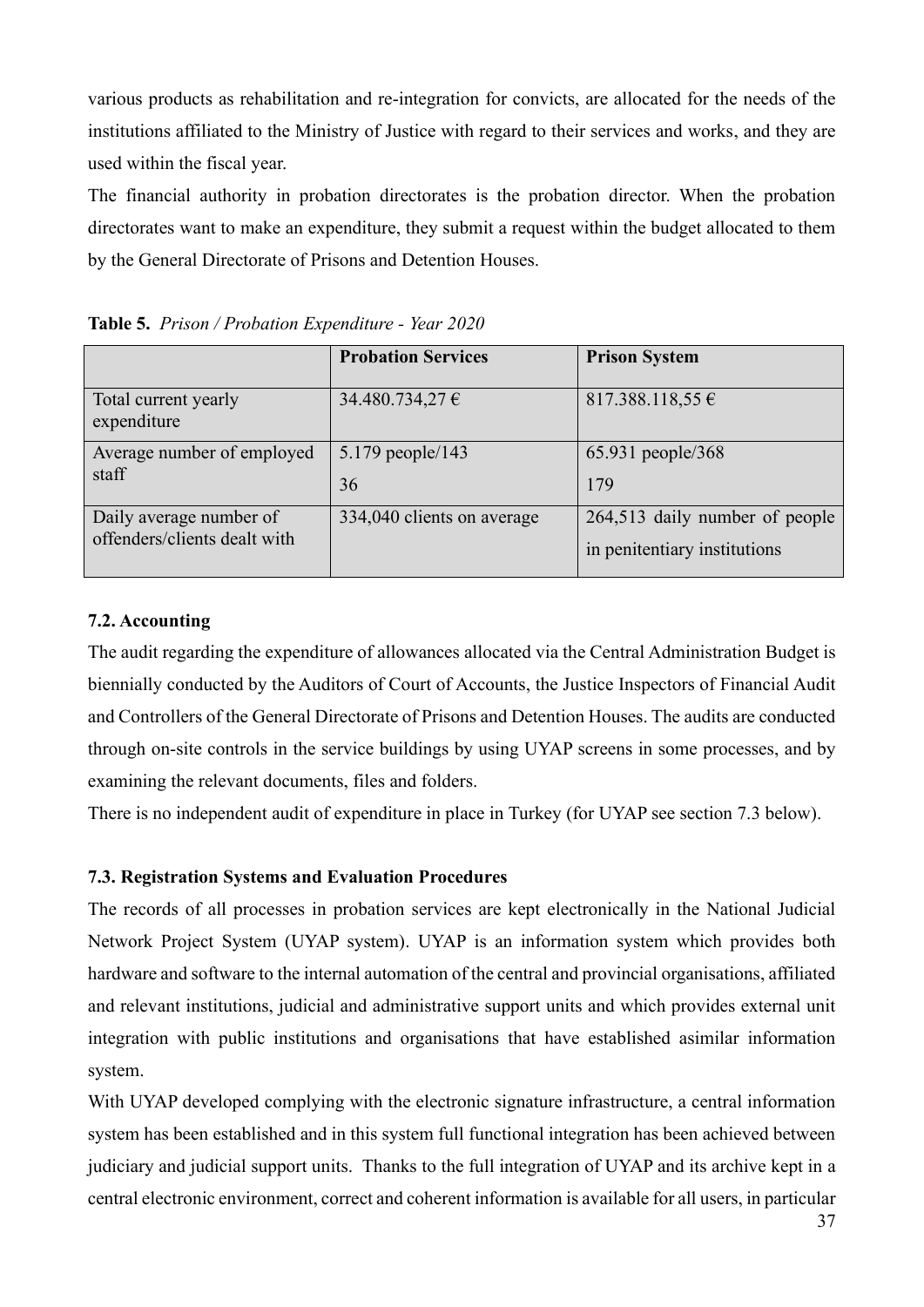various products as rehabilitation and re-integration for convicts, are allocated for the needs of the institutions affiliated to the Ministry of Justice with regard to their services and works, and they are used within the fiscal year.

The financial authority in probation directorates is the probation director. When the probation directorates want to make an expenditure, they submit a request within the budget allocated to them by the General Directorate of Prisons and Detention Houses.

**Table 5.** *Prison / Probation Expenditure - Year 2020*

| | **Probation Services** | **Prison System** |
|---|---|---|
| Total current yearly expenditure | 34.480.734,27 € | 817.388.118,55 € |
| Average number of employed staff | 5.179 people/143<br>36 | 65.931 people/368<br>179 |
| Daily average number of offenders/clients dealt with | 334,040 clients on average | 264,513 daily number of people in penitentiary institutions |

### 7.2. Accounting

The audit regarding the expenditure of allowances allocated via the Central Administration Budget is biennially conducted by the Auditors of Court of Accounts, the Justice Inspectors of Financial Audit and Controllers of the General Directorate of Prisons and Detention Houses. The audits are conducted through on-site controls in the service buildings by using UYAP screens in some processes, and by examining the relevant documents, files and folders.

There is no independent audit of expenditure in place in Turkey (for UYAP see section 7.3 below).

### 7.3. Registration Systems and Evaluation Procedures

The records of all processes in probation services are kept electronically in the National Judicial Network Project System (UYAP system). UYAP is an information system which provides both hardware and software to the internal automation of the central and provincial organisations, affiliated and relevant institutions, judicial and administrative support units and which provides external unit integration with public institutions and organisations that have established asimilar information system.

With UYAP developed complying with the electronic signature infrastructure, a central information system has been established and in this system full functional integration has been achieved between judiciary and judicial support units. Thanks to the full integration of UYAP and its archive kept in a central electronic environment, correct and coherent information is available for all users, in particular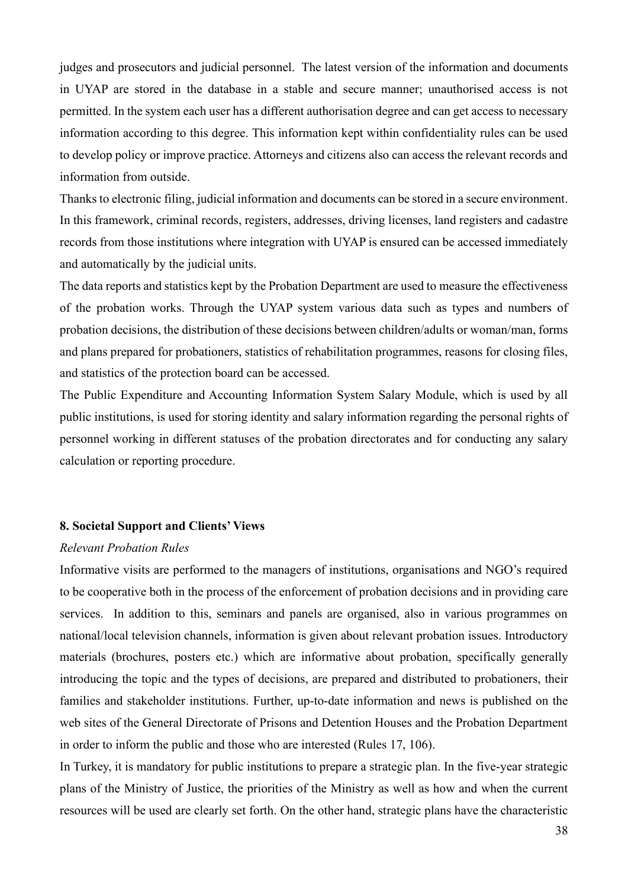judges and prosecutors and judicial personnel. The latest version of the information and documents in UYAP are stored in the database in a stable and secure manner; unauthorised access is not permitted. In the system each user has a different authorisation degree and can get access to necessary information according to this degree. This information kept within confidentiality rules can be used to develop policy or improve practice. Attorneys and citizens also can access the relevant records and information from outside.

Thanks to electronic filing, judicial information and documents can be stored in a secure environment. In this framework, criminal records, registers, addresses, driving licenses, land registers and cadastre records from those institutions where integration with UYAP is ensured can be accessed immediately and automatically by the judicial units.

The data reports and statistics kept by the Probation Department are used to measure the effectiveness of the probation works. Through the UYAP system various data such as types and numbers of probation decisions, the distribution of these decisions between children/adults or woman/man, forms and plans prepared for probationers, statistics of rehabilitation programmes, reasons for closing files, and statistics of the protection board can be accessed.

The Public Expenditure and Accounting Information System Salary Module, which is used by all public institutions, is used for storing identity and salary information regarding the personal rights of personnel working in different statuses of the probation directorates and for conducting any salary calculation or reporting procedure.

## 8. Societal Support and Clients' Views

*Relevant Probation Rules*

Informative visits are performed to the managers of institutions, organisations and NGO's required to be cooperative both in the process of the enforcement of probation decisions and in providing care services. In addition to this, seminars and panels are organised, also in various programmes on national/local television channels, information is given about relevant probation issues. Introductory materials (brochures, posters etc.) which are informative about probation, specifically generally introducing the topic and the types of decisions, are prepared and distributed to probationers, their families and stakeholder institutions. Further, up-to-date information and news is published on the web sites of the General Directorate of Prisons and Detention Houses and the Probation Department in order to inform the public and those who are interested (Rules 17, 106).

In Turkey, it is mandatory for public institutions to prepare a strategic plan. In the five-year strategic plans of the Ministry of Justice, the priorities of the Ministry as well as how and when the current resources will be used are clearly set forth. On the other hand, strategic plans have the characteristic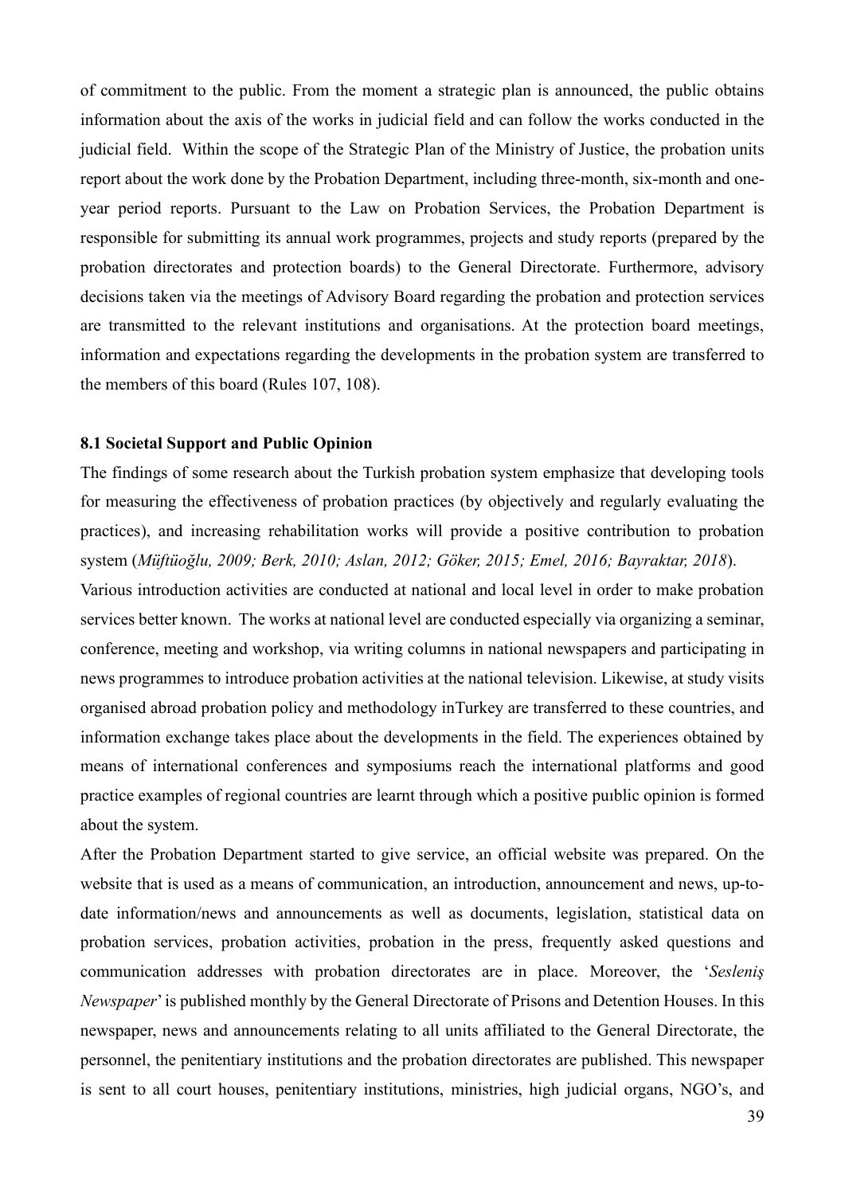of commitment to the public. From the moment a strategic plan is announced, the public obtains information about the axis of the works in judicial field and can follow the works conducted in the judicial field. Within the scope of the Strategic Plan of the Ministry of Justice, the probation units report about the work done by the Probation Department, including three-month, six-month and one-year period reports. Pursuant to the Law on Probation Services, the Probation Department is responsible for submitting its annual work programmes, projects and study reports (prepared by the probation directorates and protection boards) to the General Directorate. Furthermore, advisory decisions taken via the meetings of Advisory Board regarding the probation and protection services are transmitted to the relevant institutions and organisations. At the protection board meetings, information and expectations regarding the developments in the probation system are transferred to the members of this board (Rules 107, 108).

### 8.1 Societal Support and Public Opinion

The findings of some research about the Turkish probation system emphasize that developing tools for measuring the effectiveness of probation practices (by objectively and regularly evaluating the practices), and increasing rehabilitation works will provide a positive contribution to probation system (*Müftüoğlu, 2009; Berk, 2010; Aslan, 2012; Göker, 2015; Emel, 2016; Bayraktar, 2018*).

Various introduction activities are conducted at national and local level in order to make probation services better known. The works at national level are conducted especially via organizing a seminar, conference, meeting and workshop, via writing columns in national newspapers and participating in news programmes to introduce probation activities at the national television. Likewise, at study visits organised abroad probation policy and methodology inTurkey are transferred to these countries, and information exchange takes place about the developments in the field. The experiences obtained by means of international conferences and symposiums reach the international platforms and good practice examples of regional countries are learnt through which a positive puıblic opinion is formed about the system.

After the Probation Department started to give service, an official website was prepared. On the website that is used as a means of communication, an introduction, announcement and news, up-to-date information/news and announcements as well as documents, legislation, statistical data on probation services, probation activities, probation in the press, frequently asked questions and communication addresses with probation directorates are in place. Moreover, the '*Sesleniş Newspaper*' is published monthly by the General Directorate of Prisons and Detention Houses. In this newspaper, news and announcements relating to all units affiliated to the General Directorate, the personnel, the penitentiary institutions and the probation directorates are published. This newspaper is sent to all court houses, penitentiary institutions, ministries, high judicial organs, NGO's, and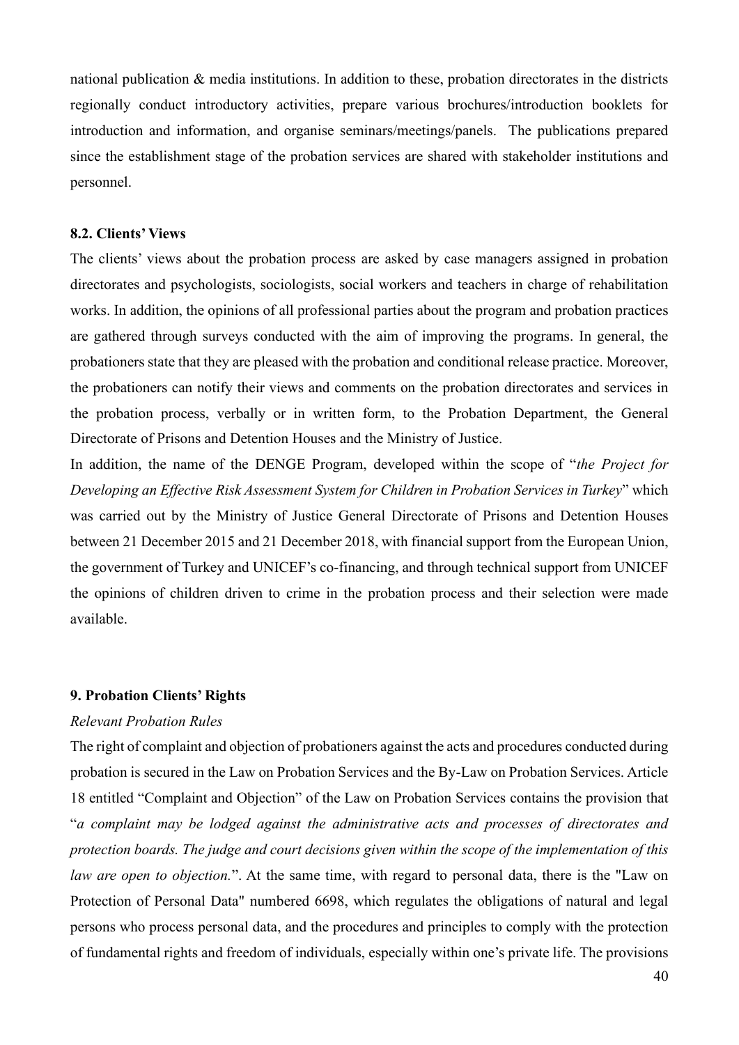national publication & media institutions. In addition to these, probation directorates in the districts regionally conduct introductory activities, prepare various brochures/introduction booklets for introduction and information, and organise seminars/meetings/panels. The publications prepared since the establishment stage of the probation services are shared with stakeholder institutions and personnel.

### 8.2. Clients' Views

The clients' views about the probation process are asked by case managers assigned in probation directorates and psychologists, sociologists, social workers and teachers in charge of rehabilitation works. In addition, the opinions of all professional parties about the program and probation practices are gathered through surveys conducted with the aim of improving the programs. In general, the probationers state that they are pleased with the probation and conditional release practice. Moreover, the probationers can notify their views and comments on the probation directorates and services in the probation process, verbally or in written form, to the Probation Department, the General Directorate of Prisons and Detention Houses and the Ministry of Justice.

In addition, the name of the DENGE Program, developed within the scope of "*the Project for Developing an Effective Risk Assessment System for Children in Probation Services in Turkey*" which was carried out by the Ministry of Justice General Directorate of Prisons and Detention Houses between 21 December 2015 and 21 December 2018, with financial support from the European Union, the government of Turkey and UNICEF's co-financing, and through technical support from UNICEF the opinions of children driven to crime in the probation process and their selection were made available.

## 9. Probation Clients' Rights

*Relevant Probation Rules*

The right of complaint and objection of probationers against the acts and procedures conducted during probation is secured in the Law on Probation Services and the By-Law on Probation Services. Article 18 entitled "Complaint and Objection" of the Law on Probation Services contains the provision that "*a complaint may be lodged against the administrative acts and processes of directorates and protection boards. The judge and court decisions given within the scope of the implementation of this law are open to objection.*". At the same time, with regard to personal data, there is the "Law on Protection of Personal Data" numbered 6698, which regulates the obligations of natural and legal persons who process personal data, and the procedures and principles to comply with the protection of fundamental rights and freedom of individuals, especially within one's private life. The provisions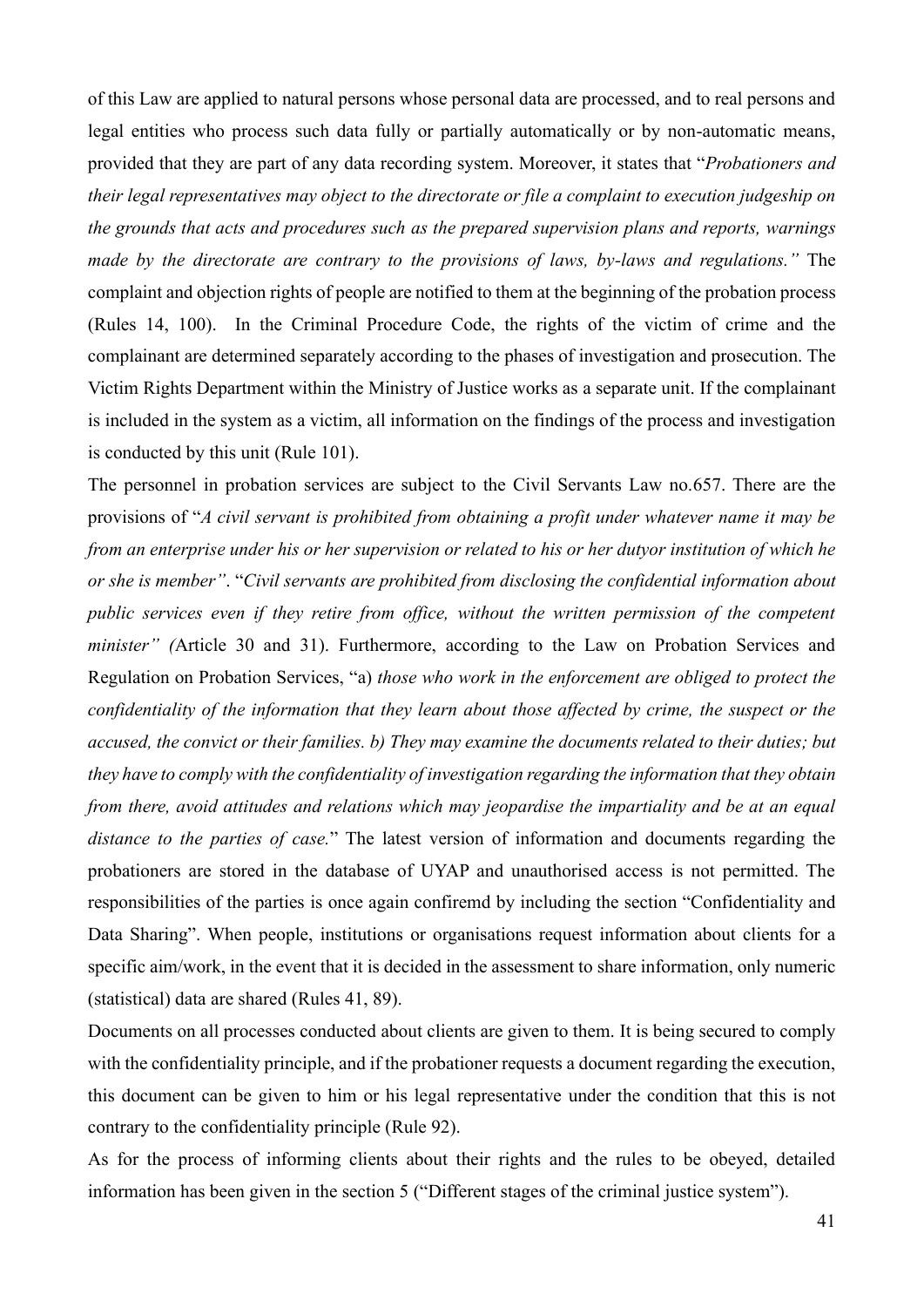of this Law are applied to natural persons whose personal data are processed, and to real persons and legal entities who process such data fully or partially automatically or by non-automatic means, provided that they are part of any data recording system. Moreover, it states that "*Probationers and their legal representatives may object to the directorate or file a complaint to execution judgeship on the grounds that acts and procedures such as the prepared supervision plans and reports, warnings made by the directorate are contrary to the provisions of laws, by-laws and regulations."* The complaint and objection rights of people are notified to them at the beginning of the probation process (Rules 14, 100). In the Criminal Procedure Code, the rights of the victim of crime and the complainant are determined separately according to the phases of investigation and prosecution. The Victim Rights Department within the Ministry of Justice works as a separate unit. If the complainant is included in the system as a victim, all information on the findings of the process and investigation is conducted by this unit (Rule 101).

The personnel in probation services are subject to the Civil Servants Law no.657. There are the provisions of "*A civil servant is prohibited from obtaining a profit under whatever name it may be from an enterprise under his or her supervision or related to his or her dutyor institution of which he or she is member"*. "*Civil servants are prohibited from disclosing the confidential information about public services even if they retire from office, without the written permission of the competent minister" (*Article 30 and 31). Furthermore, according to the Law on Probation Services and Regulation on Probation Services, "a) *those who work in the enforcement are obliged to protect the confidentiality of the information that they learn about those affected by crime, the suspect or the accused, the convict or their families. b) They may examine the documents related to their duties; but they have to comply with the confidentiality of investigation regarding the information that they obtain from there, avoid attitudes and relations which may jeopardise the impartiality and be at an equal distance to the parties of case.*" The latest version of information and documents regarding the probationers are stored in the database of UYAP and unauthorised access is not permitted. The responsibilities of the parties is once again confiremd by including the section "Confidentiality and Data Sharing". When people, institutions or organisations request information about clients for a specific aim/work, in the event that it is decided in the assessment to share information, only numeric (statistical) data are shared (Rules 41, 89).

Documents on all processes conducted about clients are given to them. It is being secured to comply with the confidentiality principle, and if the probationer requests a document regarding the execution, this document can be given to him or his legal representative under the condition that this is not contrary to the confidentiality principle (Rule 92).

As for the process of informing clients about their rights and the rules to be obeyed, detailed information has been given in the section 5 ("Different stages of the criminal justice system").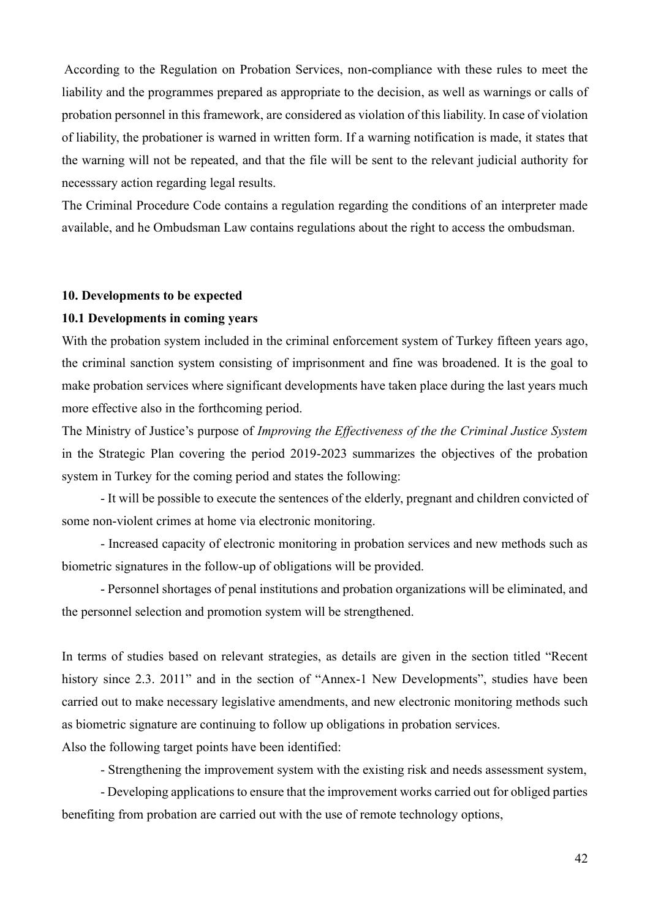According to the Regulation on Probation Services, non-compliance with these rules to meet the liability and the programmes prepared as appropriate to the decision, as well as warnings or calls of probation personnel in this framework, are considered as violation of this liability. In case of violation of liability, the probationer is warned in written form. If a warning notification is made, it states that the warning will not be repeated, and that the file will be sent to the relevant judicial authority for necesssary action regarding legal results.

The Criminal Procedure Code contains a regulation regarding the conditions of an interpreter made available, and he Ombudsman Law contains regulations about the right to access the ombudsman.

## 10. Developments to be expected

### 10.1 Developments in coming years

With the probation system included in the criminal enforcement system of Turkey fifteen years ago, the criminal sanction system consisting of imprisonment and fine was broadened. It is the goal to make probation services where significant developments have taken place during the last years much more effective also in the forthcoming period.

The Ministry of Justice's purpose of *Improving the Effectiveness of the the Criminal Justice System* in the Strategic Plan covering the period 2019-2023 summarizes the objectives of the probation system in Turkey for the coming period and states the following:

- It will be possible to execute the sentences of the elderly, pregnant and children convicted of some non-violent crimes at home via electronic monitoring.
- Increased capacity of electronic monitoring in probation services and new methods such as biometric signatures in the follow-up of obligations will be provided.
- Personnel shortages of penal institutions and probation organizations will be eliminated, and the personnel selection and promotion system will be strengthened.

In terms of studies based on relevant strategies, as details are given in the section titled "Recent history since 2.3. 2011" and in the section of "Annex-1 New Developments", studies have been carried out to make necessary legislative amendments, and new electronic monitoring methods such as biometric signature are continuing to follow up obligations in probation services.

Also the following target points have been identified:

- Strengthening the improvement system with the existing risk and needs assessment system,
- Developing applications to ensure that the improvement works carried out for obliged parties benefiting from probation are carried out with the use of remote technology options,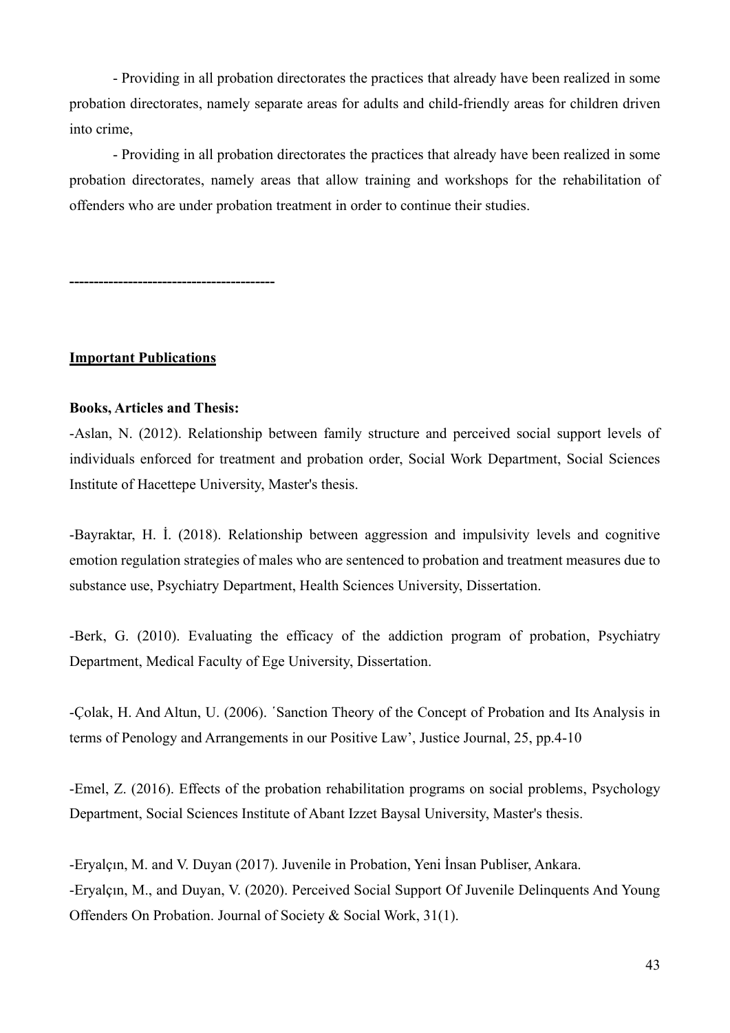- Providing in all probation directorates the practices that already have been realized in some probation directorates, namely separate areas for adults and child-friendly areas for children driven into crime,

- Providing in all probation directorates the practices that already have been realized in some probation directorates, namely areas that allow training and workshops for the rehabilitation of offenders who are under probation treatment in order to continue their studies.

------------------------------------------

**Important Publications**

**Books, Articles and Thesis:**

-Aslan, N. (2012). Relationship between family structure and perceived social support levels of individuals enforced for treatment and probation order, Social Work Department, Social Sciences Institute of Hacettepe University, Master's thesis.

-Bayraktar, H. İ. (2018). Relationship between aggression and impulsivity levels and cognitive emotion regulation strategies of males who are sentenced to probation and treatment measures due to substance use, Psychiatry Department, Health Sciences University, Dissertation.

-Berk, G. (2010). Evaluating the efficacy of the addiction program of probation, Psychiatry Department, Medical Faculty of Ege University, Dissertation.

-Çolak, H. And Altun, U. (2006). ´Sanction Theory of the Concept of Probation and Its Analysis in terms of Penology and Arrangements in our Positive Law', Justice Journal, 25, pp.4-10

-Emel, Z. (2016). Effects of the probation rehabilitation programs on social problems, Psychology Department, Social Sciences Institute of Abant Izzet Baysal University, Master's thesis.

-Eryalçın, M. and V. Duyan (2017). Juvenile in Probation, Yeni İnsan Publiser, Ankara.
-Eryalçın, M., and Duyan, V. (2020). Perceived Social Support Of Juvenile Delinquents And Young Offenders On Probation. Journal of Society & Social Work, 31(1).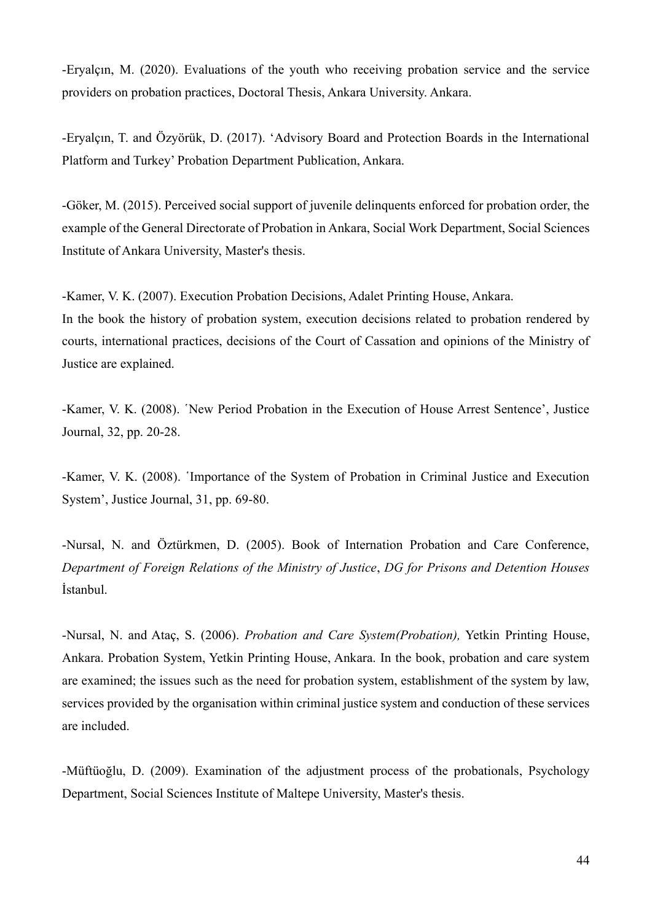-Eryalçın, M. (2020). Evaluations of the youth who receiving probation service and the service providers on probation practices, Doctoral Thesis, Ankara University. Ankara.

-Eryalçın, T. and Özyörük, D. (2017). 'Advisory Board and Protection Boards in the International Platform and Turkey' Probation Department Publication, Ankara.

-Göker, M. (2015). Perceived social support of juvenile delinquents enforced for probation order, the example of the General Directorate of Probation in Ankara, Social Work Department, Social Sciences Institute of Ankara University, Master's thesis.

-Kamer, V. K. (2007). Execution Probation Decisions, Adalet Printing House, Ankara.
In the book the history of probation system, execution decisions related to probation rendered by courts, international practices, decisions of the Court of Cassation and opinions of the Ministry of Justice are explained.

-Kamer, V. K. (2008). ´New Period Probation in the Execution of House Arrest Sentence', Justice Journal, 32, pp. 20-28.

-Kamer, V. K. (2008). ´Importance of the System of Probation in Criminal Justice and Execution System', Justice Journal, 31, pp. 69-80.

-Nursal, N. and Öztürkmen, D. (2005). Book of Internation Probation and Care Conference, *Department of Foreign Relations of the Ministry of Justice*, *DG for Prisons and Detention Houses* İstanbul.

-Nursal, N. and Ataç, S. (2006). *Probation and Care System(Probation),* Yetkin Printing House, Ankara. Probation System, Yetkin Printing House, Ankara. In the book, probation and care system are examined; the issues such as the need for probation system, establishment of the system by law, services provided by the organisation within criminal justice system and conduction of these services are included.

-Müftüoğlu, D. (2009). Examination of the adjustment process of the probationals, Psychology Department, Social Sciences Institute of Maltepe University, Master's thesis.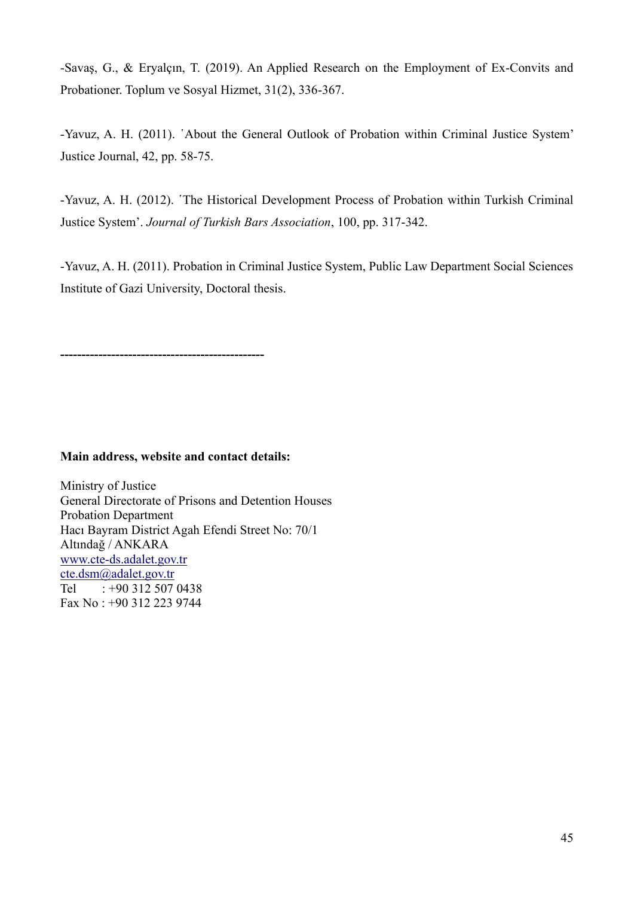-Savaş, G., & Eryalçın, T. (2019). An Applied Research on the Employment of Ex-Convits and Probationer. Toplum ve Sosyal Hizmet, 31(2), 336-367.

-Yavuz, A. H. (2011). ´About the General Outlook of Probation within Criminal Justice System' Justice Journal, 42, pp. 58-75.

-Yavuz, A. H. (2012). ´The Historical Development Process of Probation within Turkish Criminal Justice System'. *Journal of Turkish Bars Association*, 100, pp. 317-342.

-Yavuz, A. H. (2011). Probation in Criminal Justice System, Public Law Department Social Sciences Institute of Gazi University, Doctoral thesis.

**------------------------------------------------**

**Main address, website and contact details:**

Ministry of Justice
General Directorate of Prisons and Detention Houses
Probation Department
Hacı Bayram District Agah Efendi Street No: 70/1
Altındağ / ANKARA
www.cte-ds.adalet.gov.tr
cte.dsm@adalet.gov.tr
Tel : +90 312 507 0438
Fax No : +90 312 223 9744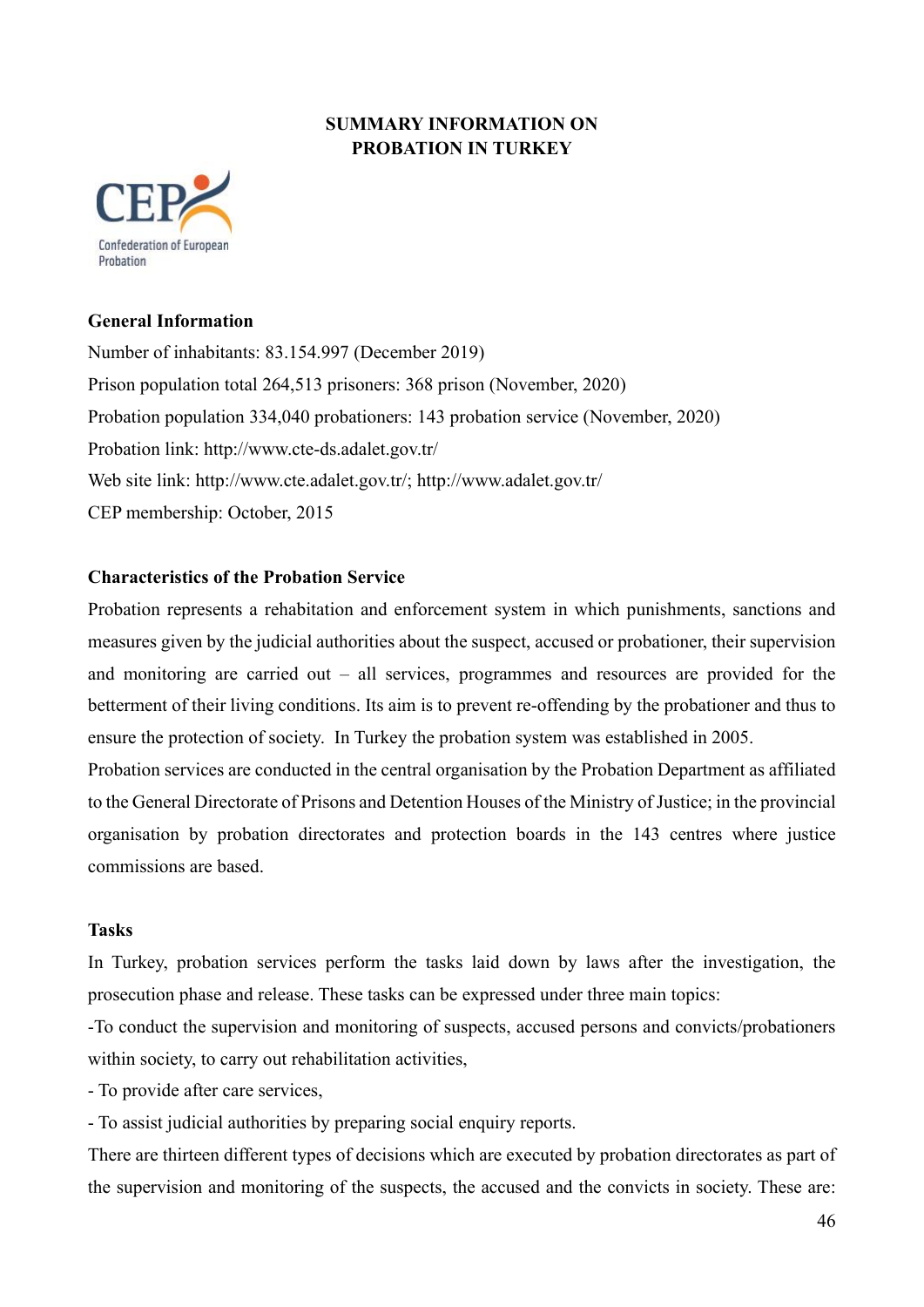# SUMMARY INFORMATION ON PROBATION IN TURKEY

CEP Confederation of European Probation

### General Information

Number of inhabitants: 83.154.997 (December 2019)

Prison population total 264,513 prisoners: 368 prison (November, 2020)

Probation population 334,040 probationers: 143 probation service (November, 2020)

Probation link: http://www.cte-ds.adalet.gov.tr/

Web site link: http://www.cte.adalet.gov.tr/; http://www.adalet.gov.tr/

CEP membership: October, 2015

### Characteristics of the Probation Service

Probation represents a rehabitation and enforcement system in which punishments, sanctions and measures given by the judicial authorities about the suspect, accused or probationer, their supervision and monitoring are carried out – all services, programmes and resources are provided for the betterment of their living conditions. Its aim is to prevent re-offending by the probationer and thus to ensure the protection of society. In Turkey the probation system was established in 2005.

Probation services are conducted in the central organisation by the Probation Department as affiliated to the General Directorate of Prisons and Detention Houses of the Ministry of Justice; in the provincial organisation by probation directorates and protection boards in the 143 centres where justice commissions are based.

### Tasks

In Turkey, probation services perform the tasks laid down by laws after the investigation, the prosecution phase and release. These tasks can be expressed under three main topics:

-To conduct the supervision and monitoring of suspects, accused persons and convicts/probationers within society, to carry out rehabilitation activities,

- To provide after care services,

- To assist judicial authorities by preparing social enquiry reports.

There are thirteen different types of decisions which are executed by probation directorates as part of the supervision and monitoring of the suspects, the accused and the convicts in society. These are: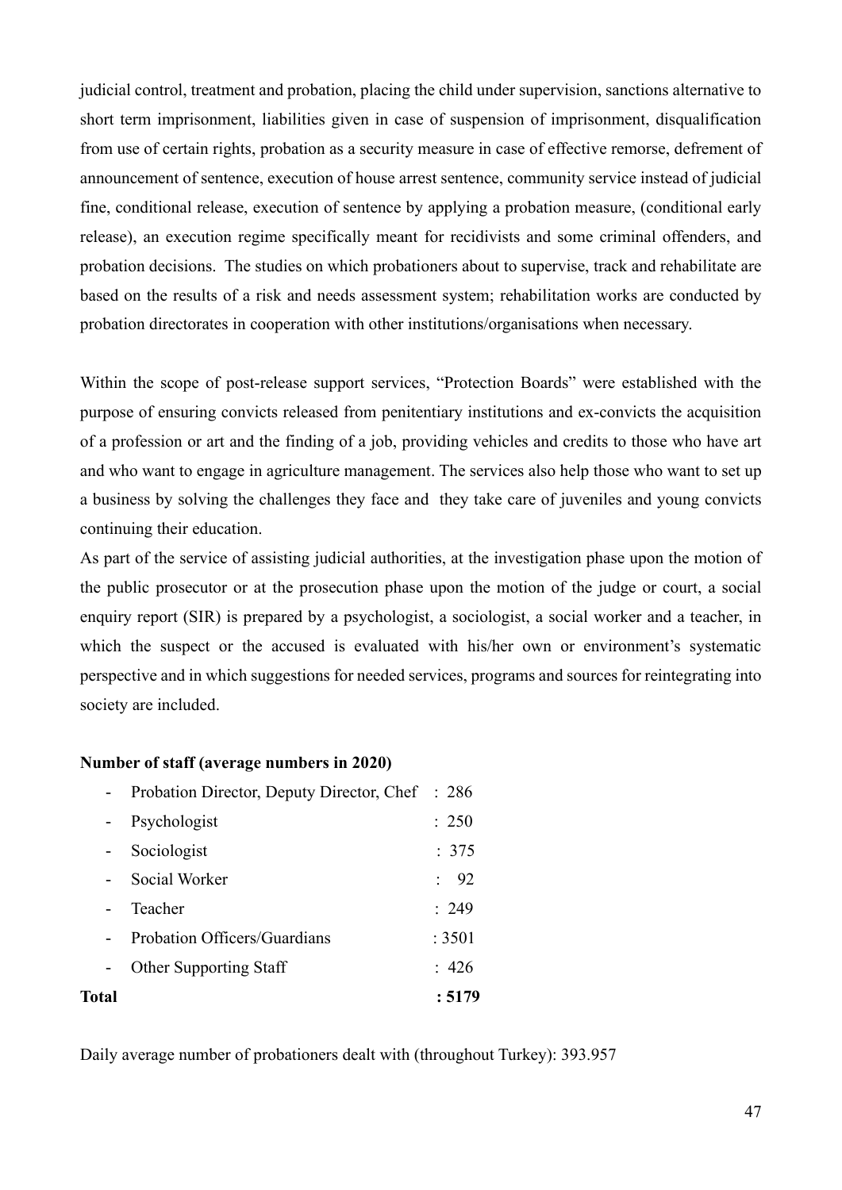judicial control, treatment and probation, placing the child under supervision, sanctions alternative to short term imprisonment, liabilities given in case of suspension of imprisonment, disqualification from use of certain rights, probation as a security measure in case of effective remorse, defrement of announcement of sentence, execution of house arrest sentence, community service instead of judicial fine, conditional release, execution of sentence by applying a probation measure, (conditional early release), an execution regime specifically meant for recidivists and some criminal offenders, and probation decisions. The studies on which probationers about to supervise, track and rehabilitate are based on the results of a risk and needs assessment system; rehabilitation works are conducted by probation directorates in cooperation with other institutions/organisations when necessary.

Within the scope of post-release support services, "Protection Boards" were established with the purpose of ensuring convicts released from penitentiary institutions and ex-convicts the acquisition of a profession or art and the finding of a job, providing vehicles and credits to those who have art and who want to engage in agriculture management. The services also help those who want to set up a business by solving the challenges they face and they take care of juveniles and young convicts continuing their education.

As part of the service of assisting judicial authorities, at the investigation phase upon the motion of the public prosecutor or at the prosecution phase upon the motion of the judge or court, a social enquiry report (SIR) is prepared by a psychologist, a sociologist, a social worker and a teacher, in which the suspect or the accused is evaluated with his/her own or environment's systematic perspective and in which suggestions for needed services, programs and sources for reintegrating into society are included.

**Number of staff (average numbers in 2020)**

- Probation Director, Deputy Director, Chef : 286
- Psychologist : 250
- Sociologist : 375
- Social Worker : 92
- Teacher : 249
- Probation Officers/Guardians : 3501
- Other Supporting Staff : 426

**Total : 5179**

Daily average number of probationers dealt with (throughout Turkey): 393.957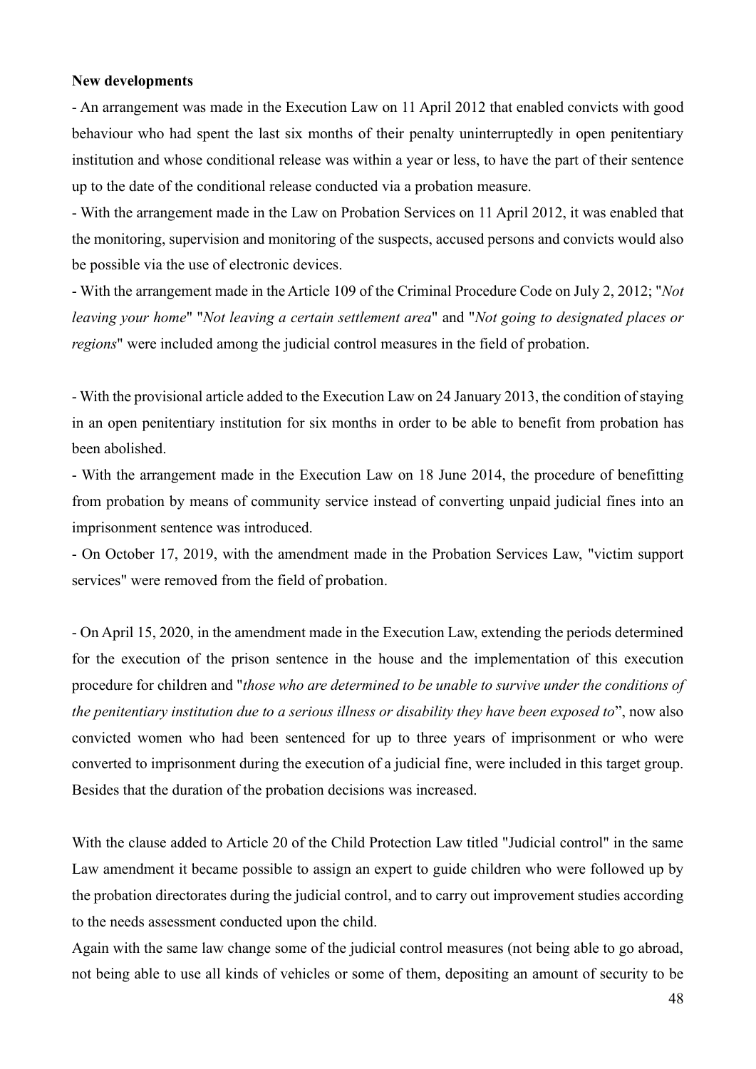**New developments**

- An arrangement was made in the Execution Law on 11 April 2012 that enabled convicts with good behaviour who had spent the last six months of their penalty uninterruptedly in open penitentiary institution and whose conditional release was within a year or less, to have the part of their sentence up to the date of the conditional release conducted via a probation measure.
- With the arrangement made in the Law on Probation Services on 11 April 2012, it was enabled that the monitoring, supervision and monitoring of the suspects, accused persons and convicts would also be possible via the use of electronic devices.
- With the arrangement made in the Article 109 of the Criminal Procedure Code on July 2, 2012; "*Not leaving your home*" "*Not leaving a certain settlement area*" and "*Not going to designated places or regions*" were included among the judicial control measures in the field of probation.

- With the provisional article added to the Execution Law on 24 January 2013, the condition of staying in an open penitentiary institution for six months in order to be able to benefit from probation has been abolished.
- With the arrangement made in the Execution Law on 18 June 2014, the procedure of benefitting from probation by means of community service instead of converting unpaid judicial fines into an imprisonment sentence was introduced.
- On October 17, 2019, with the amendment made in the Probation Services Law, "victim support services" were removed from the field of probation.

- On April 15, 2020, in the amendment made in the Execution Law, extending the periods determined for the execution of the prison sentence in the house and the implementation of this execution procedure for children and "*those who are determined to be unable to survive under the conditions of the penitentiary institution due to a serious illness or disability they have been exposed to*", now also convicted women who had been sentenced for up to three years of imprisonment or who were converted to imprisonment during the execution of a judicial fine, were included in this target group. Besides that the duration of the probation decisions was increased.

With the clause added to Article 20 of the Child Protection Law titled "Judicial control" in the same Law amendment it became possible to assign an expert to guide children who were followed up by the probation directorates during the judicial control, and to carry out improvement studies according to the needs assessment conducted upon the child.

Again with the same law change some of the judicial control measures (not being able to go abroad, not being able to use all kinds of vehicles or some of them, depositing an amount of security to be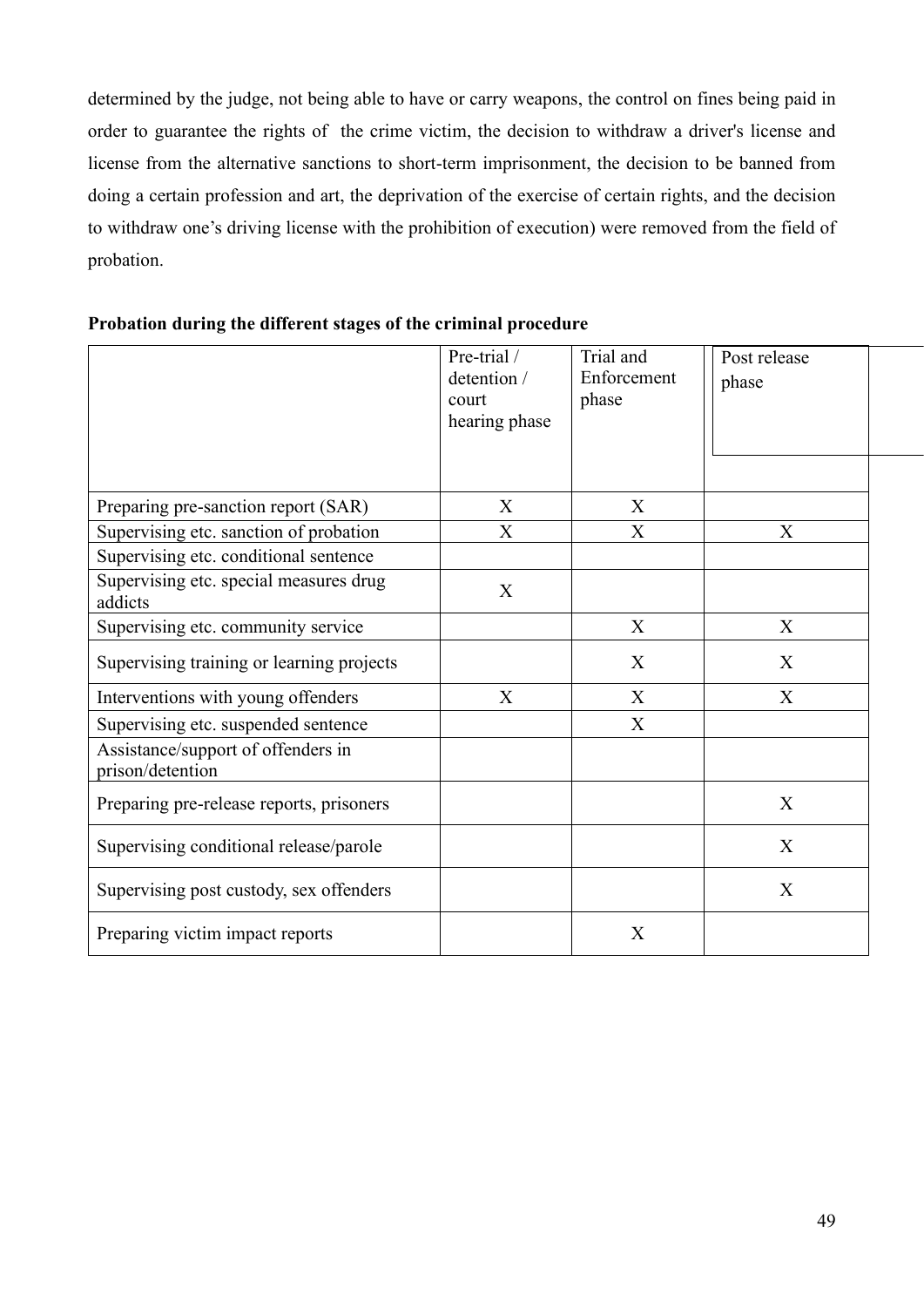determined by the judge, not being able to have or carry weapons, the control on fines being paid in order to guarantee the rights of the crime victim, the decision to withdraw a driver's license and license from the alternative sanctions to short-term imprisonment, the decision to be banned from doing a certain profession and art, the deprivation of the exercise of certain rights, and the decision to withdraw one's driving license with the prohibition of execution) were removed from the field of probation.

**Probation during the different stages of the criminal procedure**

| | Pre-trial / detention / court hearing phase | Trial and Enforcement phase | Post release phase |
|---|---|---|---|
| Preparing pre-sanction report (SAR) | X | X | |
| Supervising etc. sanction of probation | X | X | X |
| Supervising etc. conditional sentence | | | |
| Supervising etc. special measures drug addicts | X | | |
| Supervising etc. community service | | X | X |
| Supervising training or learning projects | | X | X |
| Interventions with young offenders | X | X | X |
| Supervising etc. suspended sentence | | X | |
| Assistance/support of offenders in prison/detention | | | |
| Preparing pre-release reports, prisoners | | | X |
| Supervising conditional release/parole | | | X |
| Supervising post custody, sex offenders | | | X |
| Preparing victim impact reports | | X | |